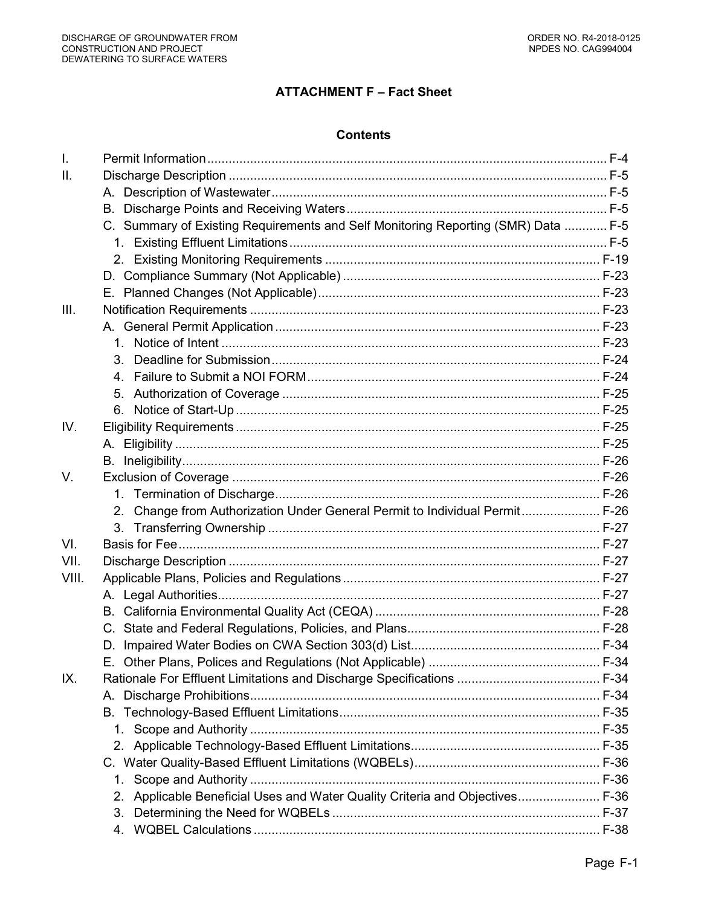# ATTACHMENT F – Fact Sheet

## Contents

I. Permit Information ........ F-4

II. Discharge Description ........ F-5

- A. Description of Wastewater ........ F-5
- B. Discharge Points and Receiving Waters ........ F-5
- C. Summary of Existing Requirements and Self Monitoring Reporting (SMR) Data ........ F-5
  - 1. Existing Effluent Limitations ........ F-5
  - 2. Existing Monitoring Requirements ........ F-19
- D. Compliance Summary (Not Applicable) ........ F-23
- E. Planned Changes (Not Applicable) ........ F-23

III. Notification Requirements ........ F-23

- A. General Permit Application ........ F-23
  - 1. Notice of Intent ........ F-23
  - 3. Deadline for Submission ........ F-24
  - 4. Failure to Submit a NOI FORM ........ F-24
  - 5. Authorization of Coverage ........ F-25
  - 6. Notice of Start-Up ........ F-25

IV. Eligibility Requirements ........ F-25

- A. Eligibility ........ F-25
- B. Ineligibility ........ F-26

V. Exclusion of Coverage ........ F-26

- 1. Termination of Discharge ........ F-26
- 2. Change from Authorization Under General Permit to Individual Permit ........ F-26
- 3. Transferring Ownership ........ F-27

VI. Basis for Fee ........ F-27

VII. Discharge Description ........ F-27

VIII. Applicable Plans, Policies and Regulations ........ F-27

- A. Legal Authorities ........ F-27
- B. California Environmental Quality Act (CEQA) ........ F-28
- C. State and Federal Regulations, Policies, and Plans ........ F-28
- D. Impaired Water Bodies on CWA Section 303(d) List ........ F-34
- E. Other Plans, Polices and Regulations (Not Applicable) ........ F-34

IX. Rationale For Effluent Limitations and Discharge Specifications ........ F-34

- A. Discharge Prohibitions ........ F-34
- B. Technology-Based Effluent Limitations ........ F-35
  - 1. Scope and Authority ........ F-35
  - 2. Applicable Technology-Based Effluent Limitations ........ F-35
- C. Water Quality-Based Effluent Limitations (WQBELs) ........ F-36
  - 1. Scope and Authority ........ F-36
  - 2. Applicable Beneficial Uses and Water Quality Criteria and Objectives ........ F-36
  - 3. Determining the Need for WQBELs ........ F-37
  - 4. WQBEL Calculations ........ F-38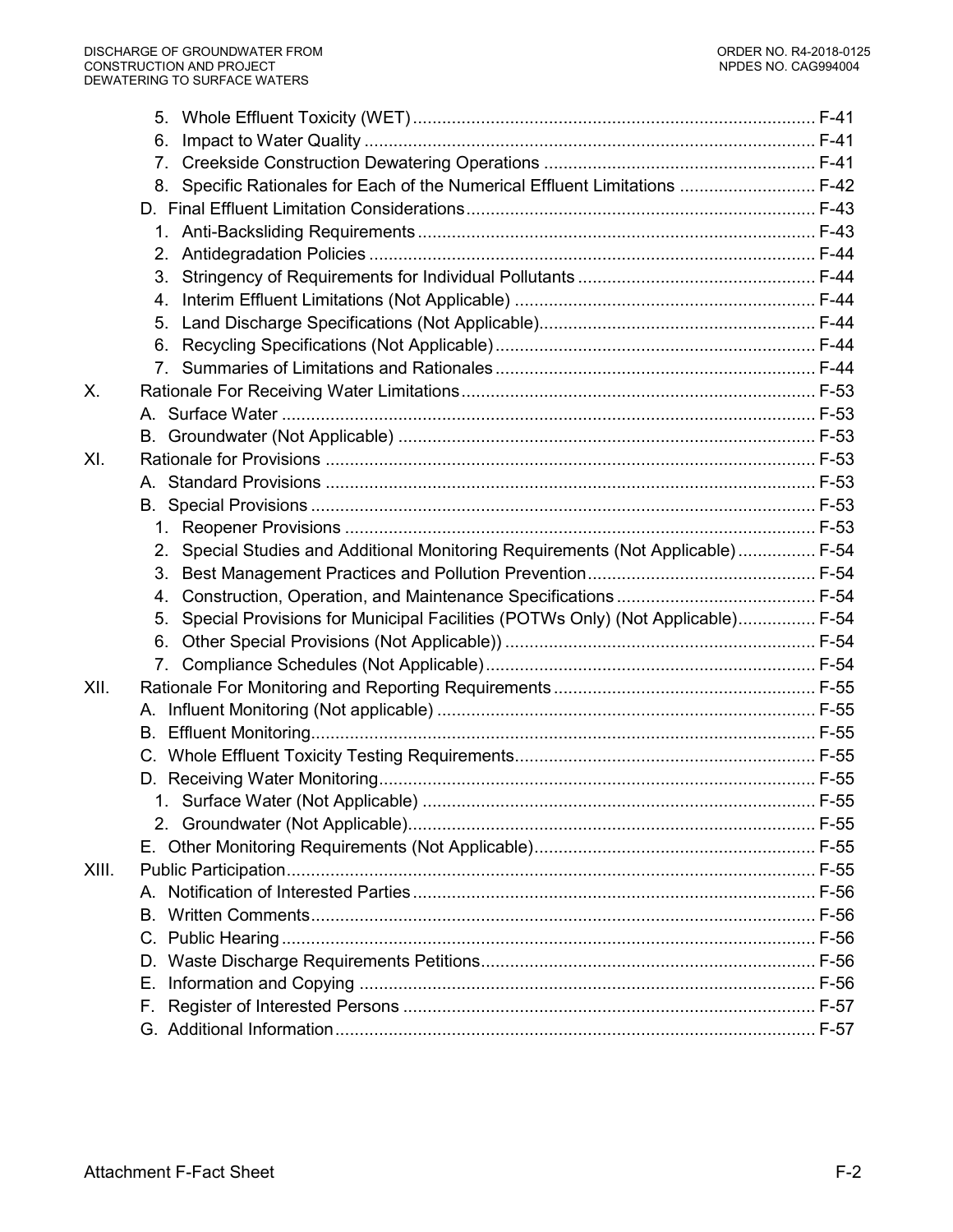5. Whole Effluent Toxicity (WET) ..... F-41
6. Impact to Water Quality ..... F-41
7. Creekside Construction Dewatering Operations ..... F-41
8. Specific Rationales for Each of the Numerical Effluent Limitations ..... F-42

D. Final Effluent Limitation Considerations ..... F-43
1. Anti-Backsliding Requirements ..... F-43
2. Antidegradation Policies ..... F-44
3. Stringency of Requirements for Individual Pollutants ..... F-44
4. Interim Effluent Limitations (Not Applicable) ..... F-44
5. Land Discharge Specifications (Not Applicable) ..... F-44
6. Recycling Specifications (Not Applicable) ..... F-44
7. Summaries of Limitations and Rationales ..... F-44

X. Rationale For Receiving Water Limitations ..... F-53
A. Surface Water ..... F-53
B. Groundwater (Not Applicable) ..... F-53

XI. Rationale for Provisions ..... F-53
A. Standard Provisions ..... F-53
B. Special Provisions ..... F-53
1. Reopener Provisions ..... F-53
2. Special Studies and Additional Monitoring Requirements (Not Applicable) ..... F-54
3. Best Management Practices and Pollution Prevention ..... F-54
4. Construction, Operation, and Maintenance Specifications ..... F-54
5. Special Provisions for Municipal Facilities (POTWs Only) (Not Applicable) ..... F-54
6. Other Special Provisions (Not Applicable)) ..... F-54
7. Compliance Schedules (Not Applicable) ..... F-54

XII. Rationale For Monitoring and Reporting Requirements ..... F-55
A. Influent Monitoring (Not applicable) ..... F-55
B. Effluent Monitoring ..... F-55
C. Whole Effluent Toxicity Testing Requirements ..... F-55
D. Receiving Water Monitoring ..... F-55
1. Surface Water (Not Applicable) ..... F-55
2. Groundwater (Not Applicable) ..... F-55
E. Other Monitoring Requirements (Not Applicable) ..... F-55

XIII. Public Participation ..... F-55
A. Notification of Interested Parties ..... F-56
B. Written Comments ..... F-56
C. Public Hearing ..... F-56
D. Waste Discharge Requirements Petitions ..... F-56
E. Information and Copying ..... F-56
F. Register of Interested Persons ..... F-57
G. Additional Information ..... F-57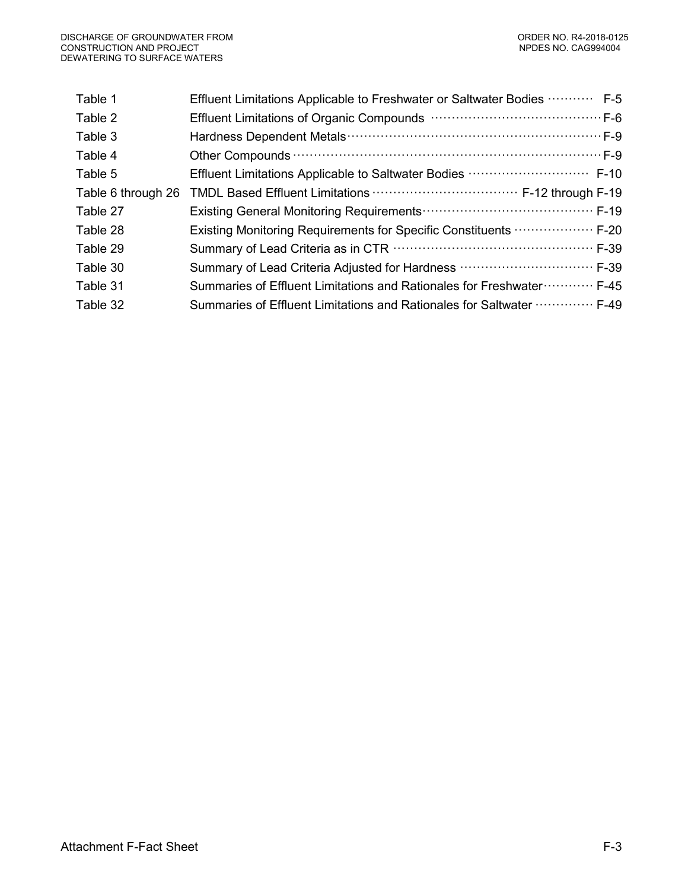| | | |
|---|---|---|
| Table 1 | Effluent Limitations Applicable to Freshwater or Saltwater Bodies | F-5 |
| Table 2 | Effluent Limitations of Organic Compounds | F-6 |
| Table 3 | Hardness Dependent Metals | F-9 |
| Table 4 | Other Compounds | F-9 |
| Table 5 | Effluent Limitations Applicable to Saltwater Bodies | F-10 |
| Table 6 through 26 | TMDL Based Effluent Limitations | F-12 through F-19 |
| Table 27 | Existing General Monitoring Requirements | F-19 |
| Table 28 | Existing Monitoring Requirements for Specific Constituents | F-20 |
| Table 29 | Summary of Lead Criteria as in CTR | F-39 |
| Table 30 | Summary of Lead Criteria Adjusted for Hardness | F-39 |
| Table 31 | Summaries of Effluent Limitations and Rationales for Freshwater | F-45 |
| Table 32 | Summaries of Effluent Limitations and Rationales for Saltwater | F-49 |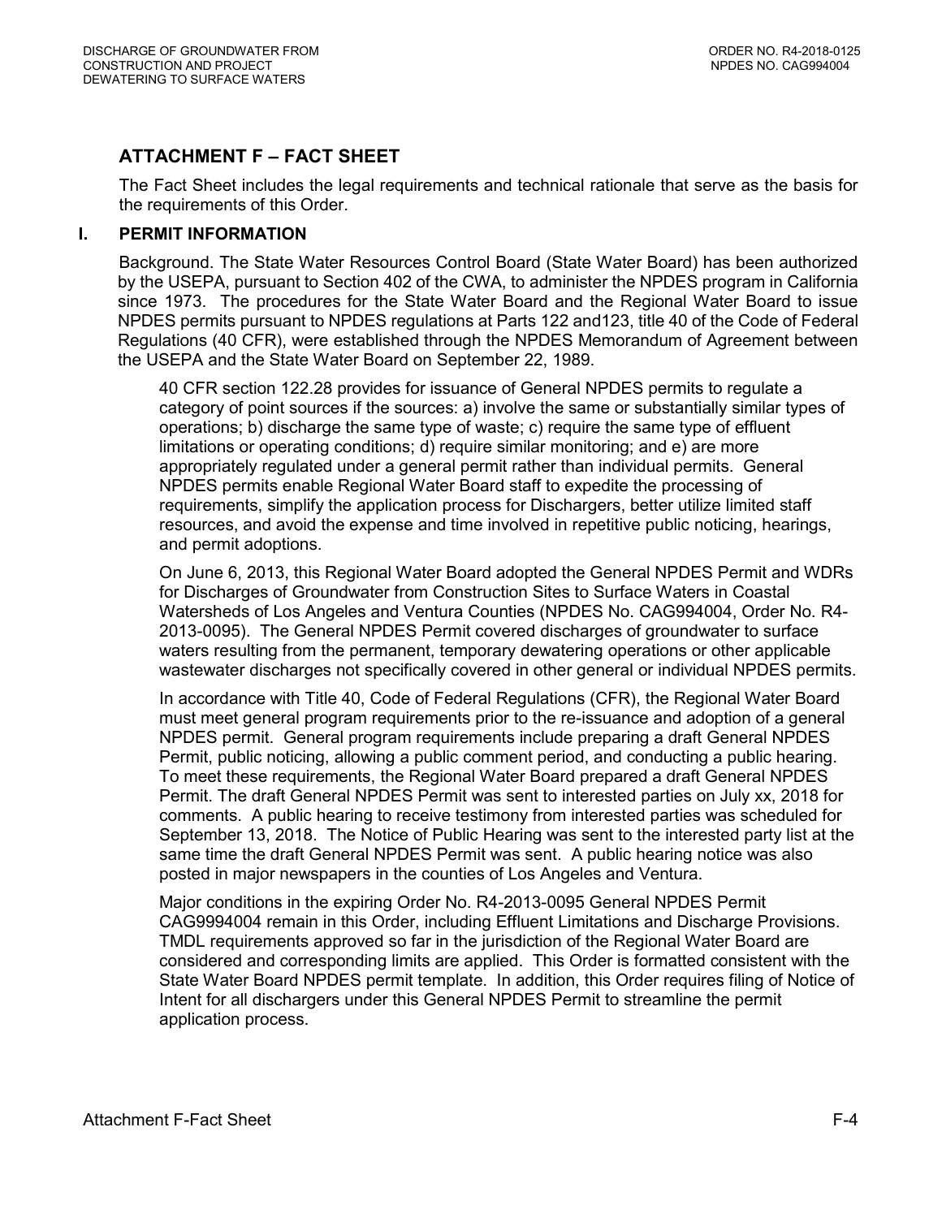## ATTACHMENT F – FACT SHEET

The Fact Sheet includes the legal requirements and technical rationale that serve as the basis for the requirements of this Order.

### I. PERMIT INFORMATION

Background. The State Water Resources Control Board (State Water Board) has been authorized by the USEPA, pursuant to Section 402 of the CWA, to administer the NPDES program in California since 1973. The procedures for the State Water Board and the Regional Water Board to issue NPDES permits pursuant to NPDES regulations at Parts 122 and123, title 40 of the Code of Federal Regulations (40 CFR), were established through the NPDES Memorandum of Agreement between the USEPA and the State Water Board on September 22, 1989.

40 CFR section 122.28 provides for issuance of General NPDES permits to regulate a category of point sources if the sources: a) involve the same or substantially similar types of operations; b) discharge the same type of waste; c) require the same type of effluent limitations or operating conditions; d) require similar monitoring; and e) are more appropriately regulated under a general permit rather than individual permits. General NPDES permits enable Regional Water Board staff to expedite the processing of requirements, simplify the application process for Dischargers, better utilize limited staff resources, and avoid the expense and time involved in repetitive public noticing, hearings, and permit adoptions.

On June 6, 2013, this Regional Water Board adopted the General NPDES Permit and WDRs for Discharges of Groundwater from Construction Sites to Surface Waters in Coastal Watersheds of Los Angeles and Ventura Counties (NPDES No. CAG994004, Order No. R4-2013-0095). The General NPDES Permit covered discharges of groundwater to surface waters resulting from the permanent, temporary dewatering operations or other applicable wastewater discharges not specifically covered in other general or individual NPDES permits.

In accordance with Title 40, Code of Federal Regulations (CFR), the Regional Water Board must meet general program requirements prior to the re-issuance and adoption of a general NPDES permit. General program requirements include preparing a draft General NPDES Permit, public noticing, allowing a public comment period, and conducting a public hearing. To meet these requirements, the Regional Water Board prepared a draft General NPDES Permit. The draft General NPDES Permit was sent to interested parties on July xx, 2018 for comments. A public hearing to receive testimony from interested parties was scheduled for September 13, 2018. The Notice of Public Hearing was sent to the interested party list at the same time the draft General NPDES Permit was sent. A public hearing notice was also posted in major newspapers in the counties of Los Angeles and Ventura.

Major conditions in the expiring Order No. R4-2013-0095 General NPDES Permit CAG9994004 remain in this Order, including Effluent Limitations and Discharge Provisions. TMDL requirements approved so far in the jurisdiction of the Regional Water Board are considered and corresponding limits are applied. This Order is formatted consistent with the State Water Board NPDES permit template. In addition, this Order requires filing of Notice of Intent for all dischargers under this General NPDES Permit to streamline the permit application process.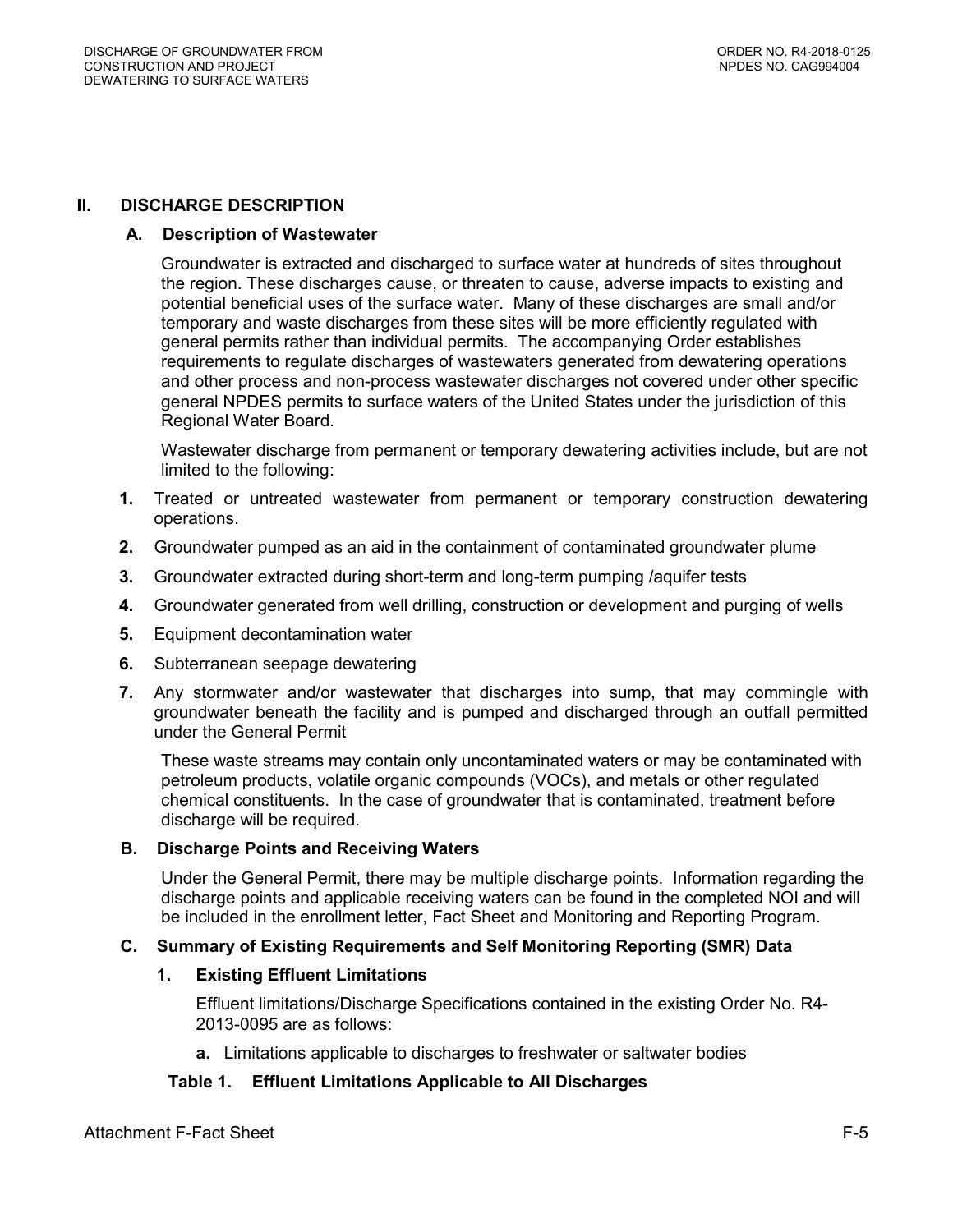## II. DISCHARGE DESCRIPTION

### A. Description of Wastewater

Groundwater is extracted and discharged to surface water at hundreds of sites throughout the region. These discharges cause, or threaten to cause, adverse impacts to existing and potential beneficial uses of the surface water. Many of these discharges are small and/or temporary and waste discharges from these sites will be more efficiently regulated with general permits rather than individual permits. The accompanying Order establishes requirements to regulate discharges of wastewaters generated from dewatering operations and other process and non-process wastewater discharges not covered under other specific general NPDES permits to surface waters of the United States under the jurisdiction of this Regional Water Board.

Wastewater discharge from permanent or temporary dewatering activities include, but are not limited to the following:

1. Treated or untreated wastewater from permanent or temporary construction dewatering operations.
2. Groundwater pumped as an aid in the containment of contaminated groundwater plume
3. Groundwater extracted during short-term and long-term pumping /aquifer tests
4. Groundwater generated from well drilling, construction or development and purging of wells
5. Equipment decontamination water
6. Subterranean seepage dewatering
7. Any stormwater and/or wastewater that discharges into sump, that may commingle with groundwater beneath the facility and is pumped and discharged through an outfall permitted under the General Permit

These waste streams may contain only uncontaminated waters or may be contaminated with petroleum products, volatile organic compounds (VOCs), and metals or other regulated chemical constituents. In the case of groundwater that is contaminated, treatment before discharge will be required.

### B. Discharge Points and Receiving Waters

Under the General Permit, there may be multiple discharge points. Information regarding the discharge points and applicable receiving waters can be found in the completed NOI and will be included in the enrollment letter, Fact Sheet and Monitoring and Reporting Program.

### C. Summary of Existing Requirements and Self Monitoring Reporting (SMR) Data

#### 1. Existing Effluent Limitations

Effluent limitations/Discharge Specifications contained in the existing Order No. R4-2013-0095 are as follows:

**a.** Limitations applicable to discharges to freshwater or saltwater bodies

**Table 1. Effluent Limitations Applicable to All Discharges**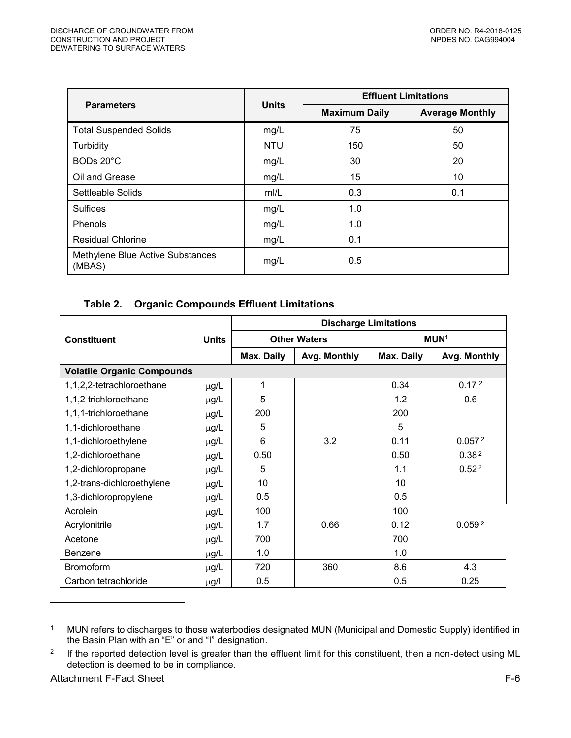| Parameters | Units | Effluent Limitations | |
|---|---|---|---|
| | | Maximum Daily | Average Monthly |
| Total Suspended Solids | mg/L | 75 | 50 |
| Turbidity | NTU | 150 | 50 |
| BODs 20°C | mg/L | 30 | 20 |
| Oil and Grease | mg/L | 15 | 10 |
| Settleable Solids | ml/L | 0.3 | 0.1 |
| Sulfides | mg/L | 1.0 | |
| Phenols | mg/L | 1.0 | |
| Residual Chlorine | mg/L | 0.1 | |
| Methylene Blue Active Substances (MBAS) | mg/L | 0.5 | |

**Table 2. Organic Compounds Effluent Limitations**

| Constituent | Units | Discharge Limitations | | | |
|---|---|---|---|---|---|
| | | Other Waters | | MUN[1] | |
| | | Max. Daily | Avg. Monthly | Max. Daily | Avg. Monthly |
| **Volatile Organic Compounds** | | | | | |
| 1,1,2,2-tetrachloroethane | μg/L | 1 | | 0.34 | 0.17 [2] |
| 1,1,2-trichloroethane | μg/L | 5 | | 1.2 | 0.6 |
| 1,1,1-trichloroethane | μg/L | 200 | | 200 | |
| 1,1-dichloroethane | μg/L | 5 | | 5 | |
| 1,1-dichloroethylene | μg/L | 6 | 3.2 | 0.11 | 0.057 [2] |
| 1,2-dichloroethane | μg/L | 0.50 | | 0.50 | 0.38 [2] |
| 1,2-dichloropropane | μg/L | 5 | | 1.1 | 0.52 [2] |
| 1,2-trans-dichloroethylene | μg/L | 10 | | 10 | |
| 1,3-dichloropropylene | μg/L | 0.5 | | 0.5 | |
| Acrolein | μg/L | 100 | | 100 | |
| Acrylonitrile | μg/L | 1.7 | 0.66 | 0.12 | 0.059 [2] |
| Acetone | μg/L | 700 | | 700 | |
| Benzene | μg/L | 1.0 | | 1.0 | |
| Bromoform | μg/L | 720 | 360 | 8.6 | 4.3 |
| Carbon tetrachloride | μg/L | 0.5 | | 0.5 | 0.25 |

[1] MUN refers to discharges to those waterbodies designated MUN (Municipal and Domestic Supply) identified in the Basin Plan with an "E" or and "I" designation.

[2] If the reported detection level is greater than the effluent limit for this constituent, then a non-detect using ML detection is deemed to be in compliance.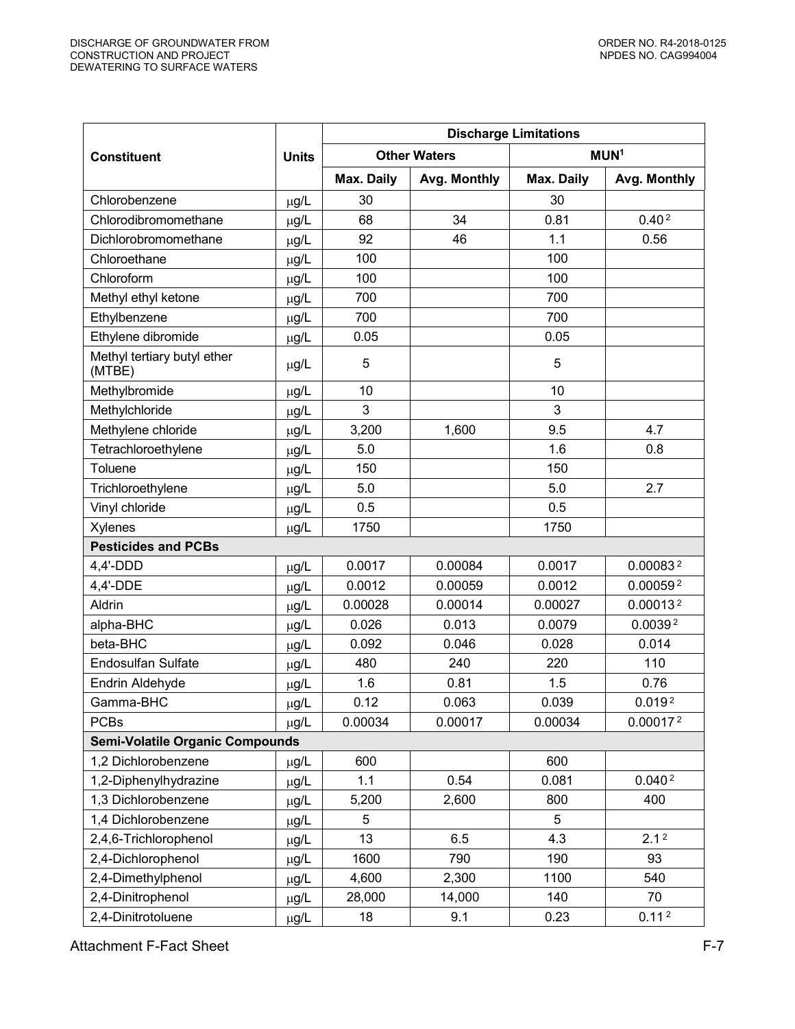| Constituent | Units | Discharge Limitations | | | |
|---|---|---|---|---|---|
| | | Other Waters | | MUN[1] | |
| | | Max. Daily | Avg. Monthly | Max. Daily | Avg. Monthly |
| Chlorobenzene | μg/L | 30 | | 30 | |
| Chlorodibromomethane | μg/L | 68 | 34 | 0.81 | 0.40 [2] |
| Dichlorobromomethane | μg/L | 92 | 46 | 1.1 | 0.56 |
| Chloroethane | μg/L | 100 | | 100 | |
| Chloroform | μg/L | 100 | | 100 | |
| Methyl ethyl ketone | μg/L | 700 | | 700 | |
| Ethylbenzene | μg/L | 700 | | 700 | |
| Ethylene dibromide | μg/L | 0.05 | | 0.05 | |
| Methyl tertiary butyl ether (MTBE) | μg/L | 5 | | 5 | |
| Methylbromide | μg/L | 10 | | 10 | |
| Methylchloride | μg/L | 3 | | 3 | |
| Methylene chloride | μg/L | 3,200 | 1,600 | 9.5 | 4.7 |
| Tetrachloroethylene | μg/L | 5.0 | | 1.6 | 0.8 |
| Toluene | μg/L | 150 | | 150 | |
| Trichloroethylene | μg/L | 5.0 | | 5.0 | 2.7 |
| Vinyl chloride | μg/L | 0.5 | | 0.5 | |
| Xylenes | μg/L | 1750 | | 1750 | |
| **Pesticides and PCBs** | | | | | |
| 4,4'-DDD | μg/L | 0.0017 | 0.00084 | 0.0017 | 0.00083 [2] |
| 4,4'-DDE | μg/L | 0.0012 | 0.00059 | 0.0012 | 0.00059 [2] |
| Aldrin | μg/L | 0.00028 | 0.00014 | 0.00027 | 0.00013 [2] |
| alpha-BHC | μg/L | 0.026 | 0.013 | 0.0079 | 0.0039 [2] |
| beta-BHC | μg/L | 0.092 | 0.046 | 0.028 | 0.014 |
| Endosulfan Sulfate | μg/L | 480 | 240 | 220 | 110 |
| Endrin Aldehyde | μg/L | 1.6 | 0.81 | 1.5 | 0.76 |
| Gamma-BHC | μg/L | 0.12 | 0.063 | 0.039 | 0.019 [2] |
| PCBs | μg/L | 0.00034 | 0.00017 | 0.00034 | 0.00017 [2] |
| **Semi-Volatile Organic Compounds** | | | | | |
| 1,2 Dichlorobenzene | μg/L | 600 | | 600 | |
| 1,2-Diphenylhydrazine | μg/L | 1.1 | 0.54 | 0.081 | 0.040 [2] |
| 1,3 Dichlorobenzene | μg/L | 5,200 | 2,600 | 800 | 400 |
| 1,4 Dichlorobenzene | μg/L | 5 | | 5 | |
| 2,4,6-Trichlorophenol | μg/L | 13 | 6.5 | 4.3 | 2.1 [2] |
| 2,4-Dichlorophenol | μg/L | 1600 | 790 | 190 | 93 |
| 2,4-Dimethylphenol | μg/L | 4,600 | 2,300 | 1100 | 540 |
| 2,4-Dinitrophenol | μg/L | 28,000 | 14,000 | 140 | 70 |
| 2,4-Dinitrotoluene | μg/L | 18 | 9.1 | 0.23 | 0.11 [2] |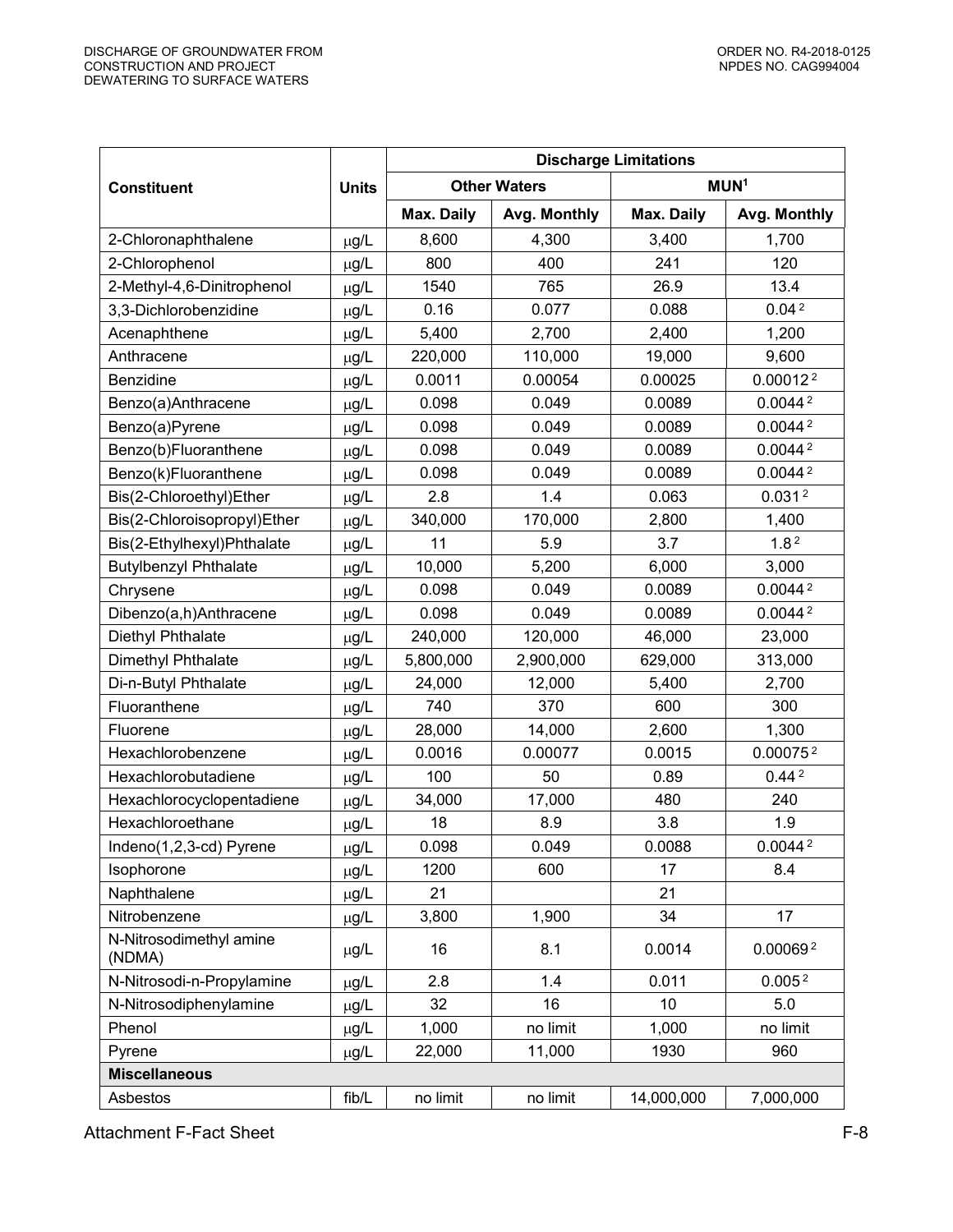| Constituent | Units | Discharge Limitations | | | |
|---|---|---|---|---|---|
| | | Other Waters | | MUN[1] | |
| | | Max. Daily | Avg. Monthly | Max. Daily | Avg. Monthly |
| 2-Chloronaphthalene | μg/L | 8,600 | 4,300 | 3,400 | 1,700 |
| 2-Chlorophenol | μg/L | 800 | 400 | 241 | 120 |
| 2-Methyl-4,6-Dinitrophenol | μg/L | 1540 | 765 | 26.9 | 13.4 |
| 3,3-Dichlorobenzidine | μg/L | 0.16 | 0.077 | 0.088 | 0.04 [2] |
| Acenaphthene | μg/L | 5,400 | 2,700 | 2,400 | 1,200 |
| Anthracene | μg/L | 220,000 | 110,000 | 19,000 | 9,600 |
| Benzidine | μg/L | 0.0011 | 0.00054 | 0.00025 | 0.00012 [2] |
| Benzo(a)Anthracene | μg/L | 0.098 | 0.049 | 0.0089 | 0.0044 [2] |
| Benzo(a)Pyrene | μg/L | 0.098 | 0.049 | 0.0089 | 0.0044 [2] |
| Benzo(b)Fluoranthene | μg/L | 0.098 | 0.049 | 0.0089 | 0.0044 [2] |
| Benzo(k)Fluoranthene | μg/L | 0.098 | 0.049 | 0.0089 | 0.0044 [2] |
| Bis(2-Chloroethyl)Ether | μg/L | 2.8 | 1.4 | 0.063 | 0.031 [2] |
| Bis(2-Chloroisopropyl)Ether | μg/L | 340,000 | 170,000 | 2,800 | 1,400 |
| Bis(2-Ethylhexyl)Phthalate | μg/L | 11 | 5.9 | 3.7 | 1.8 [2] |
| Butylbenzyl Phthalate | μg/L | 10,000 | 5,200 | 6,000 | 3,000 |
| Chrysene | μg/L | 0.098 | 0.049 | 0.0089 | 0.0044 [2] |
| Dibenzo(a,h)Anthracene | μg/L | 0.098 | 0.049 | 0.0089 | 0.0044 [2] |
| Diethyl Phthalate | μg/L | 240,000 | 120,000 | 46,000 | 23,000 |
| Dimethyl Phthalate | μg/L | 5,800,000 | 2,900,000 | 629,000 | 313,000 |
| Di-n-Butyl Phthalate | μg/L | 24,000 | 12,000 | 5,400 | 2,700 |
| Fluoranthene | μg/L | 740 | 370 | 600 | 300 |
| Fluorene | μg/L | 28,000 | 14,000 | 2,600 | 1,300 |
| Hexachlorobenzene | μg/L | 0.0016 | 0.00077 | 0.0015 | 0.00075 [2] |
| Hexachlorobutadiene | μg/L | 100 | 50 | 0.89 | 0.44 [2] |
| Hexachlorocyclopentadiene | μg/L | 34,000 | 17,000 | 480 | 240 |
| Hexachloroethane | μg/L | 18 | 8.9 | 3.8 | 1.9 |
| Indeno(1,2,3-cd) Pyrene | μg/L | 0.098 | 0.049 | 0.0088 | 0.0044 [2] |
| Isophorone | μg/L | 1200 | 600 | 17 | 8.4 |
| Naphthalene | μg/L | 21 | | 21 | |
| Nitrobenzene | μg/L | 3,800 | 1,900 | 34 | 17 |
| N-Nitrosodimethyl amine (NDMA) | μg/L | 16 | 8.1 | 0.0014 | 0.00069 [2] |
| N-Nitrosodi-n-Propylamine | μg/L | 2.8 | 1.4 | 0.011 | 0.005 [2] |
| N-Nitrosodiphenylamine | μg/L | 32 | 16 | 10 | 5.0 |
| Phenol | μg/L | 1,000 | no limit | 1,000 | no limit |
| Pyrene | μg/L | 22,000 | 11,000 | 1930 | 960 |
| **Miscellaneous** | | | | | |
| Asbestos | fib/L | no limit | no limit | 14,000,000 | 7,000,000 |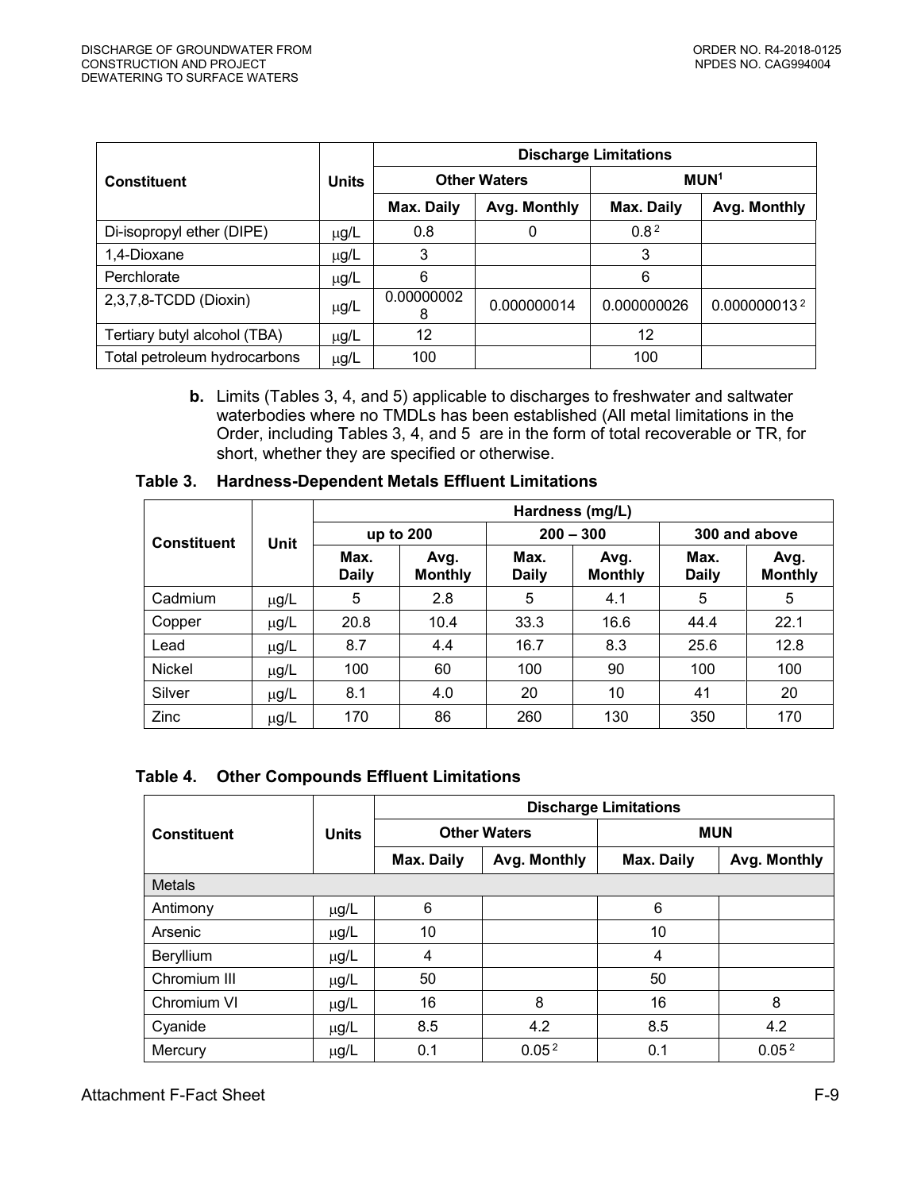| Constituent | Units | Discharge Limitations | | | |
|---|---|---|---|---|---|
| | | Other Waters | | MUN[1] | |
| | | Max. Daily | Avg. Monthly | Max. Daily | Avg. Monthly |
| Di-isopropyl ether (DIPE) | μg/L | 0.8 | 0 | 0.8[2] | |
| 1,4-Dioxane | μg/L | 3 | | 3 | |
| Perchlorate | μg/L | 6 | | 6 | |
| 2,3,7,8-TCDD (Dioxin) | μg/L | 0.000000028 | 0.000000014 | 0.000000026 | 0.000000013[2] |
| Tertiary butyl alcohol (TBA) | μg/L | 12 | | 12 | |
| Total petroleum hydrocarbons | μg/L | 100 | | 100 | |

**b.** Limits (Tables 3, 4, and 5) applicable to discharges to freshwater and saltwater waterbodies where no TMDLs has been established (All metal limitations in the Order, including Tables 3, 4, and 5 are in the form of total recoverable or TR, for short, whether they are specified or otherwise.

**Table 3. Hardness-Dependent Metals Effluent Limitations**

| Constituent | Unit | Hardness (mg/L) | | | | | |
|---|---|---|---|---|---|---|---|
| | | up to 200 | | 200 – 300 | | 300 and above | |
| | | Max. Daily | Avg. Monthly | Max. Daily | Avg. Monthly | Max. Daily | Avg. Monthly |
| Cadmium | μg/L | 5 | 2.8 | 5 | 4.1 | 5 | 5 |
| Copper | μg/L | 20.8 | 10.4 | 33.3 | 16.6 | 44.4 | 22.1 |
| Lead | μg/L | 8.7 | 4.4 | 16.7 | 8.3 | 25.6 | 12.8 |
| Nickel | μg/L | 100 | 60 | 100 | 90 | 100 | 100 |
| Silver | μg/L | 8.1 | 4.0 | 20 | 10 | 41 | 20 |
| Zinc | μg/L | 170 | 86 | 260 | 130 | 350 | 170 |

**Table 4. Other Compounds Effluent Limitations**

| Constituent | Units | Discharge Limitations | | | |
|---|---|---|---|---|---|
| | | Other Waters | | MUN | |
| | | Max. Daily | Avg. Monthly | Max. Daily | Avg. Monthly |
| Metals | | | | | |
| Antimony | μg/L | 6 | | 6 | |
| Arsenic | μg/L | 10 | | 10 | |
| Beryllium | μg/L | 4 | | 4 | |
| Chromium III | μg/L | 50 | | 50 | |
| Chromium VI | μg/L | 16 | 8 | 16 | 8 |
| Cyanide | μg/L | 8.5 | 4.2 | 8.5 | 4.2 |
| Mercury | μg/L | 0.1 | 0.05[2] | 0.1 | 0.05[2] |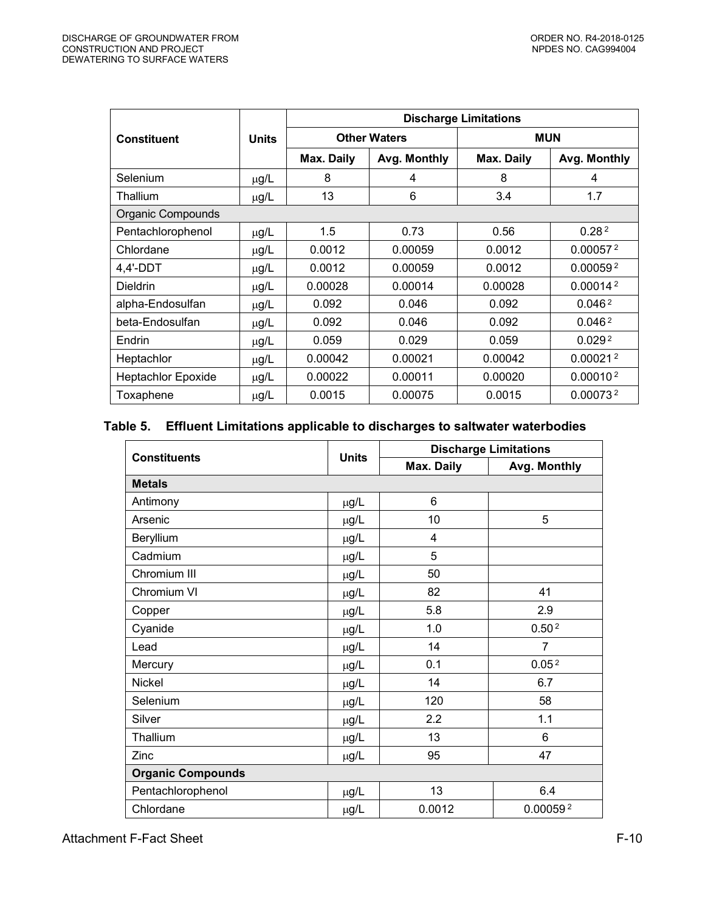| Constituent | Units | Discharge Limitations | | | |
|---|---|---|---|---|---|
| | | Other Waters | | MUN | |
| | | Max. Daily | Avg. Monthly | Max. Daily | Avg. Monthly |
| Selenium | μg/L | 8 | 4 | 8 | 4 |
| Thallium | μg/L | 13 | 6 | 3.4 | 1.7 |
| Organic Compounds | | | | | |
| Pentachlorophenol | μg/L | 1.5 | 0.73 | 0.56 | 0.28 [2] |
| Chlordane | μg/L | 0.0012 | 0.00059 | 0.0012 | 0.00057 [2] |
| 4,4'-DDT | μg/L | 0.0012 | 0.00059 | 0.0012 | 0.00059 [2] |
| Dieldrin | μg/L | 0.00028 | 0.00014 | 0.00028 | 0.00014 [2] |
| alpha-Endosulfan | μg/L | 0.092 | 0.046 | 0.092 | 0.046 [2] |
| beta-Endosulfan | μg/L | 0.092 | 0.046 | 0.092 | 0.046 [2] |
| Endrin | μg/L | 0.059 | 0.029 | 0.059 | 0.029 [2] |
| Heptachlor | μg/L | 0.00042 | 0.00021 | 0.00042 | 0.00021 [2] |
| Heptachlor Epoxide | μg/L | 0.00022 | 0.00011 | 0.00020 | 0.00010 [2] |
| Toxaphene | μg/L | 0.0015 | 0.00075 | 0.0015 | 0.00073 [2] |

**Table 5. Effluent Limitations applicable to discharges to saltwater waterbodies**

| Constituents | Units | Discharge Limitations | |
|---|---|---|---|
| | | Max. Daily | Avg. Monthly |
| **Metals** | | | |
| Antimony | μg/L | 6 | |
| Arsenic | μg/L | 10 | 5 |
| Beryllium | μg/L | 4 | |
| Cadmium | μg/L | 5 | |
| Chromium III | μg/L | 50 | |
| Chromium VI | μg/L | 82 | 41 |
| Copper | μg/L | 5.8 | 2.9 |
| Cyanide | μg/L | 1.0 | 0.50 [2] |
| Lead | μg/L | 14 | 7 |
| Mercury | μg/L | 0.1 | 0.05 [2] |
| Nickel | μg/L | 14 | 6.7 |
| Selenium | μg/L | 120 | 58 |
| Silver | μg/L | 2.2 | 1.1 |
| Thallium | μg/L | 13 | 6 |
| Zinc | μg/L | 95 | 47 |
| **Organic Compounds** | | | |
| Pentachlorophenol | μg/L | 13 | 6.4 |
| Chlordane | μg/L | 0.0012 | 0.00059 [2] |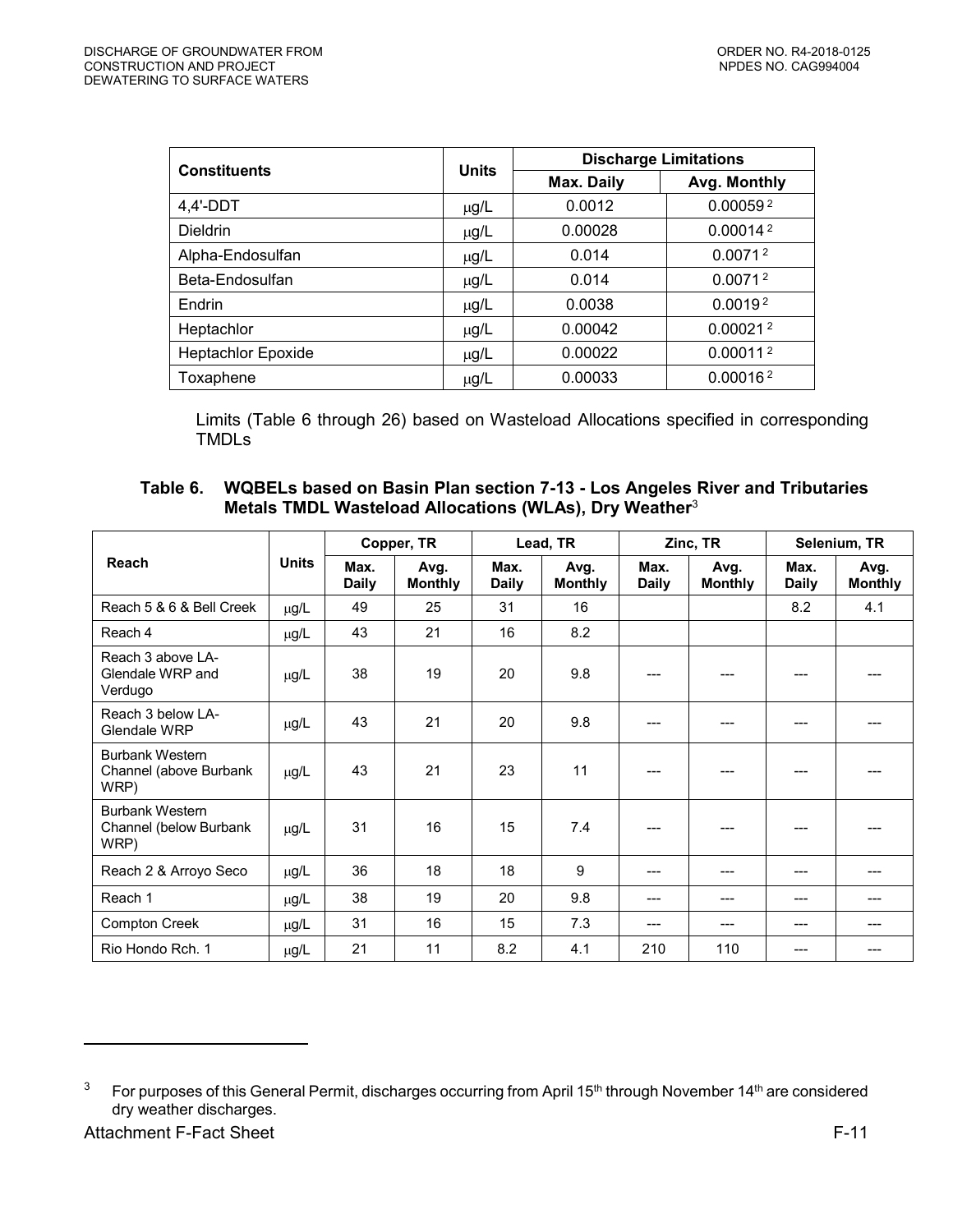| Constituents | Units | Discharge Limitations | |
|---|---|---|---|
| | | Max. Daily | Avg. Monthly |
| 4,4'-DDT | μg/L | 0.0012 | 0.00059 [2] |
| Dieldrin | μg/L | 0.00028 | 0.00014 [2] |
| Alpha-Endosulfan | μg/L | 0.014 | 0.0071 [2] |
| Beta-Endosulfan | μg/L | 0.014 | 0.0071 [2] |
| Endrin | μg/L | 0.0038 | 0.0019 [2] |
| Heptachlor | μg/L | 0.00042 | 0.00021 [2] |
| Heptachlor Epoxide | μg/L | 0.00022 | 0.00011 [2] |
| Toxaphene | μg/L | 0.00033 | 0.00016 [2] |

Limits (Table 6 through 26) based on Wasteload Allocations specified in corresponding TMDLs

**Table 6. WQBELs based on Basin Plan section 7-13 - Los Angeles River and Tributaries Metals TMDL Wasteload Allocations (WLAs), Dry Weather**[3]

| Reach | Units | Copper, TR | | Lead, TR | | Zinc, TR | | Selenium, TR | |
|---|---|---|---|---|---|---|---|---|---|
| | | Max. Daily | Avg. Monthly | Max. Daily | Avg. Monthly | Max. Daily | Avg. Monthly | Max. Daily | Avg. Monthly |
| Reach 5 & 6 & Bell Creek | μg/L | 49 | 25 | 31 | 16 | | | 8.2 | 4.1 |
| Reach 4 | μg/L | 43 | 21 | 16 | 8.2 | | | | |
| Reach 3 above LA-Glendale WRP and Verdugo | μg/L | 38 | 19 | 20 | 9.8 | --- | --- | --- | --- |
| Reach 3 below LA-Glendale WRP | μg/L | 43 | 21 | 20 | 9.8 | --- | --- | --- | --- |
| Burbank Western Channel (above Burbank WRP) | μg/L | 43 | 21 | 23 | 11 | --- | --- | --- | --- |
| Burbank Western Channel (below Burbank WRP) | μg/L | 31 | 16 | 15 | 7.4 | --- | --- | --- | --- |
| Reach 2 & Arroyo Seco | μg/L | 36 | 18 | 18 | 9 | --- | --- | --- | --- |
| Reach 1 | μg/L | 38 | 19 | 20 | 9.8 | --- | --- | --- | --- |
| Compton Creek | μg/L | 31 | 16 | 15 | 7.3 | --- | --- | --- | --- |
| Rio Hondo Rch. 1 | μg/L | 21 | 11 | 8.2 | 4.1 | 210 | 110 | --- | --- |

[3] For purposes of this General Permit, discharges occurring from April 15th through November 14th are considered dry weather discharges.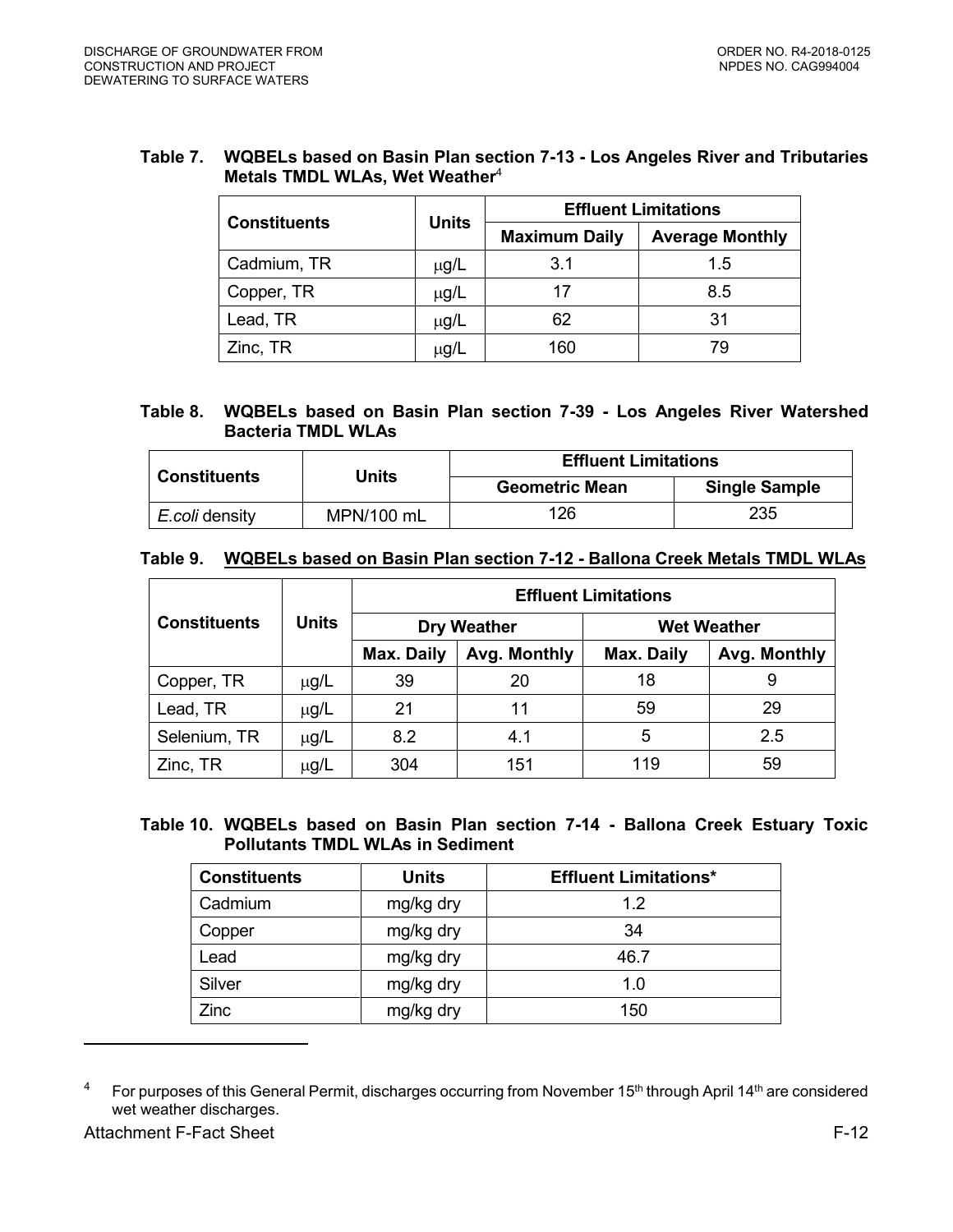**Table 7. WQBELs based on Basin Plan section 7-13 - Los Angeles River and Tributaries Metals TMDL WLAs, Wet Weather**[4]

| Constituents | Units | Effluent Limitations | |
|---|---|---|---|
| | | Maximum Daily | Average Monthly |
| Cadmium, TR | μg/L | 3.1 | 1.5 |
| Copper, TR | μg/L | 17 | 8.5 |
| Lead, TR | μg/L | 62 | 31 |
| Zinc, TR | μg/L | 160 | 79 |

**Table 8. WQBELs based on Basin Plan section 7-39 - Los Angeles River Watershed Bacteria TMDL WLAs**

| Constituents | Units | Effluent Limitations | |
|---|---|---|---|
| | | Geometric Mean | Single Sample |
| *E.coli* density | MPN/100 mL | 126 | 235 |

**Table 9. WQBELs based on Basin Plan section 7-12 - Ballona Creek Metals TMDL WLAs**

| Constituents | Units | Effluent Limitations | | | |
|---|---|---|---|---|---|
| | | Dry Weather | | Wet Weather | |
| | | Max. Daily | Avg. Monthly | Max. Daily | Avg. Monthly |
| Copper, TR | μg/L | 39 | 20 | 18 | 9 |
| Lead, TR | μg/L | 21 | 11 | 59 | 29 |
| Selenium, TR | μg/L | 8.2 | 4.1 | 5 | 2.5 |
| Zinc, TR | μg/L | 304 | 151 | 119 | 59 |

**Table 10. WQBELs based on Basin Plan section 7-14 - Ballona Creek Estuary Toxic Pollutants TMDL WLAs in Sediment**

| Constituents | Units | Effluent Limitations* |
|---|---|---|
| Cadmium | mg/kg dry | 1.2 |
| Copper | mg/kg dry | 34 |
| Lead | mg/kg dry | 46.7 |
| Silver | mg/kg dry | 1.0 |
| Zinc | mg/kg dry | 150 |

[4] For purposes of this General Permit, discharges occurring from November 15th through April 14th are considered wet weather discharges.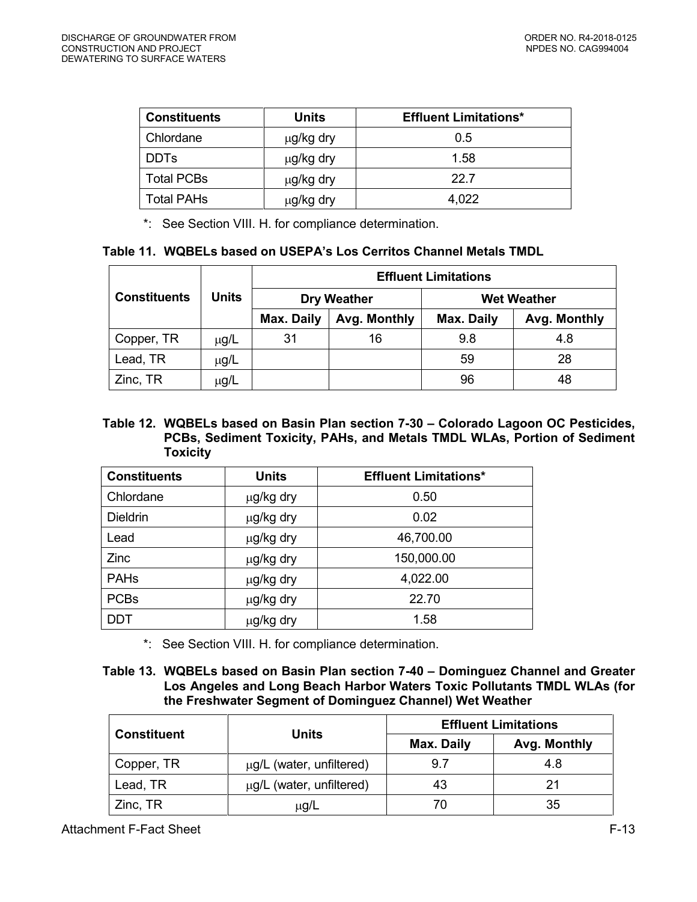| Constituents | Units | Effluent Limitations* |
|---|---|---|
| Chlordane | μg/kg dry | 0.5 |
| DDTs | μg/kg dry | 1.58 |
| Total PCBs | μg/kg dry | 22.7 |
| Total PAHs | μg/kg dry | 4,022 |

*: See Section VIII. H. for compliance determination.

**Table 11. WQBELs based on USEPA's Los Cerritos Channel Metals TMDL**

| Constituents | Units | Effluent Limitations | | | |
|---|---|---|---|---|---|
| | | Dry Weather | | Wet Weather | |
| | | Max. Daily | Avg. Monthly | Max. Daily | Avg. Monthly |
| Copper, TR | μg/L | 31 | 16 | 9.8 | 4.8 |
| Lead, TR | μg/L | | | 59 | 28 |
| Zinc, TR | μg/L | | | 96 | 48 |

**Table 12. WQBELs based on Basin Plan section 7-30 – Colorado Lagoon OC Pesticides, PCBs, Sediment Toxicity, PAHs, and Metals TMDL WLAs, Portion of Sediment Toxicity**

| Constituents | Units | Effluent Limitations* |
|---|---|---|
| Chlordane | μg/kg dry | 0.50 |
| Dieldrin | μg/kg dry | 0.02 |
| Lead | μg/kg dry | 46,700.00 |
| Zinc | μg/kg dry | 150,000.00 |
| PAHs | μg/kg dry | 4,022.00 |
| PCBs | μg/kg dry | 22.70 |
| DDT | μg/kg dry | 1.58 |

*: See Section VIII. H. for compliance determination.

**Table 13. WQBELs based on Basin Plan section 7-40 – Dominguez Channel and Greater Los Angeles and Long Beach Harbor Waters Toxic Pollutants TMDL WLAs (for the Freshwater Segment of Dominguez Channel) Wet Weather**

| Constituent | Units | Effluent Limitations | |
|---|---|---|---|
| | | Max. Daily | Avg. Monthly |
| Copper, TR | μg/L (water, unfiltered) | 9.7 | 4.8 |
| Lead, TR | μg/L (water, unfiltered) | 43 | 21 |
| Zinc, TR | μg/L | 70 | 35 |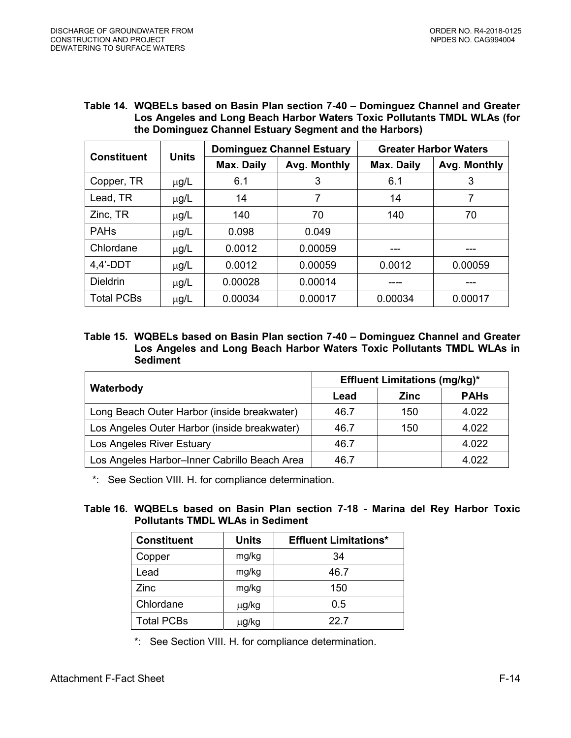**Table 14. WQBELs based on Basin Plan section 7-40 – Dominguez Channel and Greater Los Angeles and Long Beach Harbor Waters Toxic Pollutants TMDL WLAs (for the Dominguez Channel Estuary Segment and the Harbors)**

| Constituent | Units | Dominguez Channel Estuary | | Greater Harbor Waters | |
|---|---|---|---|---|---|
| | | Max. Daily | Avg. Monthly | Max. Daily | Avg. Monthly |
| Copper, TR | μg/L | 6.1 | 3 | 6.1 | 3 |
| Lead, TR | μg/L | 14 | 7 | 14 | 7 |
| Zinc, TR | μg/L | 140 | 70 | 140 | 70 |
| PAHs | μg/L | 0.098 | 0.049 | | |
| Chlordane | μg/L | 0.0012 | 0.00059 | --- | --- |
| 4,4'-DDT | μg/L | 0.0012 | 0.00059 | 0.0012 | 0.00059 |
| Dieldrin | μg/L | 0.00028 | 0.00014 | ---- | --- |
| Total PCBs | μg/L | 0.00034 | 0.00017 | 0.00034 | 0.00017 |

**Table 15. WQBELs based on Basin Plan section 7-40 – Dominguez Channel and Greater Los Angeles and Long Beach Harbor Waters Toxic Pollutants TMDL WLAs in Sediment**

| Waterbody | Effluent Limitations (mg/kg)* | | |
|---|---|---|---|
| | Lead | Zinc | PAHs |
| Long Beach Outer Harbor (inside breakwater) | 46.7 | 150 | 4.022 |
| Los Angeles Outer Harbor (inside breakwater) | 46.7 | 150 | 4.022 |
| Los Angeles River Estuary | 46.7 | | 4.022 |
| Los Angeles Harbor–Inner Cabrillo Beach Area | 46.7 | | 4.022 |

*: See Section VIII. H. for compliance determination.

**Table 16. WQBELs based on Basin Plan section 7-18 - Marina del Rey Harbor Toxic Pollutants TMDL WLAs in Sediment**

| Constituent | Units | Effluent Limitations* |
|---|---|---|
| Copper | mg/kg | 34 |
| Lead | mg/kg | 46.7 |
| Zinc | mg/kg | 150 |
| Chlordane | μg/kg | 0.5 |
| Total PCBs | μg/kg | 22.7 |

*: See Section VIII. H. for compliance determination.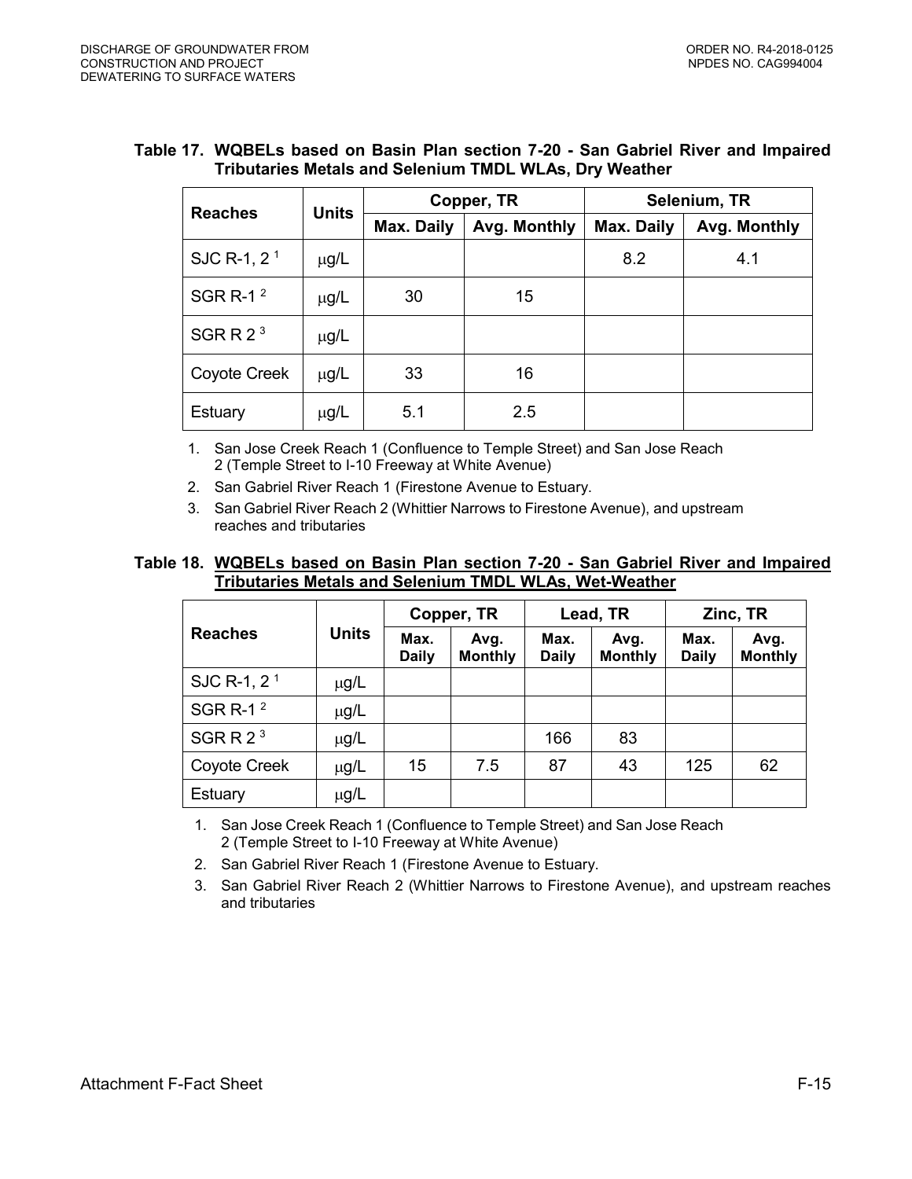**Table 17. WQBELs based on Basin Plan section 7-20 - San Gabriel River and Impaired Tributaries Metals and Selenium TMDL WLAs, Dry Weather**

| Reaches | Units | Copper, TR | | Selenium, TR | |
|---|---|---|---|---|---|
| | | Max. Daily | Avg. Monthly | Max. Daily | Avg. Monthly |
| SJC R-1, 2 [1] | μg/L | | | 8.2 | 4.1 |
| SGR R-1 [2] | μg/L | 30 | 15 | | |
| SGR R 2 [3] | μg/L | | | | |
| Coyote Creek | μg/L | 33 | 16 | | |
| Estuary | μg/L | 5.1 | 2.5 | | |

1. San Jose Creek Reach 1 (Confluence to Temple Street) and San Jose Reach 2 (Temple Street to I-10 Freeway at White Avenue)
2. San Gabriel River Reach 1 (Firestone Avenue to Estuary.
3. San Gabriel River Reach 2 (Whittier Narrows to Firestone Avenue), and upstream reaches and tributaries

**Table 18. <u>WQBELs based on Basin Plan section 7-20 - San Gabriel River and Impaired Tributaries Metals and Selenium TMDL WLAs, Wet-Weather</u>**

| Reaches | Units | Copper, TR | | Lead, TR | | Zinc, TR | |
|---|---|---|---|---|---|---|---|
| | | Max. Daily | Avg. Monthly | Max. Daily | Avg. Monthly | Max. Daily | Avg. Monthly |
| SJC R-1, 2 [1] | μg/L | | | | | | |
| SGR R-1 [2] | μg/L | | | | | | |
| SGR R 2 [3] | μg/L | | | 166 | 83 | | |
| Coyote Creek | μg/L | 15 | 7.5 | 87 | 43 | 125 | 62 |
| Estuary | μg/L | | | | | | |

1. San Jose Creek Reach 1 (Confluence to Temple Street) and San Jose Reach 2 (Temple Street to I-10 Freeway at White Avenue)
2. San Gabriel River Reach 1 (Firestone Avenue to Estuary.
3. San Gabriel River Reach 2 (Whittier Narrows to Firestone Avenue), and upstream reaches and tributaries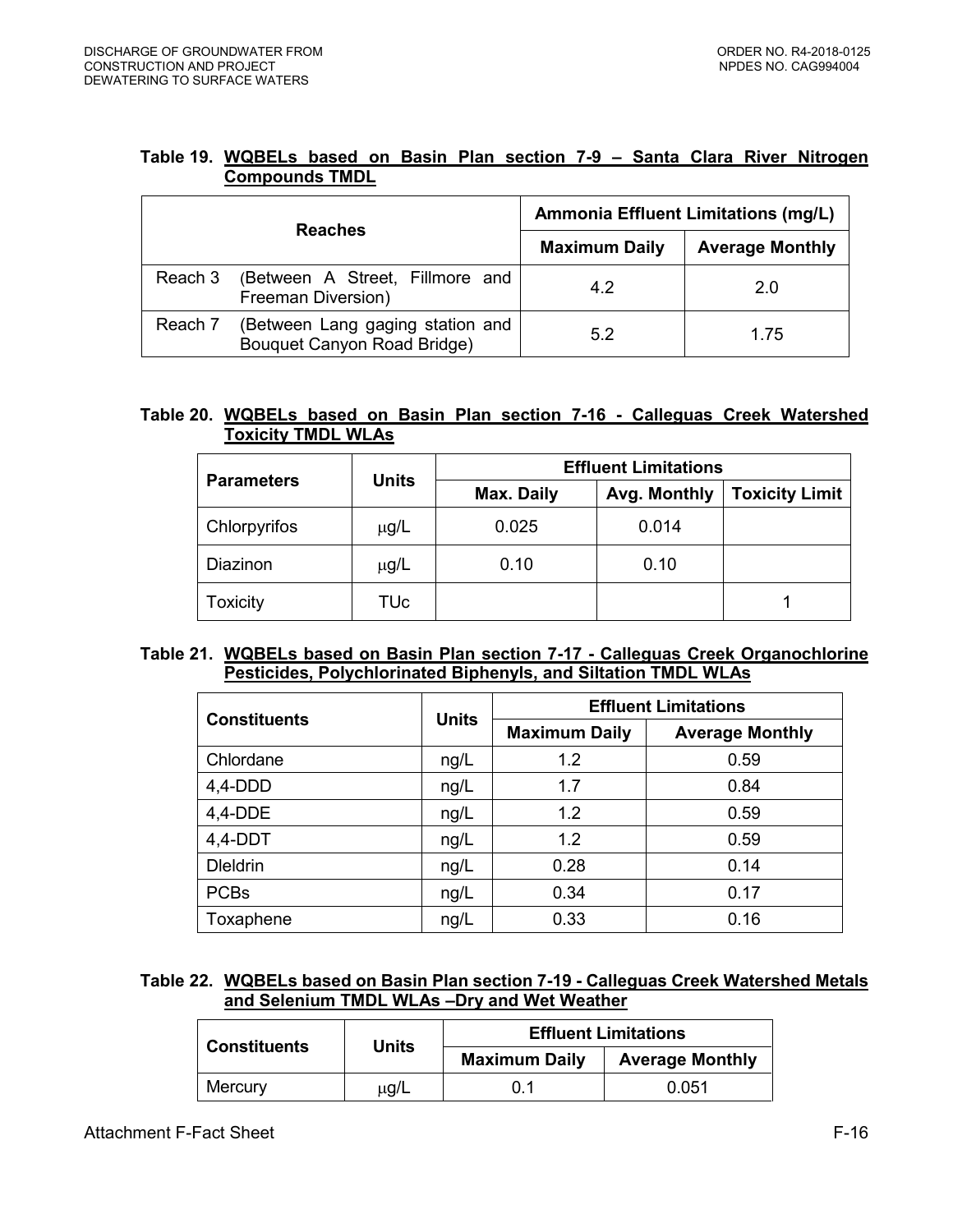**Table 19. WQBELs based on Basin Plan section 7-9 – Santa Clara River Nitrogen Compounds TMDL**

| Reaches | | Ammonia Effluent Limitations (mg/L) | |
|---|---|---|---|
| | | Maximum Daily | Average Monthly |
| Reach 3 | (Between A Street, Fillmore and Freeman Diversion) | 4.2 | 2.0 |
| Reach 7 | (Between Lang gaging station and Bouquet Canyon Road Bridge) | 5.2 | 1.75 |

**Table 20. WQBELs based on Basin Plan section 7-16 - Calleguas Creek Watershed Toxicity TMDL WLAs**

| Parameters | Units | Effluent Limitations | | |
|---|---|---|---|---|
| | | Max. Daily | Avg. Monthly | Toxicity Limit |
| Chlorpyrifos | μg/L | 0.025 | 0.014 | |
| Diazinon | μg/L | 0.10 | 0.10 | |
| Toxicity | TUc | | | 1 |

**Table 21. WQBELs based on Basin Plan section 7-17 - Calleguas Creek Organochlorine Pesticides, Polychlorinated Biphenyls, and Siltation TMDL WLAs**

| Constituents | Units | Effluent Limitations | |
|---|---|---|---|
| | | Maximum Daily | Average Monthly |
| Chlordane | ng/L | 1.2 | 0.59 |
| 4,4-DDD | ng/L | 1.7 | 0.84 |
| 4,4-DDE | ng/L | 1.2 | 0.59 |
| 4,4-DDT | ng/L | 1.2 | 0.59 |
| Dleldrin | ng/L | 0.28 | 0.14 |
| PCBs | ng/L | 0.34 | 0.17 |
| Toxaphene | ng/L | 0.33 | 0.16 |

**Table 22. WQBELs based on Basin Plan section 7-19 - Calleguas Creek Watershed Metals and Selenium TMDL WLAs –Dry and Wet Weather**

| Constituents | Units | Effluent Limitations | |
|---|---|---|---|
| | | Maximum Daily | Average Monthly |
| Mercury | μg/L | 0.1 | 0.051 |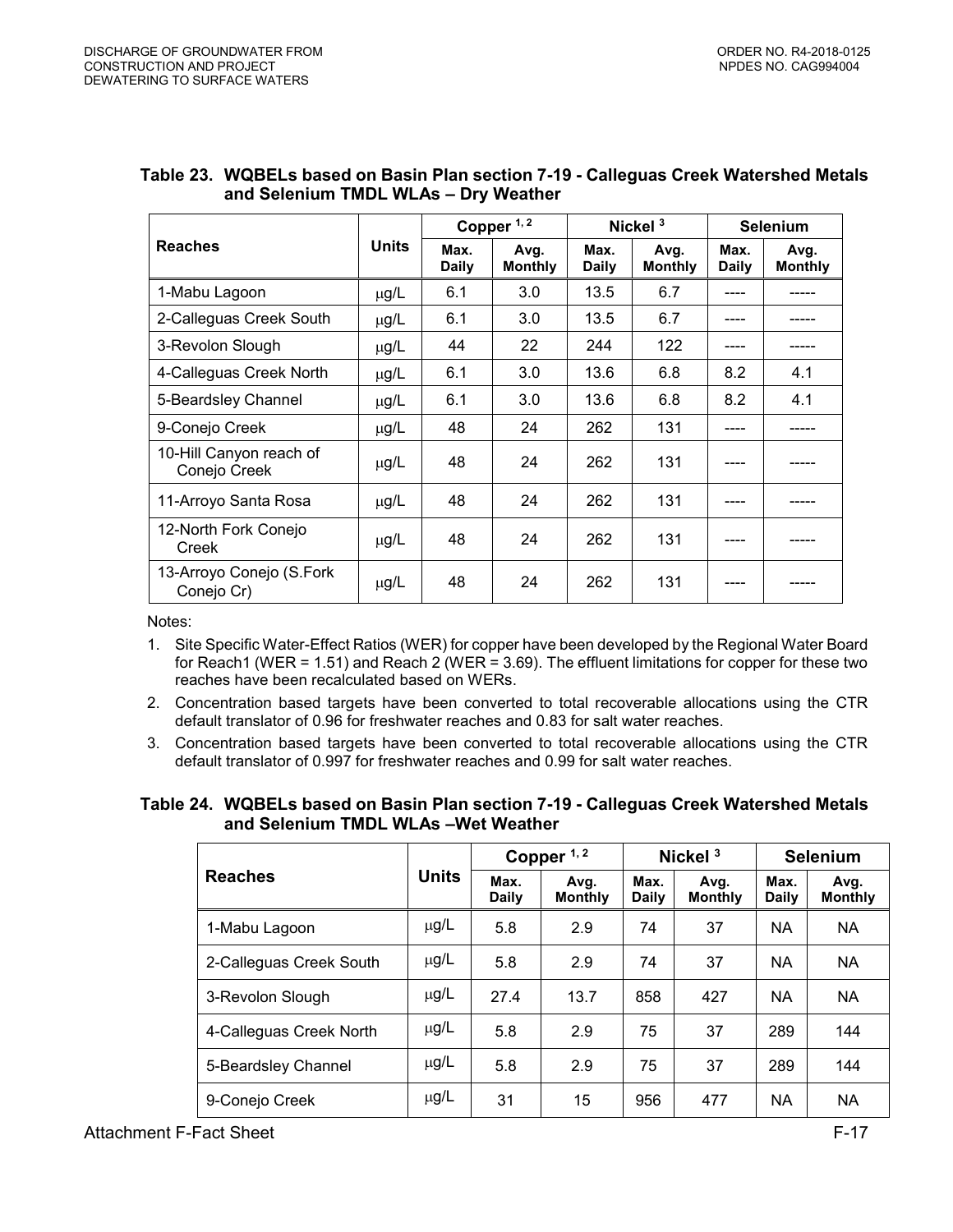**Table 23. WQBELs based on Basin Plan section 7-19 - Calleguas Creek Watershed Metals and Selenium TMDL WLAs – Dry Weather**

| Reaches | Units | Copper [1, 2] | | Nickel [3] | | Selenium | |
|---|---|---|---|---|---|---|---|
| | | Max. Daily | Avg. Monthly | Max. Daily | Avg. Monthly | Max. Daily | Avg. Monthly |
| 1-Mabu Lagoon | μg/L | 6.1 | 3.0 | 13.5 | 6.7 | ---- | ----- |
| 2-Calleguas Creek South | μg/L | 6.1 | 3.0 | 13.5 | 6.7 | ---- | ----- |
| 3-Revolon Slough | μg/L | 44 | 22 | 244 | 122 | ---- | ----- |
| 4-Calleguas Creek North | μg/L | 6.1 | 3.0 | 13.6 | 6.8 | 8.2 | 4.1 |
| 5-Beardsley Channel | μg/L | 6.1 | 3.0 | 13.6 | 6.8 | 8.2 | 4.1 |
| 9-Conejo Creek | μg/L | 48 | 24 | 262 | 131 | ---- | ----- |
| 10-Hill Canyon reach of Conejo Creek | μg/L | 48 | 24 | 262 | 131 | ---- | ----- |
| 11-Arroyo Santa Rosa | μg/L | 48 | 24 | 262 | 131 | ---- | ----- |
| 12-North Fork Conejo Creek | μg/L | 48 | 24 | 262 | 131 | ---- | ----- |
| 13-Arroyo Conejo (S.Fork Conejo Cr) | μg/L | 48 | 24 | 262 | 131 | ---- | ----- |

Notes:

1. Site Specific Water-Effect Ratios (WER) for copper have been developed by the Regional Water Board for Reach1 (WER = 1.51) and Reach 2 (WER = 3.69). The effluent limitations for copper for these two reaches have been recalculated based on WERs.
2. Concentration based targets have been converted to total recoverable allocations using the CTR default translator of 0.96 for freshwater reaches and 0.83 for salt water reaches.
3. Concentration based targets have been converted to total recoverable allocations using the CTR default translator of 0.997 for freshwater reaches and 0.99 for salt water reaches.

**Table 24. WQBELs based on Basin Plan section 7-19 - Calleguas Creek Watershed Metals and Selenium TMDL WLAs –Wet Weather**

| Reaches | Units | Copper [1, 2] | | Nickel [3] | | Selenium | |
|---|---|---|---|---|---|---|---|
| | | Max. Daily | Avg. Monthly | Max. Daily | Avg. Monthly | Max. Daily | Avg. Monthly |
| 1-Mabu Lagoon | μg/L | 5.8 | 2.9 | 74 | 37 | NA | NA |
| 2-Calleguas Creek South | μg/L | 5.8 | 2.9 | 74 | 37 | NA | NA |
| 3-Revolon Slough | μg/L | 27.4 | 13.7 | 858 | 427 | NA | NA |
| 4-Calleguas Creek North | μg/L | 5.8 | 2.9 | 75 | 37 | 289 | 144 |
| 5-Beardsley Channel | μg/L | 5.8 | 2.9 | 75 | 37 | 289 | 144 |
| 9-Conejo Creek | μg/L | 31 | 15 | 956 | 477 | NA | NA |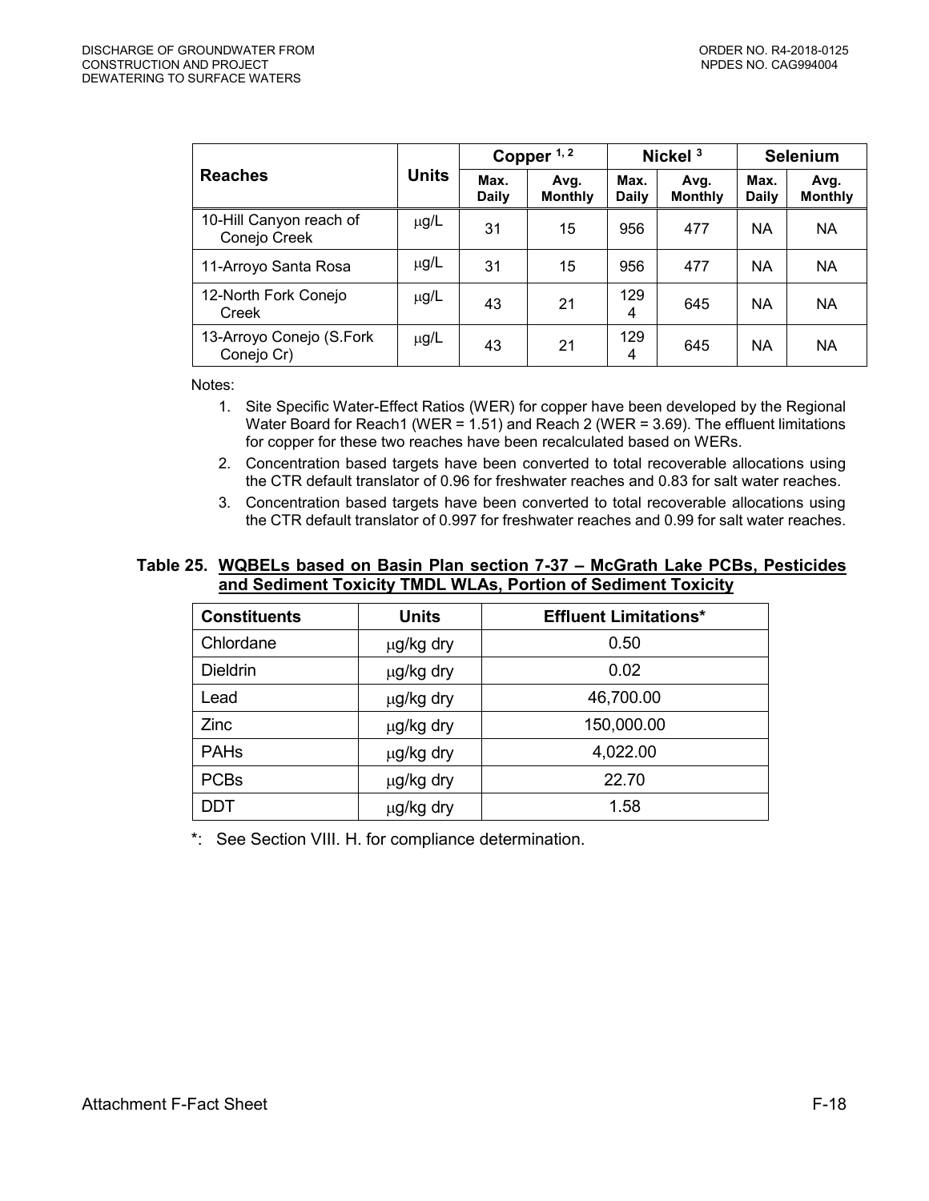| Reaches | Units | Copper [1, 2] | | Nickel [3] | | Selenium | |
|---|---|---|---|---|---|---|---|
| | | Max. Daily | Avg. Monthly | Max. Daily | Avg. Monthly | Max. Daily | Avg. Monthly |
| 10-Hill Canyon reach of Conejo Creek | μg/L | 31 | 15 | 956 | 477 | NA | NA |
| 11-Arroyo Santa Rosa | μg/L | 31 | 15 | 956 | 477 | NA | NA |
| 12-North Fork Conejo Creek | μg/L | 43 | 21 | 1294 | 645 | NA | NA |
| 13-Arroyo Conejo (S.Fork Conejo Cr) | μg/L | 43 | 21 | 1294 | 645 | NA | NA |

Notes:

1. Site Specific Water-Effect Ratios (WER) for copper have been developed by the Regional Water Board for Reach1 (WER = 1.51) and Reach 2 (WER = 3.69). The effluent limitations for copper for these two reaches have been recalculated based on WERs.
2. Concentration based targets have been converted to total recoverable allocations using the CTR default translator of 0.96 for freshwater reaches and 0.83 for salt water reaches.
3. Concentration based targets have been converted to total recoverable allocations using the CTR default translator of 0.997 for freshwater reaches and 0.99 for salt water reaches.

**Table 25. WQBELs based on Basin Plan section 7-37 – McGrath Lake PCBs, Pesticides and Sediment Toxicity TMDL WLAs, Portion of Sediment Toxicity**

| Constituents | Units | Effluent Limitations* |
|---|---|---|
| Chlordane | μg/kg dry | 0.50 |
| Dieldrin | μg/kg dry | 0.02 |
| Lead | μg/kg dry | 46,700.00 |
| Zinc | μg/kg dry | 150,000.00 |
| PAHs | μg/kg dry | 4,022.00 |
| PCBs | μg/kg dry | 22.70 |
| DDT | μg/kg dry | 1.58 |

*: See Section VIII. H. for compliance determination.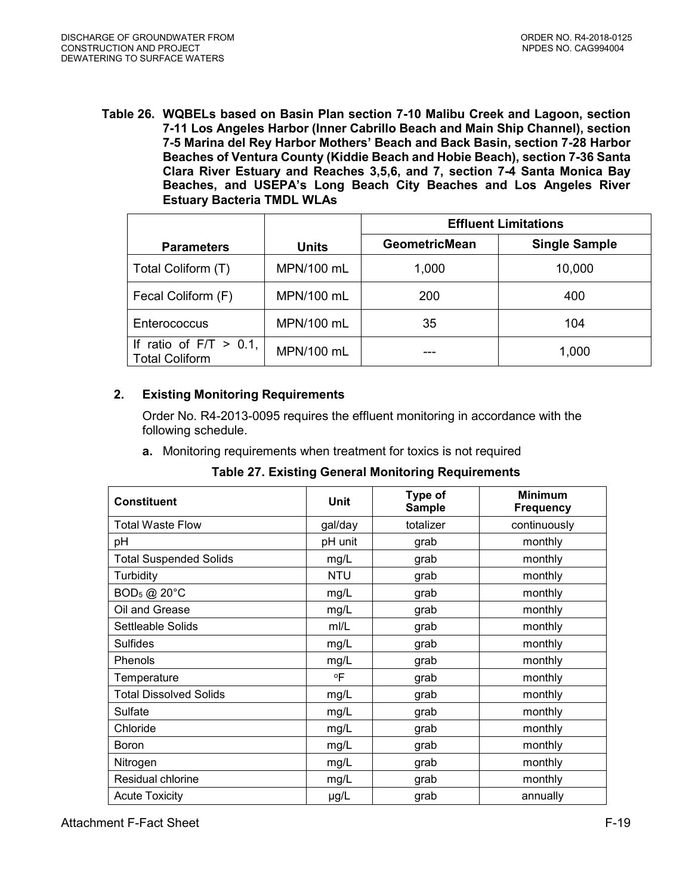**Table 26. WQBELs based on Basin Plan section 7-10 Malibu Creek and Lagoon, section 7-11 Los Angeles Harbor (Inner Cabrillo Beach and Main Ship Channel), section 7-5 Marina del Rey Harbor Mothers' Beach and Back Basin, section 7-28 Harbor Beaches of Ventura County (Kiddie Beach and Hobie Beach), section 7-36 Santa Clara River Estuary and Reaches 3,5,6, and 7, section 7-4 Santa Monica Bay Beaches, and USEPA's Long Beach City Beaches and Los Angeles River Estuary Bacteria TMDL WLAs**

| Parameters | Units | Effluent Limitations | |
|---|---|---|---|
| | | GeometricMean | Single Sample |
| Total Coliform (T) | MPN/100 mL | 1,000 | 10,000 |
| Fecal Coliform (F) | MPN/100 mL | 200 | 400 |
| Enterococcus | MPN/100 mL | 35 | 104 |
| If ratio of F/T > 0.1, Total Coliform | MPN/100 mL | --- | 1,000 |

## 2. Existing Monitoring Requirements

Order No. R4-2013-0095 requires the effluent monitoring in accordance with the following schedule.

**a.** Monitoring requirements when treatment for toxics is not required

**Table 27. Existing General Monitoring Requirements**

| Constituent | Unit | Type of Sample | Minimum Frequency |
|---|---|---|---|
| Total Waste Flow | gal/day | totalizer | continuously |
| pH | pH unit | grab | monthly |
| Total Suspended Solids | mg/L | grab | monthly |
| Turbidity | NTU | grab | monthly |
| $BOD_5$ @ 20°C | mg/L | grab | monthly |
| Oil and Grease | mg/L | grab | monthly |
| Settleable Solids | ml/L | grab | monthly |
| Sulfides | mg/L | grab | monthly |
| Phenols | mg/L | grab | monthly |
| Temperature | °F | grab | monthly |
| Total Dissolved Solids | mg/L | grab | monthly |
| Sulfate | mg/L | grab | monthly |
| Chloride | mg/L | grab | monthly |
| Boron | mg/L | grab | monthly |
| Nitrogen | mg/L | grab | monthly |
| Residual chlorine | mg/L | grab | monthly |
| Acute Toxicity | µg/L | grab | annually |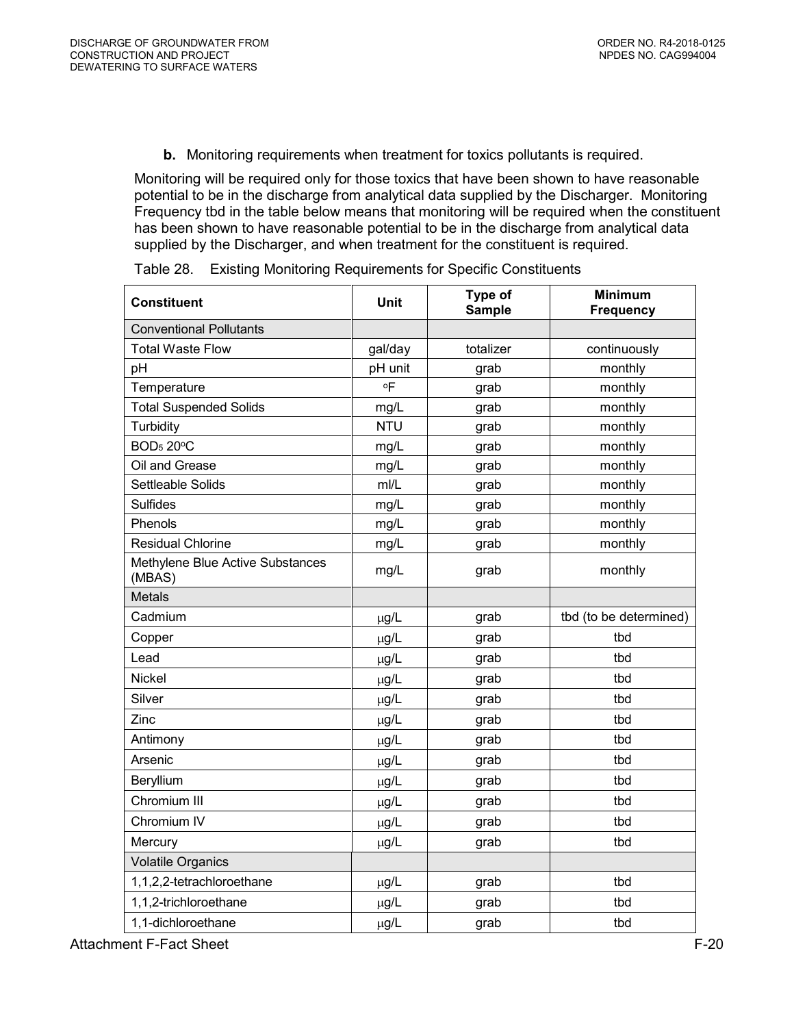**b.** Monitoring requirements when treatment for toxics pollutants is required.

Monitoring will be required only for those toxics that have been shown to have reasonable potential to be in the discharge from analytical data supplied by the Discharger. Monitoring Frequency tbd in the table below means that monitoring will be required when the constituent has been shown to have reasonable potential to be in the discharge from analytical data supplied by the Discharger, and when treatment for the constituent is required.

Table 28. Existing Monitoring Requirements for Specific Constituents

| Constituent | Unit | Type of Sample | Minimum Frequency |
|---|---|---|---|
| Conventional Pollutants | | | |
| Total Waste Flow | gal/day | totalizer | continuously |
| pH | pH unit | grab | monthly |
| Temperature | °F | grab | monthly |
| Total Suspended Solids | mg/L | grab | monthly |
| Turbidity | NTU | grab | monthly |
| $BOD_5$ 20°C | mg/L | grab | monthly |
| Oil and Grease | mg/L | grab | monthly |
| Settleable Solids | ml/L | grab | monthly |
| Sulfides | mg/L | grab | monthly |
| Phenols | mg/L | grab | monthly |
| Residual Chlorine | mg/L | grab | monthly |
| Methylene Blue Active Substances (MBAS) | mg/L | grab | monthly |
| Metals | | | |
| Cadmium | μg/L | grab | tbd (to be determined) |
| Copper | μg/L | grab | tbd |
| Lead | μg/L | grab | tbd |
| Nickel | μg/L | grab | tbd |
| Silver | μg/L | grab | tbd |
| Zinc | μg/L | grab | tbd |
| Antimony | μg/L | grab | tbd |
| Arsenic | μg/L | grab | tbd |
| Beryllium | μg/L | grab | tbd |
| Chromium III | μg/L | grab | tbd |
| Chromium IV | μg/L | grab | tbd |
| Mercury | μg/L | grab | tbd |
| Volatile Organics | | | |
| 1,1,2,2-tetrachloroethane | μg/L | grab | tbd |
| 1,1,2-trichloroethane | μg/L | grab | tbd |
| 1,1-dichloroethane | μg/L | grab | tbd |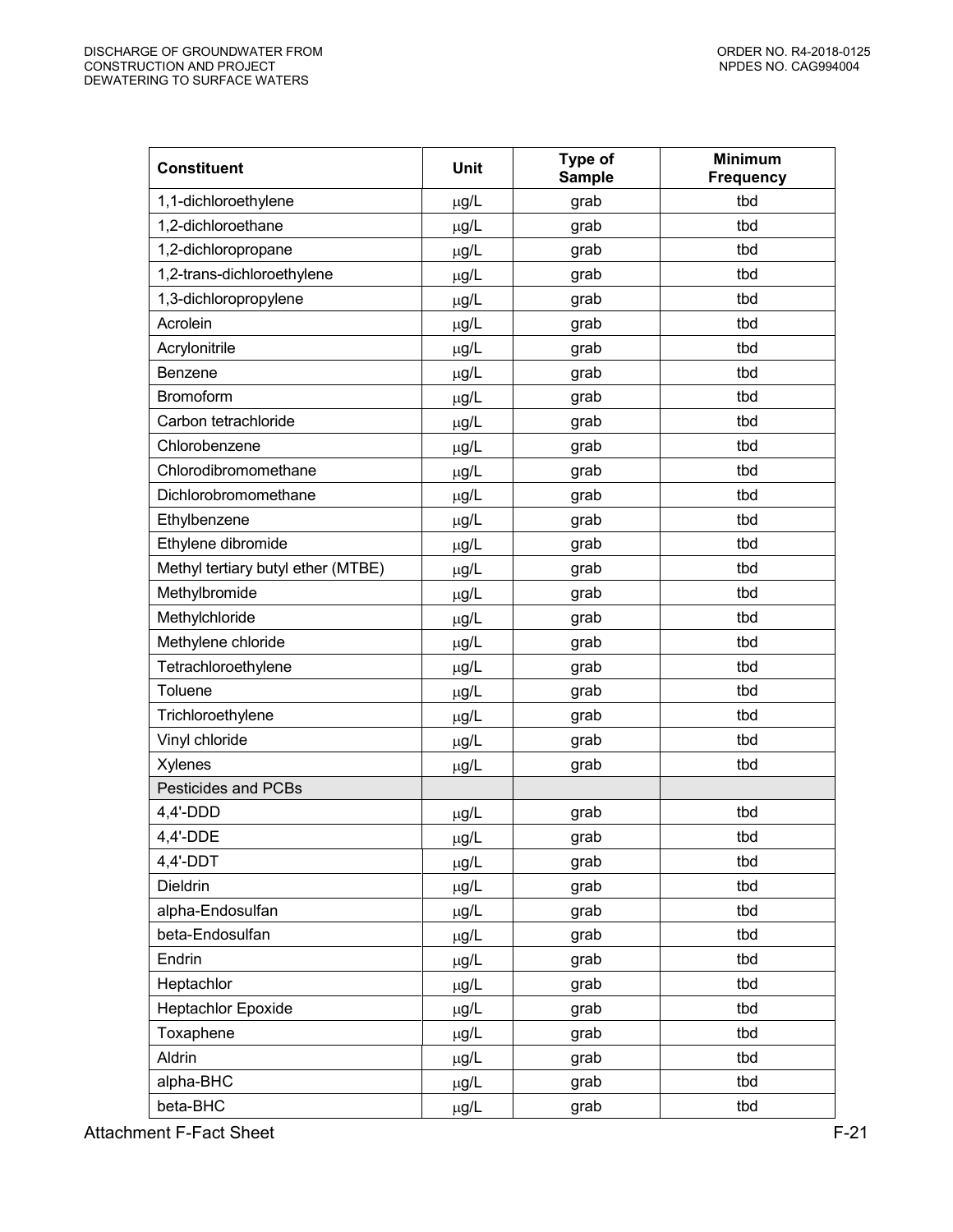| Constituent | Unit | Type of Sample | Minimum Frequency |
|---|---|---|---|
| 1,1-dichloroethylene | μg/L | grab | tbd |
| 1,2-dichloroethane | μg/L | grab | tbd |
| 1,2-dichloropropane | μg/L | grab | tbd |
| 1,2-trans-dichloroethylene | μg/L | grab | tbd |
| 1,3-dichloropropylene | μg/L | grab | tbd |
| Acrolein | μg/L | grab | tbd |
| Acrylonitrile | μg/L | grab | tbd |
| Benzene | μg/L | grab | tbd |
| Bromoform | μg/L | grab | tbd |
| Carbon tetrachloride | μg/L | grab | tbd |
| Chlorobenzene | μg/L | grab | tbd |
| Chlorodibromomethane | μg/L | grab | tbd |
| Dichlorobromomethane | μg/L | grab | tbd |
| Ethylbenzene | μg/L | grab | tbd |
| Ethylene dibromide | μg/L | grab | tbd |
| Methyl tertiary butyl ether (MTBE) | μg/L | grab | tbd |
| Methylbromide | μg/L | grab | tbd |
| Methylchloride | μg/L | grab | tbd |
| Methylene chloride | μg/L | grab | tbd |
| Tetrachloroethylene | μg/L | grab | tbd |
| Toluene | μg/L | grab | tbd |
| Trichloroethylene | μg/L | grab | tbd |
| Vinyl chloride | μg/L | grab | tbd |
| Xylenes | μg/L | grab | tbd |
| Pesticides and PCBs | | | |
| 4,4'-DDD | μg/L | grab | tbd |
| 4,4'-DDE | μg/L | grab | tbd |
| 4,4'-DDT | μg/L | grab | tbd |
| Dieldrin | μg/L | grab | tbd |
| alpha-Endosulfan | μg/L | grab | tbd |
| beta-Endosulfan | μg/L | grab | tbd |
| Endrin | μg/L | grab | tbd |
| Heptachlor | μg/L | grab | tbd |
| Heptachlor Epoxide | μg/L | grab | tbd |
| Toxaphene | μg/L | grab | tbd |
| Aldrin | μg/L | grab | tbd |
| alpha-BHC | μg/L | grab | tbd |
| beta-BHC | μg/L | grab | tbd |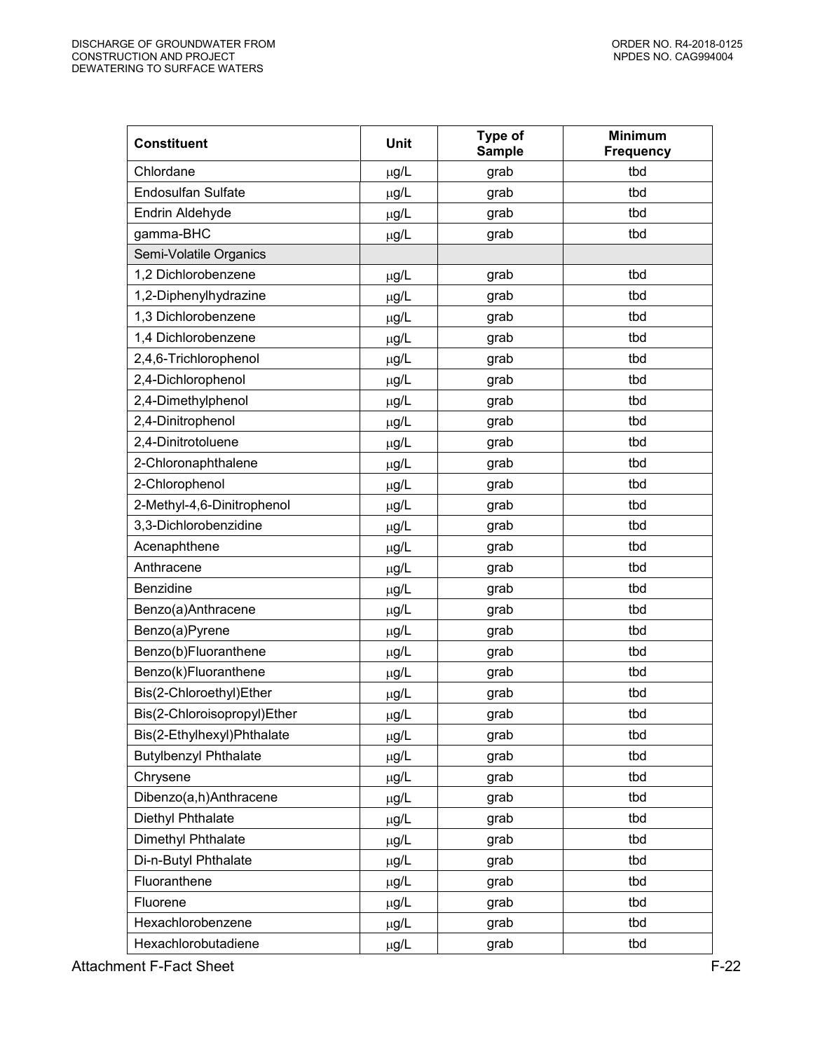| Constituent | Unit | Type of Sample | Minimum Frequency |
|---|---|---|---|
| Chlordane | μg/L | grab | tbd |
| Endosulfan Sulfate | μg/L | grab | tbd |
| Endrin Aldehyde | μg/L | grab | tbd |
| gamma-BHC | μg/L | grab | tbd |
| Semi-Volatile Organics | | | |
| 1,2 Dichlorobenzene | μg/L | grab | tbd |
| 1,2-Diphenylhydrazine | μg/L | grab | tbd |
| 1,3 Dichlorobenzene | μg/L | grab | tbd |
| 1,4 Dichlorobenzene | μg/L | grab | tbd |
| 2,4,6-Trichlorophenol | μg/L | grab | tbd |
| 2,4-Dichlorophenol | μg/L | grab | tbd |
| 2,4-Dimethylphenol | μg/L | grab | tbd |
| 2,4-Dinitrophenol | μg/L | grab | tbd |
| 2,4-Dinitrotoluene | μg/L | grab | tbd |
| 2-Chloronaphthalene | μg/L | grab | tbd |
| 2-Chlorophenol | μg/L | grab | tbd |
| 2-Methyl-4,6-Dinitrophenol | μg/L | grab | tbd |
| 3,3-Dichlorobenzidine | μg/L | grab | tbd |
| Acenaphthene | μg/L | grab | tbd |
| Anthracene | μg/L | grab | tbd |
| Benzidine | μg/L | grab | tbd |
| Benzo(a)Anthracene | μg/L | grab | tbd |
| Benzo(a)Pyrene | μg/L | grab | tbd |
| Benzo(b)Fluoranthene | μg/L | grab | tbd |
| Benzo(k)Fluoranthene | μg/L | grab | tbd |
| Bis(2-Chloroethyl)Ether | μg/L | grab | tbd |
| Bis(2-Chloroisopropyl)Ether | μg/L | grab | tbd |
| Bis(2-Ethylhexyl)Phthalate | μg/L | grab | tbd |
| Butylbenzyl Phthalate | μg/L | grab | tbd |
| Chrysene | μg/L | grab | tbd |
| Dibenzo(a,h)Anthracene | μg/L | grab | tbd |
| Diethyl Phthalate | μg/L | grab | tbd |
| Dimethyl Phthalate | μg/L | grab | tbd |
| Di-n-Butyl Phthalate | μg/L | grab | tbd |
| Fluoranthene | μg/L | grab | tbd |
| Fluorene | μg/L | grab | tbd |
| Hexachlorobenzene | μg/L | grab | tbd |
| Hexachlorobutadiene | μg/L | grab | tbd |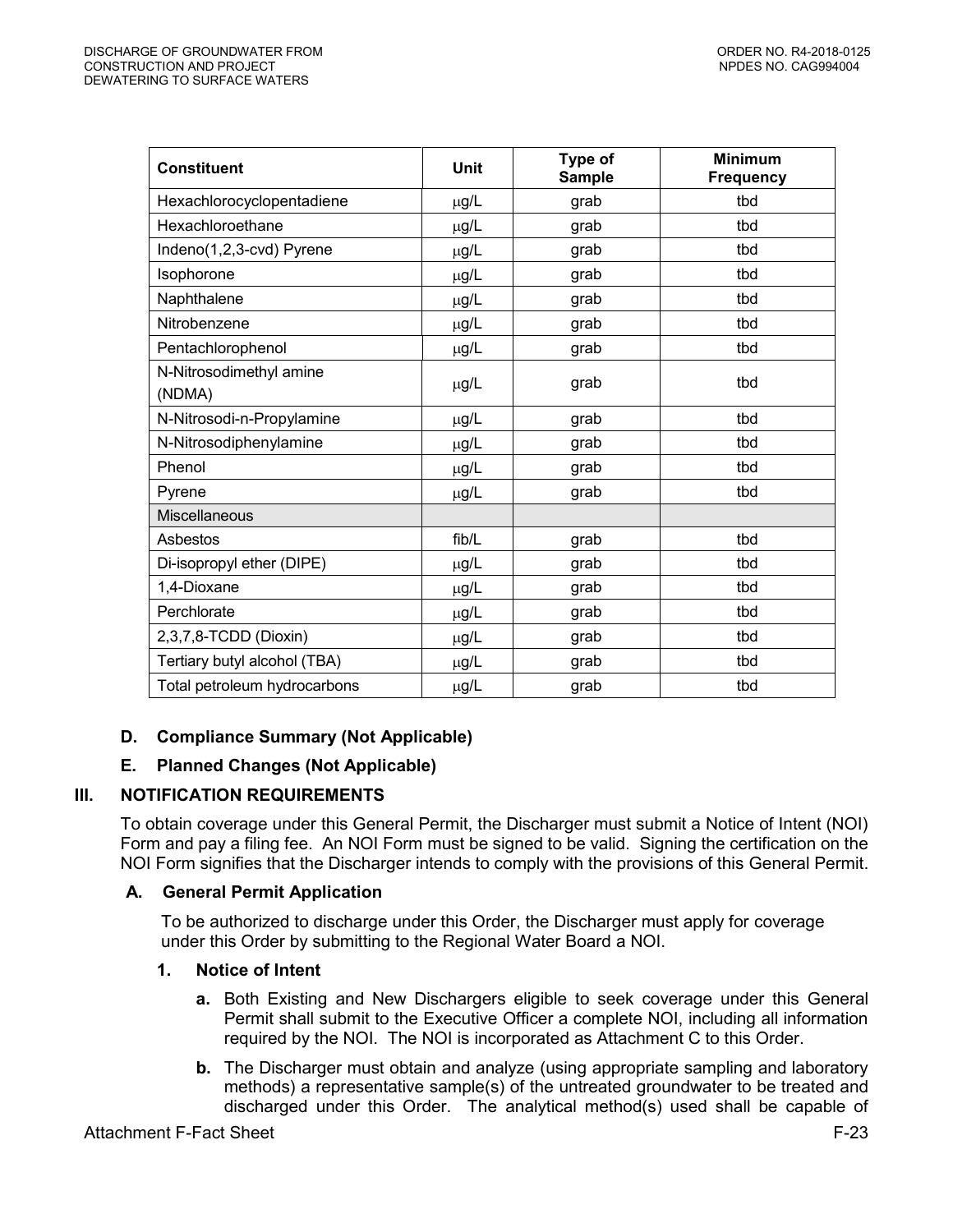| Constituent | Unit | Type of Sample | Minimum Frequency |
|---|---|---|---|
| Hexachlorocyclopentadiene | μg/L | grab | tbd |
| Hexachloroethane | μg/L | grab | tbd |
| Indeno(1,2,3-cvd) Pyrene | μg/L | grab | tbd |
| Isophorone | μg/L | grab | tbd |
| Naphthalene | μg/L | grab | tbd |
| Nitrobenzene | μg/L | grab | tbd |
| Pentachlorophenol | μg/L | grab | tbd |
| N-Nitrosodimethyl amine (NDMA) | μg/L | grab | tbd |
| N-Nitrosodi-n-Propylamine | μg/L | grab | tbd |
| N-Nitrosodiphenylamine | μg/L | grab | tbd |
| Phenol | μg/L | grab | tbd |
| Pyrene | μg/L | grab | tbd |
| Miscellaneous | | | |
| Asbestos | fib/L | grab | tbd |
| Di-isopropyl ether (DIPE) | μg/L | grab | tbd |
| 1,4-Dioxane | μg/L | grab | tbd |
| Perchlorate | μg/L | grab | tbd |
| 2,3,7,8-TCDD (Dioxin) | μg/L | grab | tbd |
| Tertiary butyl alcohol (TBA) | μg/L | grab | tbd |
| Total petroleum hydrocarbons | μg/L | grab | tbd |

### D. Compliance Summary (Not Applicable)

### E. Planned Changes (Not Applicable)

## III. NOTIFICATION REQUIREMENTS

To obtain coverage under this General Permit, the Discharger must submit a Notice of Intent (NOI) Form and pay a filing fee. An NOI Form must be signed to be valid. Signing the certification on the NOI Form signifies that the Discharger intends to comply with the provisions of this General Permit.

### A. General Permit Application

To be authorized to discharge under this Order, the Discharger must apply for coverage under this Order by submitting to the Regional Water Board a NOI.

#### 1. Notice of Intent

**a.** Both Existing and New Dischargers eligible to seek coverage under this General Permit shall submit to the Executive Officer a complete NOI, including all information required by the NOI. The NOI is incorporated as Attachment C to this Order.

**b.** The Discharger must obtain and analyze (using appropriate sampling and laboratory methods) a representative sample(s) of the untreated groundwater to be treated and discharged under this Order. The analytical method(s) used shall be capable of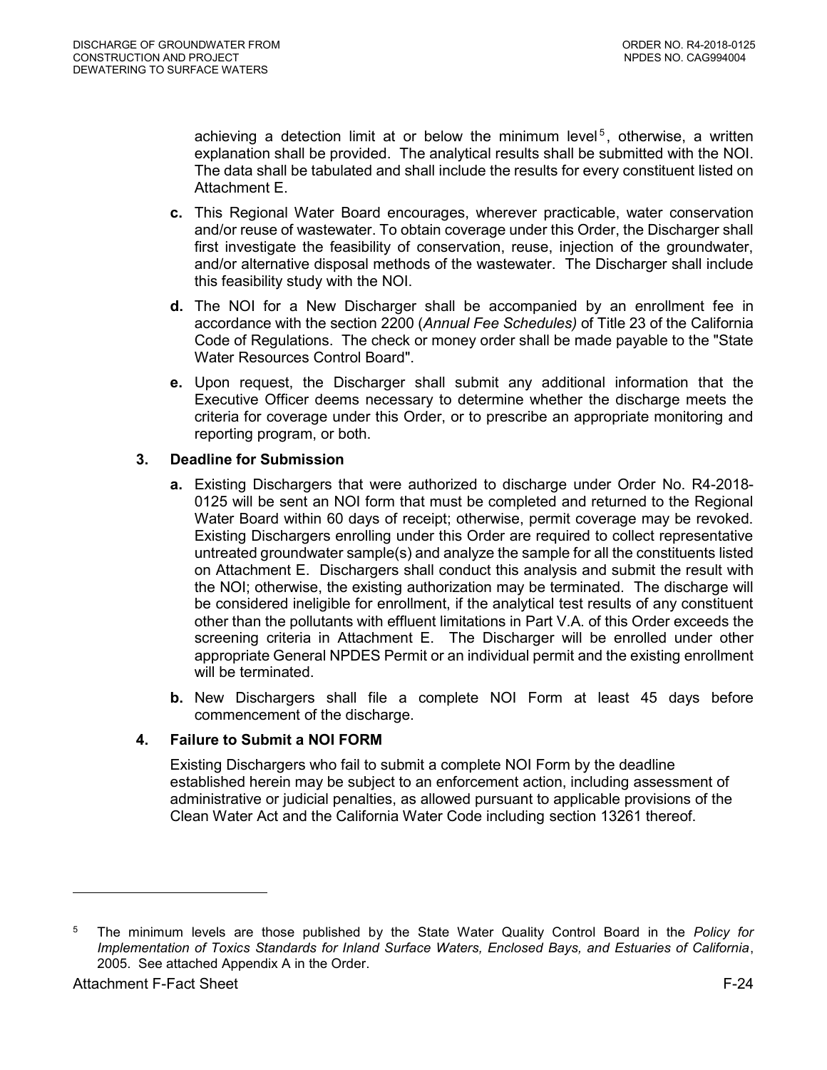achieving a detection limit at or below the minimum level[5], otherwise, a written explanation shall be provided. The analytical results shall be submitted with the NOI. The data shall be tabulated and shall include the results for every constituent listed on Attachment E.

**c.** This Regional Water Board encourages, wherever practicable, water conservation and/or reuse of wastewater. To obtain coverage under this Order, the Discharger shall first investigate the feasibility of conservation, reuse, injection of the groundwater, and/or alternative disposal methods of the wastewater. The Discharger shall include this feasibility study with the NOI.

**d.** The NOI for a New Discharger shall be accompanied by an enrollment fee in accordance with the section 2200 (*Annual Fee Schedules)* of Title 23 of the California Code of Regulations. The check or money order shall be made payable to the "State Water Resources Control Board".

**e.** Upon request, the Discharger shall submit any additional information that the Executive Officer deems necessary to determine whether the discharge meets the criteria for coverage under this Order, or to prescribe an appropriate monitoring and reporting program, or both.

**3. Deadline for Submission**

**a.** Existing Dischargers that were authorized to discharge under Order No. R4-2018-0125 will be sent an NOI form that must be completed and returned to the Regional Water Board within 60 days of receipt; otherwise, permit coverage may be revoked. Existing Dischargers enrolling under this Order are required to collect representative untreated groundwater sample(s) and analyze the sample for all the constituents listed on Attachment E. Dischargers shall conduct this analysis and submit the result with the NOI; otherwise, the existing authorization may be terminated. The discharge will be considered ineligible for enrollment, if the analytical test results of any constituent other than the pollutants with effluent limitations in Part V.A. of this Order exceeds the screening criteria in Attachment E. The Discharger will be enrolled under other appropriate General NPDES Permit or an individual permit and the existing enrollment will be terminated.

**b.** New Dischargers shall file a complete NOI Form at least 45 days before commencement of the discharge.

**4. Failure to Submit a NOI FORM**

Existing Dischargers who fail to submit a complete NOI Form by the deadline established herein may be subject to an enforcement action, including assessment of administrative or judicial penalties, as allowed pursuant to applicable provisions of the Clean Water Act and the California Water Code including section 13261 thereof.

---

[5] The minimum levels are those published by the State Water Quality Control Board in the *Policy for Implementation of Toxics Standards for Inland Surface Waters, Enclosed Bays, and Estuaries of California*, 2005. See attached Appendix A in the Order.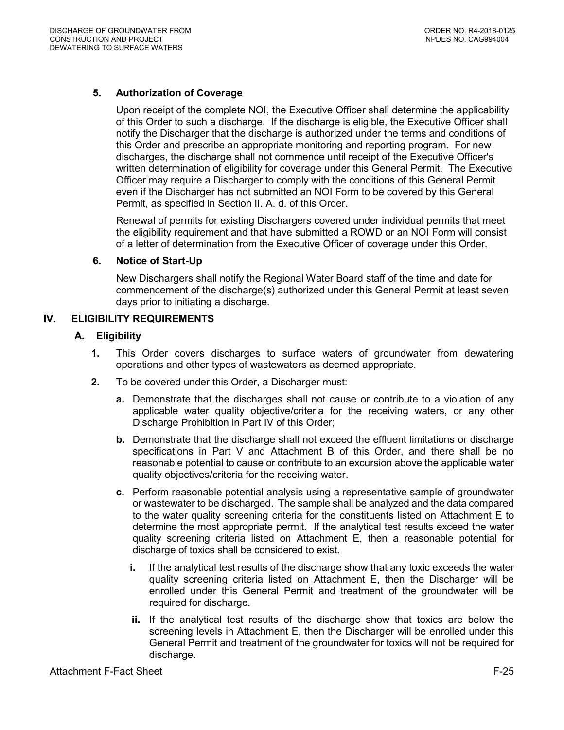### 5. Authorization of Coverage

Upon receipt of the complete NOI, the Executive Officer shall determine the applicability of this Order to such a discharge. If the discharge is eligible, the Executive Officer shall notify the Discharger that the discharge is authorized under the terms and conditions of this Order and prescribe an appropriate monitoring and reporting program. For new discharges, the discharge shall not commence until receipt of the Executive Officer's written determination of eligibility for coverage under this General Permit. The Executive Officer may require a Discharger to comply with the conditions of this General Permit even if the Discharger has not submitted an NOI Form to be covered by this General Permit, as specified in Section II. A. d. of this Order.

Renewal of permits for existing Dischargers covered under individual permits that meet the eligibility requirement and that have submitted a ROWD or an NOI Form will consist of a letter of determination from the Executive Officer of coverage under this Order.

### 6. Notice of Start-Up

New Dischargers shall notify the Regional Water Board staff of the time and date for commencement of the discharge(s) authorized under this General Permit at least seven days prior to initiating a discharge.

## IV. ELIGIBILITY REQUIREMENTS

### A. Eligibility

1. This Order covers discharges to surface waters of groundwater from dewatering operations and other types of wastewaters as deemed appropriate.
2. To be covered under this Order, a Discharger must:
   - **a.** Demonstrate that the discharges shall not cause or contribute to a violation of any applicable water quality objective/criteria for the receiving waters, or any other Discharge Prohibition in Part IV of this Order;
   - **b.** Demonstrate that the discharge shall not exceed the effluent limitations or discharge specifications in Part V and Attachment B of this Order, and there shall be no reasonable potential to cause or contribute to an excursion above the applicable water quality objectives/criteria for the receiving water.
   - **c.** Perform reasonable potential analysis using a representative sample of groundwater or wastewater to be discharged. The sample shall be analyzed and the data compared to the water quality screening criteria for the constituents listed on Attachment E to determine the most appropriate permit. If the analytical test results exceed the water quality screening criteria listed on Attachment E, then a reasonable potential for discharge of toxics shall be considered to exist.
     - **i.** If the analytical test results of the discharge show that any toxic exceeds the water quality screening criteria listed on Attachment E, then the Discharger will be enrolled under this General Permit and treatment of the groundwater will be required for discharge.
     - **ii.** If the analytical test results of the discharge show that toxics are below the screening levels in Attachment E, then the Discharger will be enrolled under this General Permit and treatment of the groundwater for toxics will not be required for discharge.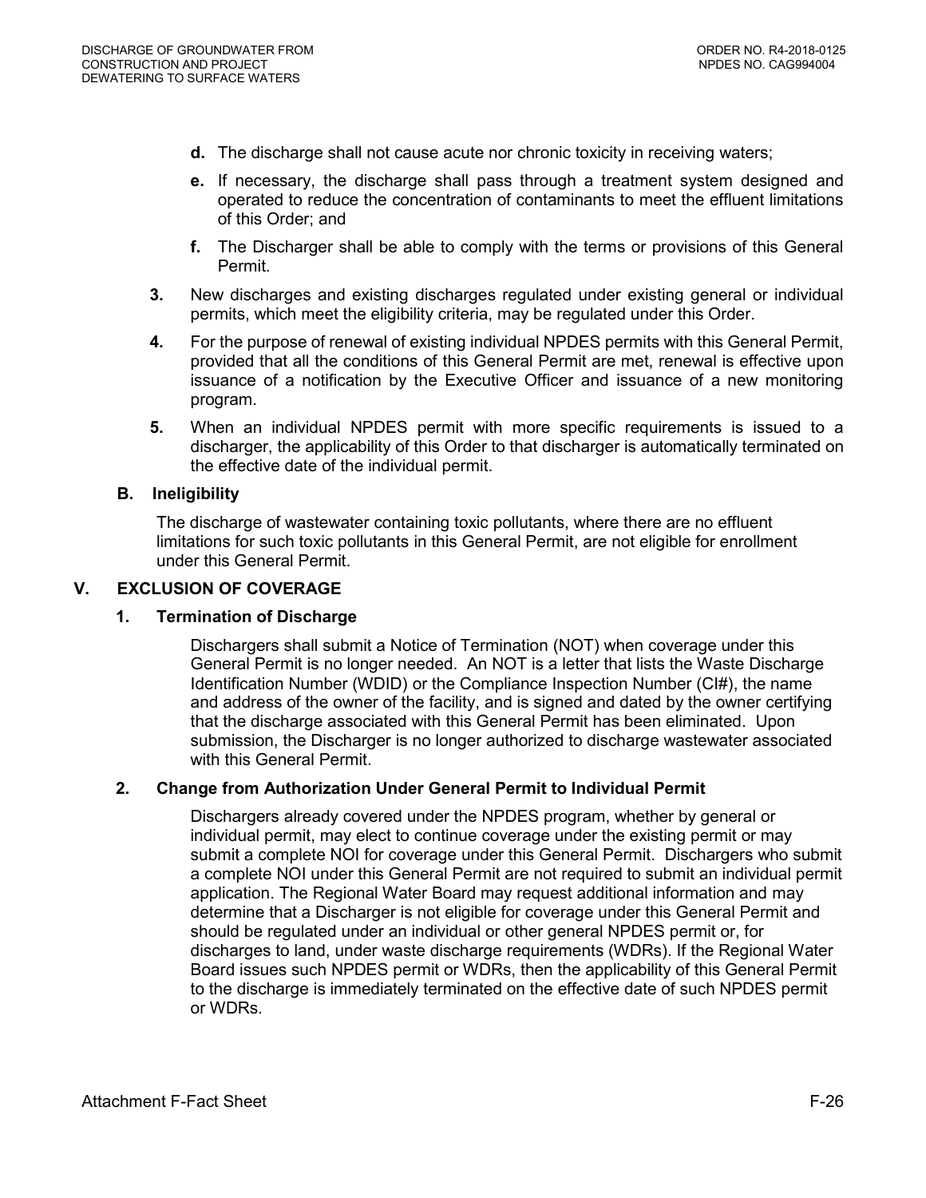- **d.** The discharge shall not cause acute nor chronic toxicity in receiving waters;
- **e.** If necessary, the discharge shall pass through a treatment system designed and operated to reduce the concentration of contaminants to meet the effluent limitations of this Order; and
- **f.** The Discharger shall be able to comply with the terms or provisions of this General Permit.

**3.** New discharges and existing discharges regulated under existing general or individual permits, which meet the eligibility criteria, may be regulated under this Order.

**4.** For the purpose of renewal of existing individual NPDES permits with this General Permit, provided that all the conditions of this General Permit are met, renewal is effective upon issuance of a notification by the Executive Officer and issuance of a new monitoring program.

**5.** When an individual NPDES permit with more specific requirements is issued to a discharger, the applicability of this Order to that discharger is automatically terminated on the effective date of the individual permit.

### B. Ineligibility

The discharge of wastewater containing toxic pollutants, where there are no effluent limitations for such toxic pollutants in this General Permit, are not eligible for enrollment under this General Permit.

## V. EXCLUSION OF COVERAGE

### 1. Termination of Discharge

Dischargers shall submit a Notice of Termination (NOT) when coverage under this General Permit is no longer needed. An NOT is a letter that lists the Waste Discharge Identification Number (WDID) or the Compliance Inspection Number (CI#), the name and address of the owner of the facility, and is signed and dated by the owner certifying that the discharge associated with this General Permit has been eliminated. Upon submission, the Discharger is no longer authorized to discharge wastewater associated with this General Permit.

### 2. Change from Authorization Under General Permit to Individual Permit

Dischargers already covered under the NPDES program, whether by general or individual permit, may elect to continue coverage under the existing permit or may submit a complete NOI for coverage under this General Permit. Dischargers who submit a complete NOI under this General Permit are not required to submit an individual permit application. The Regional Water Board may request additional information and may determine that a Discharger is not eligible for coverage under this General Permit and should be regulated under an individual or other general NPDES permit or, for discharges to land, under waste discharge requirements (WDRs). If the Regional Water Board issues such NPDES permit or WDRs, then the applicability of this General Permit to the discharge is immediately terminated on the effective date of such NPDES permit or WDRs.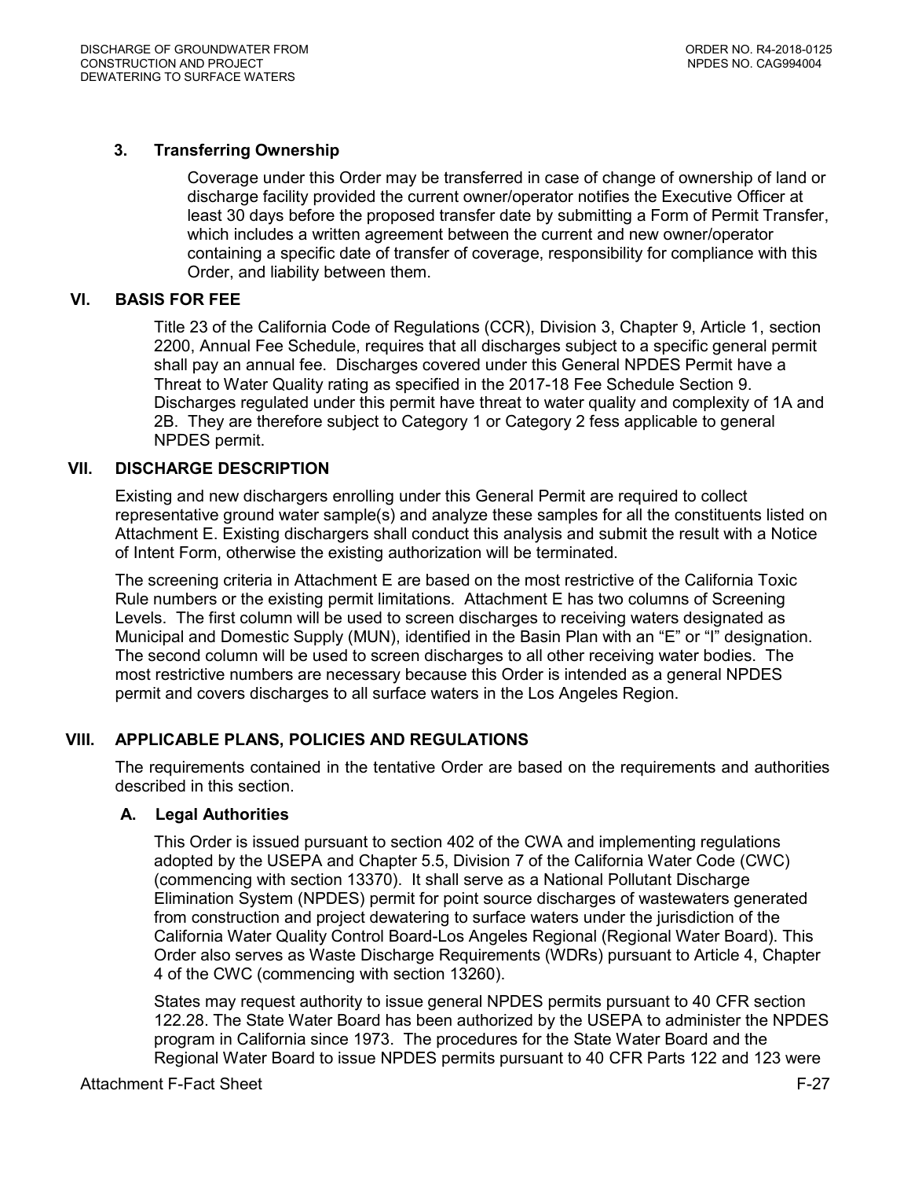### 3. Transferring Ownership

Coverage under this Order may be transferred in case of change of ownership of land or discharge facility provided the current owner/operator notifies the Executive Officer at least 30 days before the proposed transfer date by submitting a Form of Permit Transfer, which includes a written agreement between the current and new owner/operator containing a specific date of transfer of coverage, responsibility for compliance with this Order, and liability between them.

## VI. BASIS FOR FEE

Title 23 of the California Code of Regulations (CCR), Division 3, Chapter 9, Article 1, section 2200, Annual Fee Schedule, requires that all discharges subject to a specific general permit shall pay an annual fee. Discharges covered under this General NPDES Permit have a Threat to Water Quality rating as specified in the 2017-18 Fee Schedule Section 9. Discharges regulated under this permit have threat to water quality and complexity of 1A and 2B. They are therefore subject to Category 1 or Category 2 fess applicable to general NPDES permit.

## VII. DISCHARGE DESCRIPTION

Existing and new dischargers enrolling under this General Permit are required to collect representative ground water sample(s) and analyze these samples for all the constituents listed on Attachment E. Existing dischargers shall conduct this analysis and submit the result with a Notice of Intent Form, otherwise the existing authorization will be terminated.

The screening criteria in Attachment E are based on the most restrictive of the California Toxic Rule numbers or the existing permit limitations. Attachment E has two columns of Screening Levels. The first column will be used to screen discharges to receiving waters designated as Municipal and Domestic Supply (MUN), identified in the Basin Plan with an "E" or "I" designation. The second column will be used to screen discharges to all other receiving water bodies. The most restrictive numbers are necessary because this Order is intended as a general NPDES permit and covers discharges to all surface waters in the Los Angeles Region.

## VIII. APPLICABLE PLANS, POLICIES AND REGULATIONS

The requirements contained in the tentative Order are based on the requirements and authorities described in this section.

### A. Legal Authorities

This Order is issued pursuant to section 402 of the CWA and implementing regulations adopted by the USEPA and Chapter 5.5, Division 7 of the California Water Code (CWC) (commencing with section 13370). It shall serve as a National Pollutant Discharge Elimination System (NPDES) permit for point source discharges of wastewaters generated from construction and project dewatering to surface waters under the jurisdiction of the California Water Quality Control Board-Los Angeles Regional (Regional Water Board). This Order also serves as Waste Discharge Requirements (WDRs) pursuant to Article 4, Chapter 4 of the CWC (commencing with section 13260).

States may request authority to issue general NPDES permits pursuant to 40 CFR section 122.28. The State Water Board has been authorized by the USEPA to administer the NPDES program in California since 1973. The procedures for the State Water Board and the Regional Water Board to issue NPDES permits pursuant to 40 CFR Parts 122 and 123 were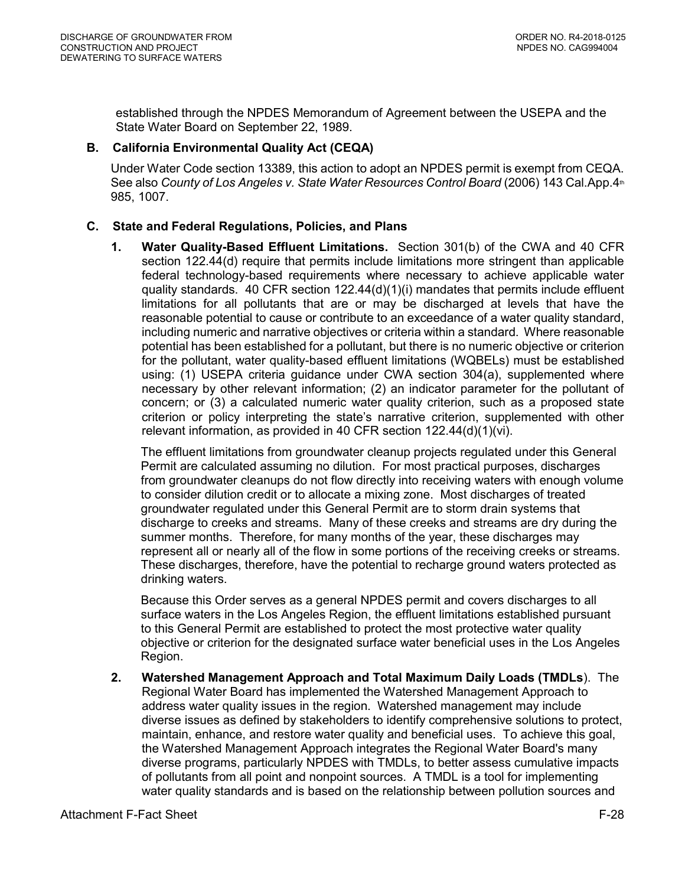established through the NPDES Memorandum of Agreement between the USEPA and the State Water Board on September 22, 1989.

### B. California Environmental Quality Act (CEQA)

Under Water Code section 13389, this action to adopt an NPDES permit is exempt from CEQA. See also *County of Los Angeles v. State Water Resources Control Board* (2006) 143 Cal.App.4th 985, 1007.

### C. State and Federal Regulations, Policies, and Plans

1. **Water Quality-Based Effluent Limitations.** Section 301(b) of the CWA and 40 CFR section 122.44(d) require that permits include limitations more stringent than applicable federal technology-based requirements where necessary to achieve applicable water quality standards. 40 CFR section 122.44(d)(1)(i) mandates that permits include effluent limitations for all pollutants that are or may be discharged at levels that have the reasonable potential to cause or contribute to an exceedance of a water quality standard, including numeric and narrative objectives or criteria within a standard. Where reasonable potential has been established for a pollutant, but there is no numeric objective or criterion for the pollutant, water quality-based effluent limitations (WQBELs) must be established using: (1) USEPA criteria guidance under CWA section 304(a), supplemented where necessary by other relevant information; (2) an indicator parameter for the pollutant of concern; or (3) a calculated numeric water quality criterion, such as a proposed state criterion or policy interpreting the state's narrative criterion, supplemented with other relevant information, as provided in 40 CFR section 122.44(d)(1)(vi).

   The effluent limitations from groundwater cleanup projects regulated under this General Permit are calculated assuming no dilution. For most practical purposes, discharges from groundwater cleanups do not flow directly into receiving waters with enough volume to consider dilution credit or to allocate a mixing zone. Most discharges of treated groundwater regulated under this General Permit are to storm drain systems that discharge to creeks and streams. Many of these creeks and streams are dry during the summer months. Therefore, for many months of the year, these discharges may represent all or nearly all of the flow in some portions of the receiving creeks or streams. These discharges, therefore, have the potential to recharge ground waters protected as drinking waters.

   Because this Order serves as a general NPDES permit and covers discharges to all surface waters in the Los Angeles Region, the effluent limitations established pursuant to this General Permit are established to protect the most protective water quality objective or criterion for the designated surface water beneficial uses in the Los Angeles Region.

2. **Watershed Management Approach and Total Maximum Daily Loads (TMDLs**). The Regional Water Board has implemented the Watershed Management Approach to address water quality issues in the region. Watershed management may include diverse issues as defined by stakeholders to identify comprehensive solutions to protect, maintain, enhance, and restore water quality and beneficial uses. To achieve this goal, the Watershed Management Approach integrates the Regional Water Board's many diverse programs, particularly NPDES with TMDLs, to better assess cumulative impacts of pollutants from all point and nonpoint sources. A TMDL is a tool for implementing water quality standards and is based on the relationship between pollution sources and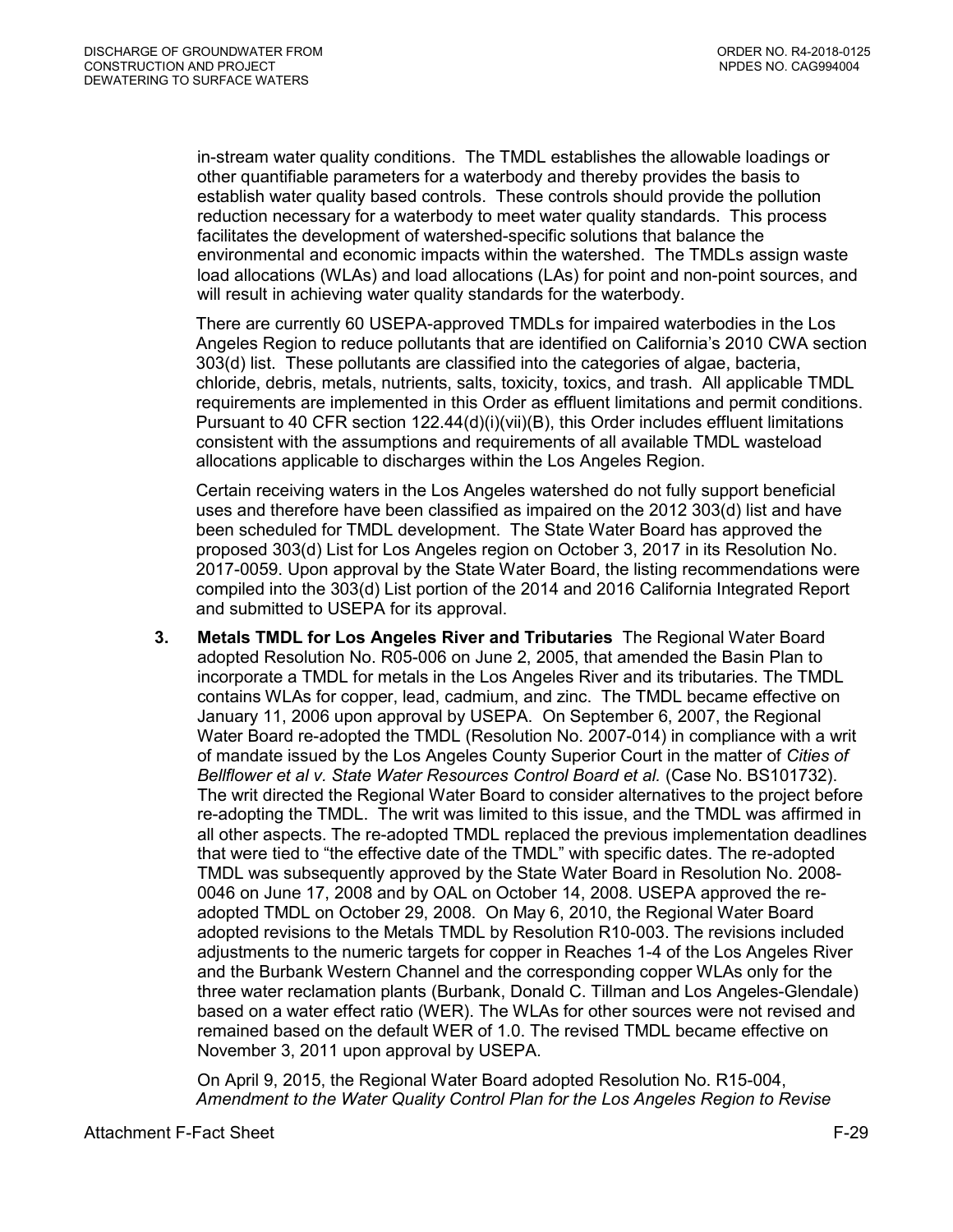in-stream water quality conditions. The TMDL establishes the allowable loadings or other quantifiable parameters for a waterbody and thereby provides the basis to establish water quality based controls. These controls should provide the pollution reduction necessary for a waterbody to meet water quality standards. This process facilitates the development of watershed-specific solutions that balance the environmental and economic impacts within the watershed. The TMDLs assign waste load allocations (WLAs) and load allocations (LAs) for point and non-point sources, and will result in achieving water quality standards for the waterbody.

There are currently 60 USEPA-approved TMDLs for impaired waterbodies in the Los Angeles Region to reduce pollutants that are identified on California's 2010 CWA section 303(d) list. These pollutants are classified into the categories of algae, bacteria, chloride, debris, metals, nutrients, salts, toxicity, toxics, and trash. All applicable TMDL requirements are implemented in this Order as effluent limitations and permit conditions. Pursuant to 40 CFR section 122.44(d)(i)(vii)(B), this Order includes effluent limitations consistent with the assumptions and requirements of all available TMDL wasteload allocations applicable to discharges within the Los Angeles Region.

Certain receiving waters in the Los Angeles watershed do not fully support beneficial uses and therefore have been classified as impaired on the 2012 303(d) list and have been scheduled for TMDL development. The State Water Board has approved the proposed 303(d) List for Los Angeles region on October 3, 2017 in its Resolution No. 2017-0059. Upon approval by the State Water Board, the listing recommendations were compiled into the 303(d) List portion of the 2014 and 2016 California Integrated Report and submitted to USEPA for its approval.

3. **Metals TMDL for Los Angeles River and Tributaries** The Regional Water Board adopted Resolution No. R05-006 on June 2, 2005, that amended the Basin Plan to incorporate a TMDL for metals in the Los Angeles River and its tributaries. The TMDL contains WLAs for copper, lead, cadmium, and zinc. The TMDL became effective on January 11, 2006 upon approval by USEPA. On September 6, 2007, the Regional Water Board re-adopted the TMDL (Resolution No. 2007-014) in compliance with a writ of mandate issued by the Los Angeles County Superior Court in the matter of *Cities of Bellflower et al v. State Water Resources Control Board et al.* (Case No. BS101732). The writ directed the Regional Water Board to consider alternatives to the project before re-adopting the TMDL. The writ was limited to this issue, and the TMDL was affirmed in all other aspects. The re-adopted TMDL replaced the previous implementation deadlines that were tied to "the effective date of the TMDL" with specific dates. The re-adopted TMDL was subsequently approved by the State Water Board in Resolution No. 2008-0046 on June 17, 2008 and by OAL on October 14, 2008. USEPA approved the re-adopted TMDL on October 29, 2008. On May 6, 2010, the Regional Water Board adopted revisions to the Metals TMDL by Resolution R10-003. The revisions included adjustments to the numeric targets for copper in Reaches 1-4 of the Los Angeles River and the Burbank Western Channel and the corresponding copper WLAs only for the three water reclamation plants (Burbank, Donald C. Tillman and Los Angeles-Glendale) based on a water effect ratio (WER). The WLAs for other sources were not revised and remained based on the default WER of 1.0. The revised TMDL became effective on November 3, 2011 upon approval by USEPA.

On April 9, 2015, the Regional Water Board adopted Resolution No. R15-004, *Amendment to the Water Quality Control Plan for the Los Angeles Region to Revise*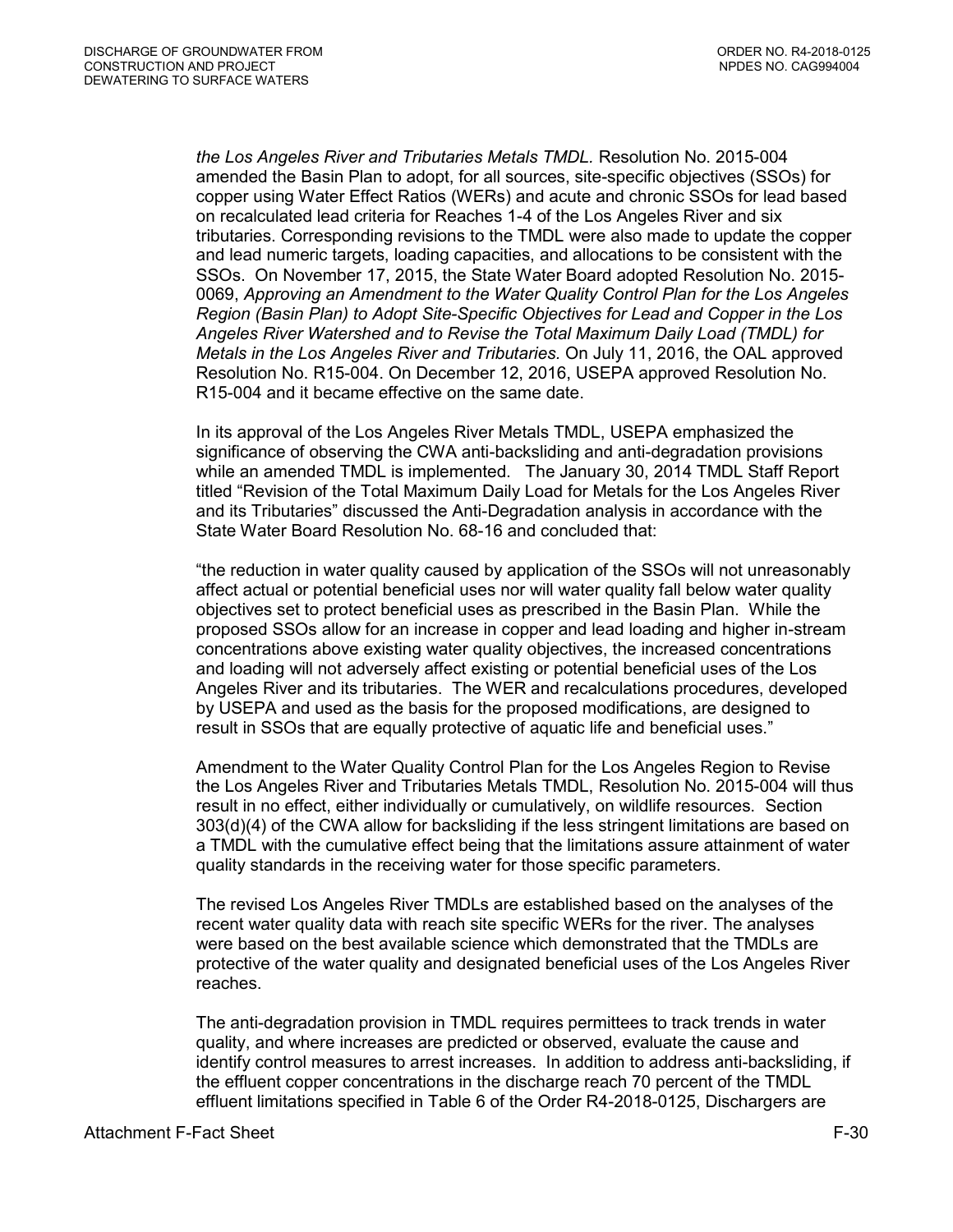*the Los Angeles River and Tributaries Metals TMDL.* Resolution No. 2015-004 amended the Basin Plan to adopt, for all sources, site-specific objectives (SSOs) for copper using Water Effect Ratios (WERs) and acute and chronic SSOs for lead based on recalculated lead criteria for Reaches 1-4 of the Los Angeles River and six tributaries. Corresponding revisions to the TMDL were also made to update the copper and lead numeric targets, loading capacities, and allocations to be consistent with the SSOs. On November 17, 2015, the State Water Board adopted Resolution No. 2015-0069, *Approving an Amendment to the Water Quality Control Plan for the Los Angeles Region (Basin Plan) to Adopt Site-Specific Objectives for Lead and Copper in the Los Angeles River Watershed and to Revise the Total Maximum Daily Load (TMDL) for Metals in the Los Angeles River and Tributaries.* On July 11, 2016, the OAL approved Resolution No. R15-004. On December 12, 2016, USEPA approved Resolution No. R15-004 and it became effective on the same date.

In its approval of the Los Angeles River Metals TMDL, USEPA emphasized the significance of observing the CWA anti-backsliding and anti-degradation provisions while an amended TMDL is implemented. The January 30, 2014 TMDL Staff Report titled "Revision of the Total Maximum Daily Load for Metals for the Los Angeles River and its Tributaries" discussed the Anti-Degradation analysis in accordance with the State Water Board Resolution No. 68-16 and concluded that:

"the reduction in water quality caused by application of the SSOs will not unreasonably affect actual or potential beneficial uses nor will water quality fall below water quality objectives set to protect beneficial uses as prescribed in the Basin Plan. While the proposed SSOs allow for an increase in copper and lead loading and higher in-stream concentrations above existing water quality objectives, the increased concentrations and loading will not adversely affect existing or potential beneficial uses of the Los Angeles River and its tributaries. The WER and recalculations procedures, developed by USEPA and used as the basis for the proposed modifications, are designed to result in SSOs that are equally protective of aquatic life and beneficial uses."

Amendment to the Water Quality Control Plan for the Los Angeles Region to Revise the Los Angeles River and Tributaries Metals TMDL, Resolution No. 2015-004 will thus result in no effect, either individually or cumulatively, on wildlife resources. Section 303(d)(4) of the CWA allow for backsliding if the less stringent limitations are based on a TMDL with the cumulative effect being that the limitations assure attainment of water quality standards in the receiving water for those specific parameters.

The revised Los Angeles River TMDLs are established based on the analyses of the recent water quality data with reach site specific WERs for the river. The analyses were based on the best available science which demonstrated that the TMDLs are protective of the water quality and designated beneficial uses of the Los Angeles River reaches.

The anti-degradation provision in TMDL requires permittees to track trends in water quality, and where increases are predicted or observed, evaluate the cause and identify control measures to arrest increases. In addition to address anti-backsliding, if the effluent copper concentrations in the discharge reach 70 percent of the TMDL effluent limitations specified in Table 6 of the Order R4-2018-0125, Dischargers are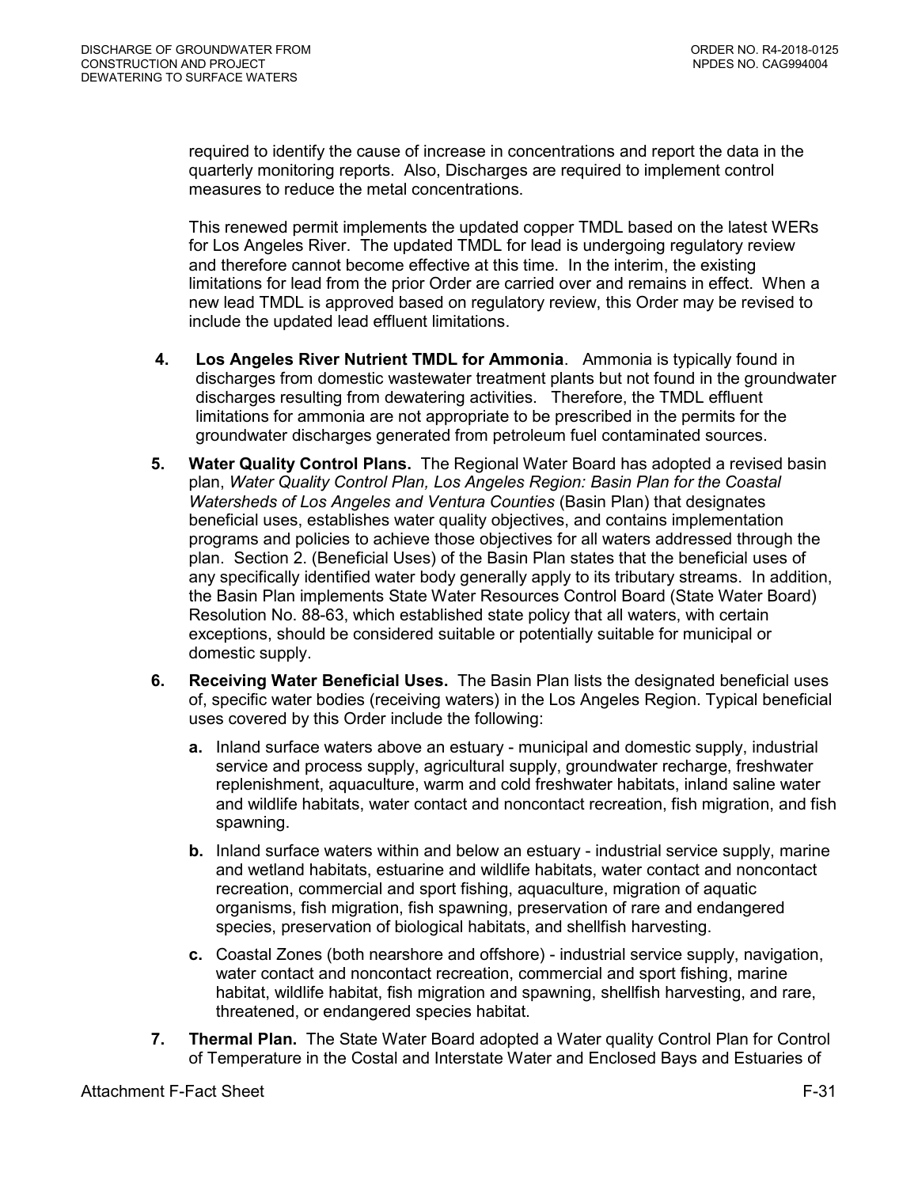required to identify the cause of increase in concentrations and report the data in the quarterly monitoring reports. Also, Discharges are required to implement control measures to reduce the metal concentrations.

This renewed permit implements the updated copper TMDL based on the latest WERs for Los Angeles River. The updated TMDL for lead is undergoing regulatory review and therefore cannot become effective at this time. In the interim, the existing limitations for lead from the prior Order are carried over and remains in effect. When a new lead TMDL is approved based on regulatory review, this Order may be revised to include the updated lead effluent limitations.

4. **Los Angeles River Nutrient TMDL for Ammonia**. Ammonia is typically found in discharges from domestic wastewater treatment plants but not found in the groundwater discharges resulting from dewatering activities. Therefore, the TMDL effluent limitations for ammonia are not appropriate to be prescribed in the permits for the groundwater discharges generated from petroleum fuel contaminated sources.

5. **Water Quality Control Plans.** The Regional Water Board has adopted a revised basin plan, *Water Quality Control Plan, Los Angeles Region: Basin Plan for the Coastal Watersheds of Los Angeles and Ventura Counties* (Basin Plan) that designates beneficial uses, establishes water quality objectives, and contains implementation programs and policies to achieve those objectives for all waters addressed through the plan. Section 2. (Beneficial Uses) of the Basin Plan states that the beneficial uses of any specifically identified water body generally apply to its tributary streams. In addition, the Basin Plan implements State Water Resources Control Board (State Water Board) Resolution No. 88-63, which established state policy that all waters, with certain exceptions, should be considered suitable or potentially suitable for municipal or domestic supply.

6. **Receiving Water Beneficial Uses.** The Basin Plan lists the designated beneficial uses of, specific water bodies (receiving waters) in the Los Angeles Region. Typical beneficial uses covered by this Order include the following:

   a. Inland surface waters above an estuary - municipal and domestic supply, industrial service and process supply, agricultural supply, groundwater recharge, freshwater replenishment, aquaculture, warm and cold freshwater habitats, inland saline water and wildlife habitats, water contact and noncontact recreation, fish migration, and fish spawning.

   b. Inland surface waters within and below an estuary - industrial service supply, marine and wetland habitats, estuarine and wildlife habitats, water contact and noncontact recreation, commercial and sport fishing, aquaculture, migration of aquatic organisms, fish migration, fish spawning, preservation of rare and endangered species, preservation of biological habitats, and shellfish harvesting.

   c. Coastal Zones (both nearshore and offshore) - industrial service supply, navigation, water contact and noncontact recreation, commercial and sport fishing, marine habitat, wildlife habitat, fish migration and spawning, shellfish harvesting, and rare, threatened, or endangered species habitat.

7. **Thermal Plan.** The State Water Board adopted a Water quality Control Plan for Control of Temperature in the Costal and Interstate Water and Enclosed Bays and Estuaries of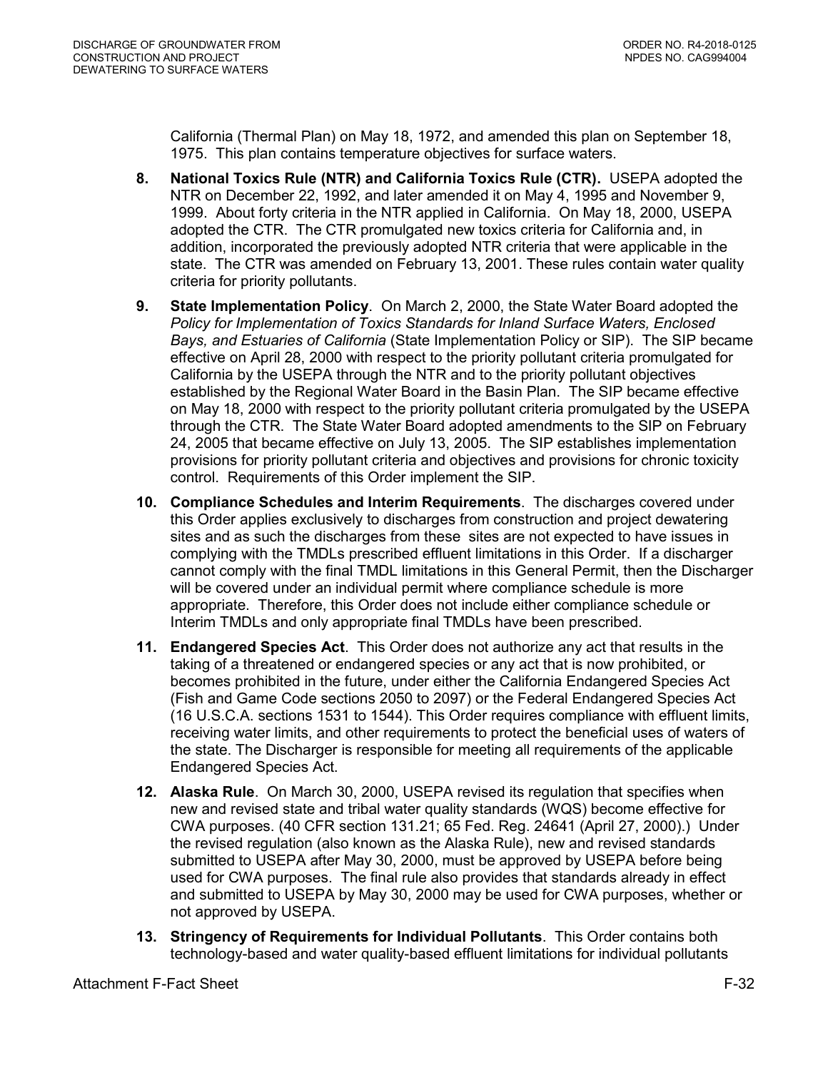California (Thermal Plan) on May 18, 1972, and amended this plan on September 18, 1975. This plan contains temperature objectives for surface waters.

8. **National Toxics Rule (NTR) and California Toxics Rule (CTR).** USEPA adopted the NTR on December 22, 1992, and later amended it on May 4, 1995 and November 9, 1999. About forty criteria in the NTR applied in California. On May 18, 2000, USEPA adopted the CTR. The CTR promulgated new toxics criteria for California and, in addition, incorporated the previously adopted NTR criteria that were applicable in the state. The CTR was amended on February 13, 2001. These rules contain water quality criteria for priority pollutants.

9. **State Implementation Policy**. On March 2, 2000, the State Water Board adopted the *Policy for Implementation of Toxics Standards for Inland Surface Waters, Enclosed Bays, and Estuaries of California* (State Implementation Policy or SIP). The SIP became effective on April 28, 2000 with respect to the priority pollutant criteria promulgated for California by the USEPA through the NTR and to the priority pollutant objectives established by the Regional Water Board in the Basin Plan. The SIP became effective on May 18, 2000 with respect to the priority pollutant criteria promulgated by the USEPA through the CTR. The State Water Board adopted amendments to the SIP on February 24, 2005 that became effective on July 13, 2005. The SIP establishes implementation provisions for priority pollutant criteria and objectives and provisions for chronic toxicity control. Requirements of this Order implement the SIP.

10. **Compliance Schedules and Interim Requirements**. The discharges covered under this Order applies exclusively to discharges from construction and project dewatering sites and as such the discharges from these sites are not expected to have issues in complying with the TMDLs prescribed effluent limitations in this Order. If a discharger cannot comply with the final TMDL limitations in this General Permit, then the Discharger will be covered under an individual permit where compliance schedule is more appropriate. Therefore, this Order does not include either compliance schedule or Interim TMDLs and only appropriate final TMDLs have been prescribed.

11. **Endangered Species Act**. This Order does not authorize any act that results in the taking of a threatened or endangered species or any act that is now prohibited, or becomes prohibited in the future, under either the California Endangered Species Act (Fish and Game Code sections 2050 to 2097) or the Federal Endangered Species Act (16 U.S.C.A. sections 1531 to 1544). This Order requires compliance with effluent limits, receiving water limits, and other requirements to protect the beneficial uses of waters of the state. The Discharger is responsible for meeting all requirements of the applicable Endangered Species Act.

12. **Alaska Rule**. On March 30, 2000, USEPA revised its regulation that specifies when new and revised state and tribal water quality standards (WQS) become effective for CWA purposes. (40 CFR section 131.21; 65 Fed. Reg. 24641 (April 27, 2000).) Under the revised regulation (also known as the Alaska Rule), new and revised standards submitted to USEPA after May 30, 2000, must be approved by USEPA before being used for CWA purposes. The final rule also provides that standards already in effect and submitted to USEPA by May 30, 2000 may be used for CWA purposes, whether or not approved by USEPA.

13. **Stringency of Requirements for Individual Pollutants**. This Order contains both technology-based and water quality-based effluent limitations for individual pollutants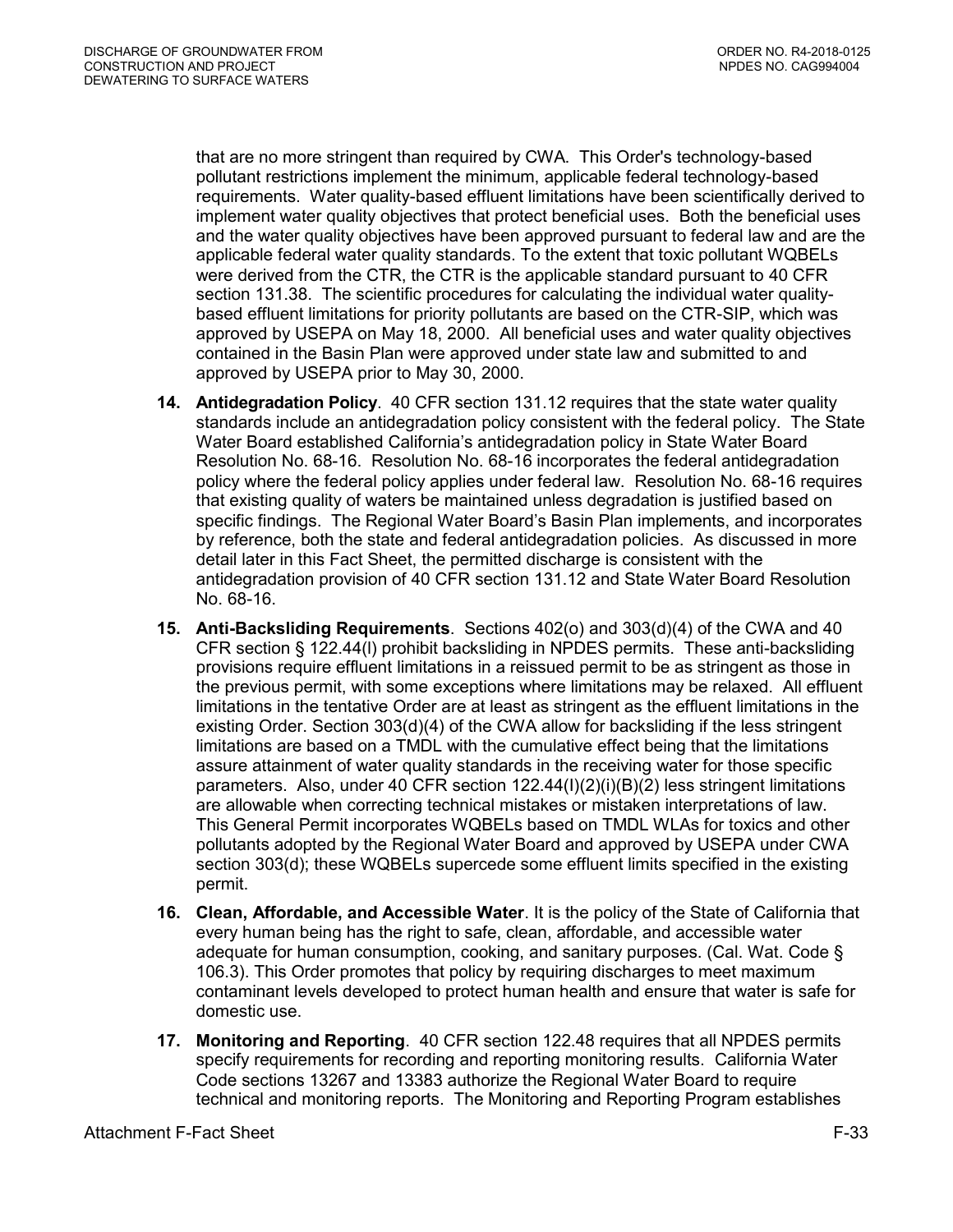that are no more stringent than required by CWA. This Order's technology-based pollutant restrictions implement the minimum, applicable federal technology-based requirements. Water quality-based effluent limitations have been scientifically derived to implement water quality objectives that protect beneficial uses. Both the beneficial uses and the water quality objectives have been approved pursuant to federal law and are the applicable federal water quality standards. To the extent that toxic pollutant WQBELs were derived from the CTR, the CTR is the applicable standard pursuant to 40 CFR section 131.38. The scientific procedures for calculating the individual water quality-based effluent limitations for priority pollutants are based on the CTR-SIP, which was approved by USEPA on May 18, 2000. All beneficial uses and water quality objectives contained in the Basin Plan were approved under state law and submitted to and approved by USEPA prior to May 30, 2000.

14. **Antidegradation Policy**. 40 CFR section 131.12 requires that the state water quality standards include an antidegradation policy consistent with the federal policy. The State Water Board established California's antidegradation policy in State Water Board Resolution No. 68-16. Resolution No. 68-16 incorporates the federal antidegradation policy where the federal policy applies under federal law. Resolution No. 68-16 requires that existing quality of waters be maintained unless degradation is justified based on specific findings. The Regional Water Board's Basin Plan implements, and incorporates by reference, both the state and federal antidegradation policies. As discussed in more detail later in this Fact Sheet, the permitted discharge is consistent with the antidegradation provision of 40 CFR section 131.12 and State Water Board Resolution No. 68-16.

15. **Anti-Backsliding Requirements**. Sections 402(o) and 303(d)(4) of the CWA and 40 CFR section § 122.44(l) prohibit backsliding in NPDES permits. These anti-backsliding provisions require effluent limitations in a reissued permit to be as stringent as those in the previous permit, with some exceptions where limitations may be relaxed. All effluent limitations in the tentative Order are at least as stringent as the effluent limitations in the existing Order. Section 303(d)(4) of the CWA allow for backsliding if the less stringent limitations are based on a TMDL with the cumulative effect being that the limitations assure attainment of water quality standards in the receiving water for those specific parameters. Also, under 40 CFR section 122.44(I)(2)(i)(B)(2) less stringent limitations are allowable when correcting technical mistakes or mistaken interpretations of law. This General Permit incorporates WQBELs based on TMDL WLAs for toxics and other pollutants adopted by the Regional Water Board and approved by USEPA under CWA section 303(d); these WQBELs supercede some effluent limits specified in the existing permit.

16. **Clean, Affordable, and Accessible Water**. It is the policy of the State of California that every human being has the right to safe, clean, affordable, and accessible water adequate for human consumption, cooking, and sanitary purposes. (Cal. Wat. Code § 106.3). This Order promotes that policy by requiring discharges to meet maximum contaminant levels developed to protect human health and ensure that water is safe for domestic use.

17. **Monitoring and Reporting**. 40 CFR section 122.48 requires that all NPDES permits specify requirements for recording and reporting monitoring results. California Water Code sections 13267 and 13383 authorize the Regional Water Board to require technical and monitoring reports. The Monitoring and Reporting Program establishes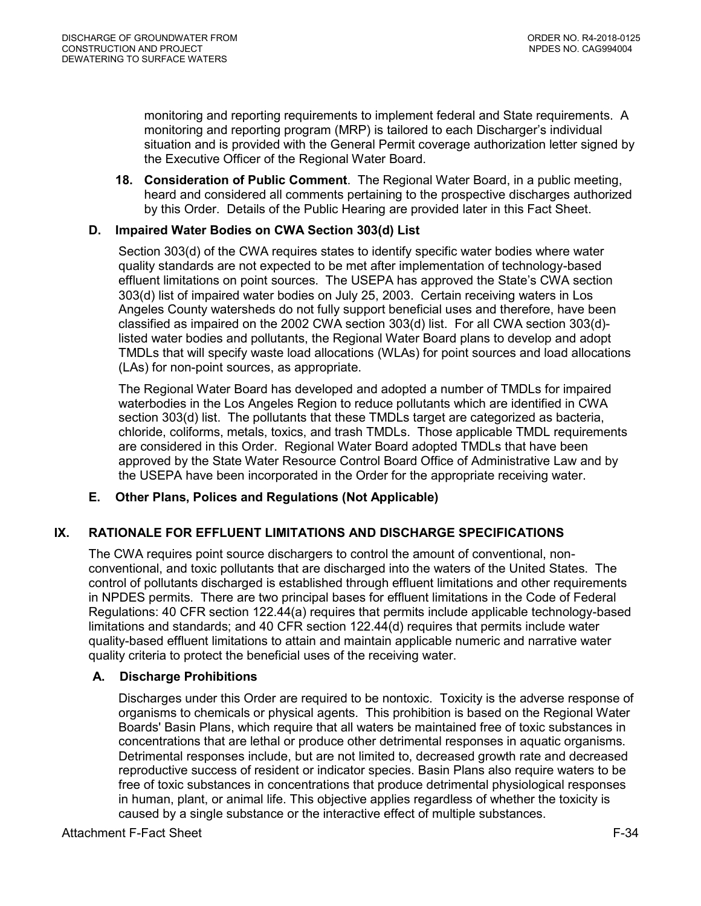monitoring and reporting requirements to implement federal and State requirements. A monitoring and reporting program (MRP) is tailored to each Discharger's individual situation and is provided with the General Permit coverage authorization letter signed by the Executive Officer of the Regional Water Board.

**18. Consideration of Public Comment**. The Regional Water Board, in a public meeting, heard and considered all comments pertaining to the prospective discharges authorized by this Order. Details of the Public Hearing are provided later in this Fact Sheet.

### D. Impaired Water Bodies on CWA Section 303(d) List

Section 303(d) of the CWA requires states to identify specific water bodies where water quality standards are not expected to be met after implementation of technology-based effluent limitations on point sources. The USEPA has approved the State's CWA section 303(d) list of impaired water bodies on July 25, 2003. Certain receiving waters in Los Angeles County watersheds do not fully support beneficial uses and therefore, have been classified as impaired on the 2002 CWA section 303(d) list. For all CWA section 303(d)-listed water bodies and pollutants, the Regional Water Board plans to develop and adopt TMDLs that will specify waste load allocations (WLAs) for point sources and load allocations (LAs) for non-point sources, as appropriate.

The Regional Water Board has developed and adopted a number of TMDLs for impaired waterbodies in the Los Angeles Region to reduce pollutants which are identified in CWA section 303(d) list. The pollutants that these TMDLs target are categorized as bacteria, chloride, coliforms, metals, toxics, and trash TMDLs. Those applicable TMDL requirements are considered in this Order. Regional Water Board adopted TMDLs that have been approved by the State Water Resource Control Board Office of Administrative Law and by the USEPA have been incorporated in the Order for the appropriate receiving water.

### E. Other Plans, Polices and Regulations (Not Applicable)

## IX. RATIONALE FOR EFFLUENT LIMITATIONS AND DISCHARGE SPECIFICATIONS

The CWA requires point source dischargers to control the amount of conventional, non-conventional, and toxic pollutants that are discharged into the waters of the United States. The control of pollutants discharged is established through effluent limitations and other requirements in NPDES permits. There are two principal bases for effluent limitations in the Code of Federal Regulations: 40 CFR section 122.44(a) requires that permits include applicable technology-based limitations and standards; and 40 CFR section 122.44(d) requires that permits include water quality-based effluent limitations to attain and maintain applicable numeric and narrative water quality criteria to protect the beneficial uses of the receiving water.

### A. Discharge Prohibitions

Discharges under this Order are required to be nontoxic. Toxicity is the adverse response of organisms to chemicals or physical agents. This prohibition is based on the Regional Water Boards' Basin Plans, which require that all waters be maintained free of toxic substances in concentrations that are lethal or produce other detrimental responses in aquatic organisms. Detrimental responses include, but are not limited to, decreased growth rate and decreased reproductive success of resident or indicator species. Basin Plans also require waters to be free of toxic substances in concentrations that produce detrimental physiological responses in human, plant, or animal life. This objective applies regardless of whether the toxicity is caused by a single substance or the interactive effect of multiple substances.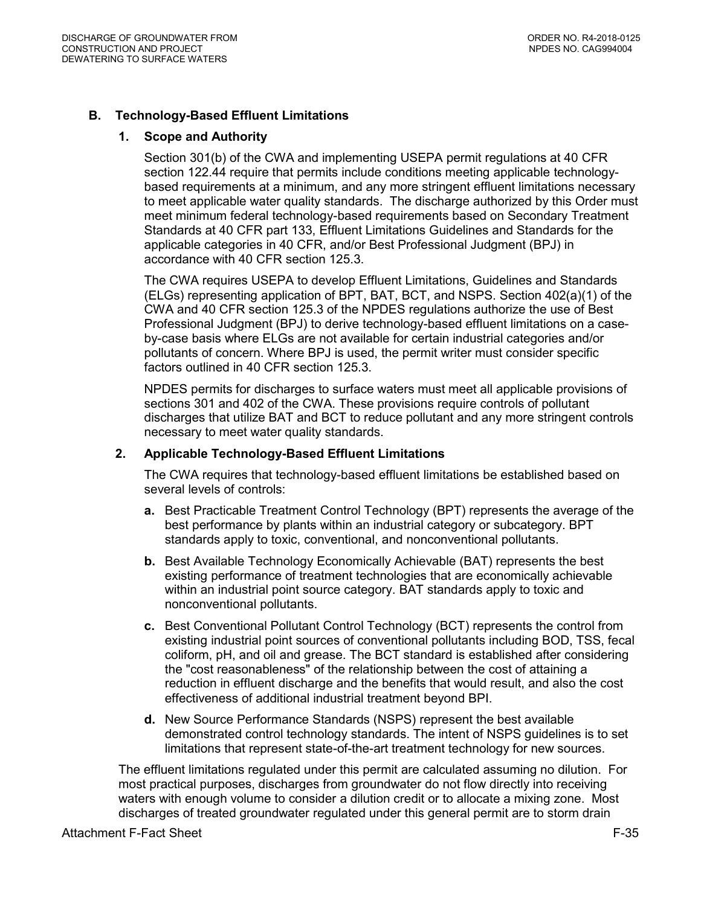## B. Technology-Based Effluent Limitations

### 1. Scope and Authority

Section 301(b) of the CWA and implementing USEPA permit regulations at 40 CFR section 122.44 require that permits include conditions meeting applicable technology-based requirements at a minimum, and any more stringent effluent limitations necessary to meet applicable water quality standards. The discharge authorized by this Order must meet minimum federal technology-based requirements based on Secondary Treatment Standards at 40 CFR part 133, Effluent Limitations Guidelines and Standards for the applicable categories in 40 CFR, and/or Best Professional Judgment (BPJ) in accordance with 40 CFR section 125.3.

The CWA requires USEPA to develop Effluent Limitations, Guidelines and Standards (ELGs) representing application of BPT, BAT, BCT, and NSPS. Section 402(a)(1) of the CWA and 40 CFR section 125.3 of the NPDES regulations authorize the use of Best Professional Judgment (BPJ) to derive technology-based effluent limitations on a case-by-case basis where ELGs are not available for certain industrial categories and/or pollutants of concern. Where BPJ is used, the permit writer must consider specific factors outlined in 40 CFR section 125.3.

NPDES permits for discharges to surface waters must meet all applicable provisions of sections 301 and 402 of the CWA. These provisions require controls of pollutant discharges that utilize BAT and BCT to reduce pollutant and any more stringent controls necessary to meet water quality standards.

### 2. Applicable Technology-Based Effluent Limitations

The CWA requires that technology-based effluent limitations be established based on several levels of controls:

**a.** Best Practicable Treatment Control Technology (BPT) represents the average of the best performance by plants within an industrial category or subcategory. BPT standards apply to toxic, conventional, and nonconventional pollutants.

**b.** Best Available Technology Economically Achievable (BAT) represents the best existing performance of treatment technologies that are economically achievable within an industrial point source category. BAT standards apply to toxic and nonconventional pollutants.

**c.** Best Conventional Pollutant Control Technology (BCT) represents the control from existing industrial point sources of conventional pollutants including BOD, TSS, fecal coliform, pH, and oil and grease. The BCT standard is established after considering the "cost reasonableness" of the relationship between the cost of attaining a reduction in effluent discharge and the benefits that would result, and also the cost effectiveness of additional industrial treatment beyond BPI.

**d.** New Source Performance Standards (NSPS) represent the best available demonstrated control technology standards. The intent of NSPS guidelines is to set limitations that represent state-of-the-art treatment technology for new sources.

The effluent limitations regulated under this permit are calculated assuming no dilution. For most practical purposes, discharges from groundwater do not flow directly into receiving waters with enough volume to consider a dilution credit or to allocate a mixing zone. Most discharges of treated groundwater regulated under this general permit are to storm drain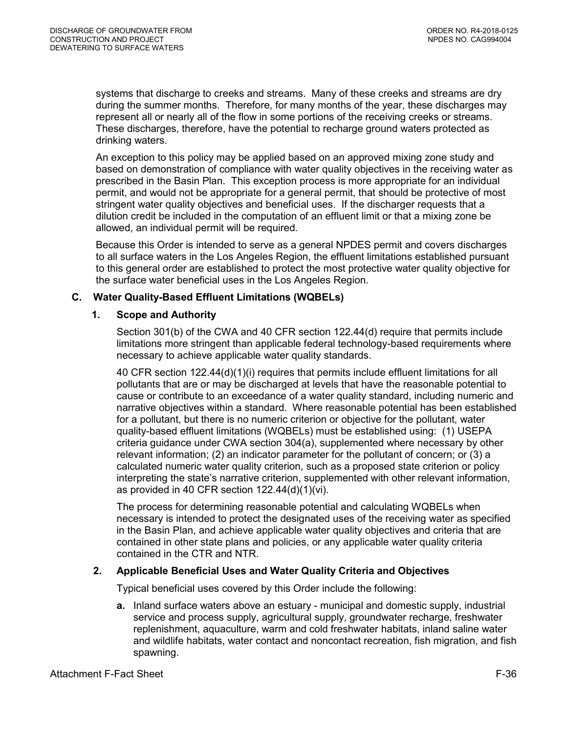systems that discharge to creeks and streams. Many of these creeks and streams are dry during the summer months. Therefore, for many months of the year, these discharges may represent all or nearly all of the flow in some portions of the receiving creeks or streams. These discharges, therefore, have the potential to recharge ground waters protected as drinking waters.

An exception to this policy may be applied based on an approved mixing zone study and based on demonstration of compliance with water quality objectives in the receiving water as prescribed in the Basin Plan. This exception process is more appropriate for an individual permit, and would not be appropriate for a general permit, that should be protective of most stringent water quality objectives and beneficial uses. If the discharger requests that a dilution credit be included in the computation of an effluent limit or that a mixing zone be allowed, an individual permit will be required.

Because this Order is intended to serve as a general NPDES permit and covers discharges to all surface waters in the Los Angeles Region, the effluent limitations established pursuant to this general order are established to protect the most protective water quality objective for the surface water beneficial uses in the Los Angeles Region.

### C. Water Quality-Based Effluent Limitations (WQBELs)

#### 1. Scope and Authority

Section 301(b) of the CWA and 40 CFR section 122.44(d) require that permits include limitations more stringent than applicable federal technology-based requirements where necessary to achieve applicable water quality standards.

40 CFR section 122.44(d)(1)(i) requires that permits include effluent limitations for all pollutants that are or may be discharged at levels that have the reasonable potential to cause or contribute to an exceedance of a water quality standard, including numeric and narrative objectives within a standard. Where reasonable potential has been established for a pollutant, but there is no numeric criterion or objective for the pollutant, water quality-based effluent limitations (WQBELs) must be established using: (1) USEPA criteria guidance under CWA section 304(a), supplemented where necessary by other relevant information; (2) an indicator parameter for the pollutant of concern; or (3) a calculated numeric water quality criterion, such as a proposed state criterion or policy interpreting the state's narrative criterion, supplemented with other relevant information, as provided in 40 CFR section 122.44(d)(1)(vi).

The process for determining reasonable potential and calculating WQBELs when necessary is intended to protect the designated uses of the receiving water as specified in the Basin Plan, and achieve applicable water quality objectives and criteria that are contained in other state plans and policies, or any applicable water quality criteria contained in the CTR and NTR.

#### 2. Applicable Beneficial Uses and Water Quality Criteria and Objectives

Typical beneficial uses covered by this Order include the following:

**a.** Inland surface waters above an estuary - municipal and domestic supply, industrial service and process supply, agricultural supply, groundwater recharge, freshwater replenishment, aquaculture, warm and cold freshwater habitats, inland saline water and wildlife habitats, water contact and noncontact recreation, fish migration, and fish spawning.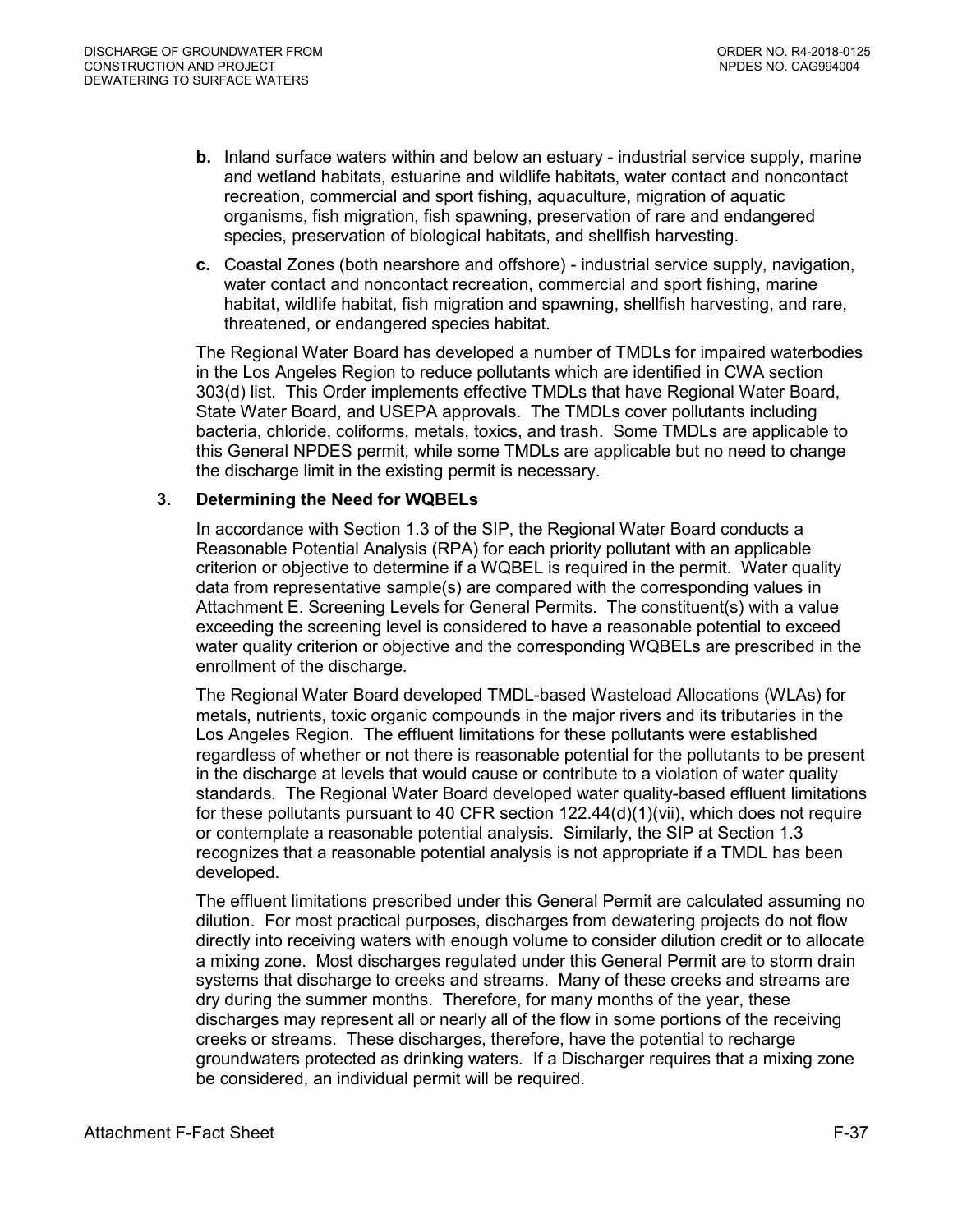**b.** Inland surface waters within and below an estuary - industrial service supply, marine and wetland habitats, estuarine and wildlife habitats, water contact and noncontact recreation, commercial and sport fishing, aquaculture, migration of aquatic organisms, fish migration, fish spawning, preservation of rare and endangered species, preservation of biological habitats, and shellfish harvesting.

**c.** Coastal Zones (both nearshore and offshore) - industrial service supply, navigation, water contact and noncontact recreation, commercial and sport fishing, marine habitat, wildlife habitat, fish migration and spawning, shellfish harvesting, and rare, threatened, or endangered species habitat.

The Regional Water Board has developed a number of TMDLs for impaired waterbodies in the Los Angeles Region to reduce pollutants which are identified in CWA section 303(d) list. This Order implements effective TMDLs that have Regional Water Board, State Water Board, and USEPA approvals. The TMDLs cover pollutants including bacteria, chloride, coliforms, metals, toxics, and trash. Some TMDLs are applicable to this General NPDES permit, while some TMDLs are applicable but no need to change the discharge limit in the existing permit is necessary.

### 3. Determining the Need for WQBELs

In accordance with Section 1.3 of the SIP, the Regional Water Board conducts a Reasonable Potential Analysis (RPA) for each priority pollutant with an applicable criterion or objective to determine if a WQBEL is required in the permit. Water quality data from representative sample(s) are compared with the corresponding values in Attachment E. Screening Levels for General Permits. The constituent(s) with a value exceeding the screening level is considered to have a reasonable potential to exceed water quality criterion or objective and the corresponding WQBELs are prescribed in the enrollment of the discharge.

The Regional Water Board developed TMDL-based Wasteload Allocations (WLAs) for metals, nutrients, toxic organic compounds in the major rivers and its tributaries in the Los Angeles Region. The effluent limitations for these pollutants were established regardless of whether or not there is reasonable potential for the pollutants to be present in the discharge at levels that would cause or contribute to a violation of water quality standards. The Regional Water Board developed water quality-based effluent limitations for these pollutants pursuant to 40 CFR section 122.44(d)(1)(vii), which does not require or contemplate a reasonable potential analysis. Similarly, the SIP at Section 1.3 recognizes that a reasonable potential analysis is not appropriate if a TMDL has been developed.

The effluent limitations prescribed under this General Permit are calculated assuming no dilution. For most practical purposes, discharges from dewatering projects do not flow directly into receiving waters with enough volume to consider dilution credit or to allocate a mixing zone. Most discharges regulated under this General Permit are to storm drain systems that discharge to creeks and streams. Many of these creeks and streams are dry during the summer months. Therefore, for many months of the year, these discharges may represent all or nearly all of the flow in some portions of the receiving creeks or streams. These discharges, therefore, have the potential to recharge groundwaters protected as drinking waters. If a Discharger requires that a mixing zone be considered, an individual permit will be required.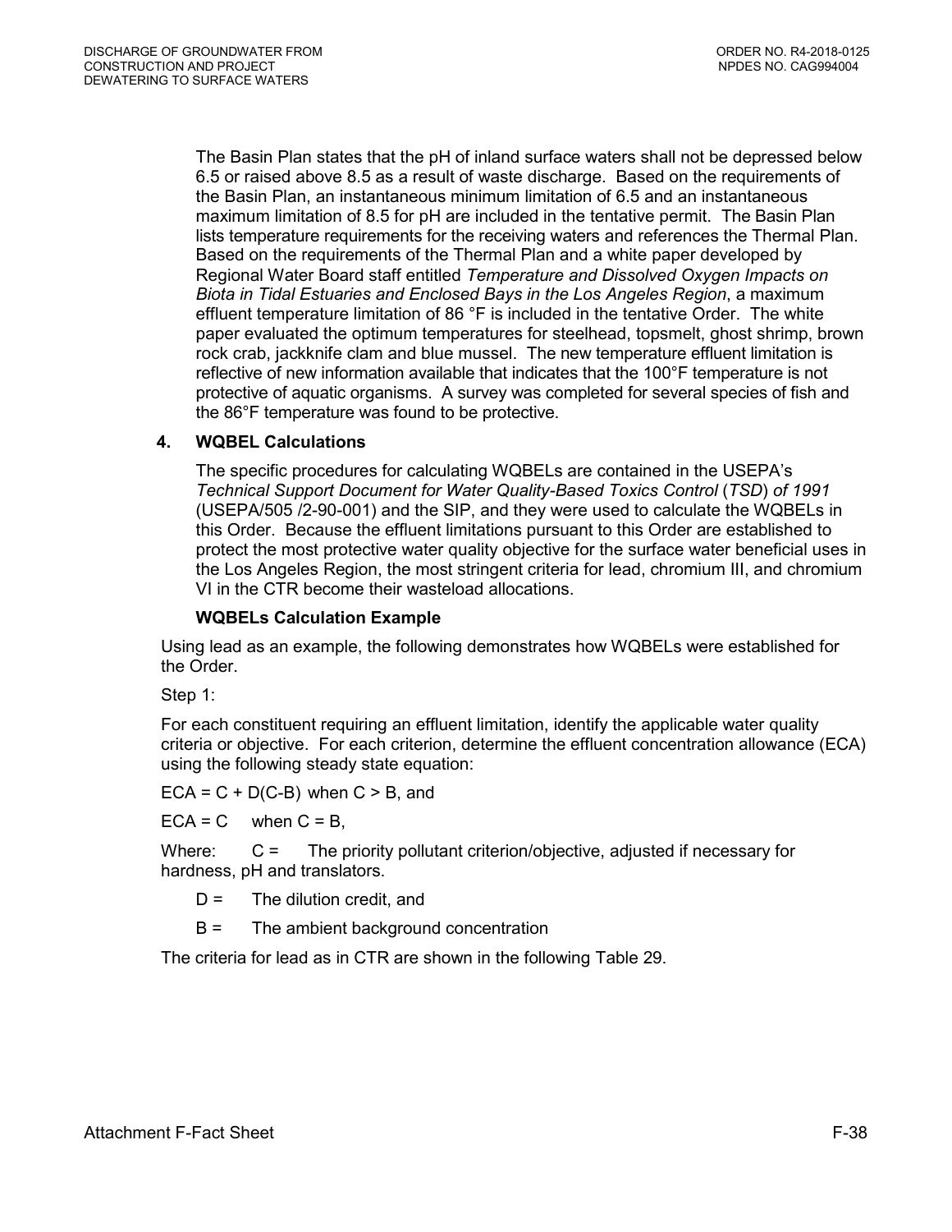The Basin Plan states that the pH of inland surface waters shall not be depressed below 6.5 or raised above 8.5 as a result of waste discharge. Based on the requirements of the Basin Plan, an instantaneous minimum limitation of 6.5 and an instantaneous maximum limitation of 8.5 for pH are included in the tentative permit. The Basin Plan lists temperature requirements for the receiving waters and references the Thermal Plan. Based on the requirements of the Thermal Plan and a white paper developed by Regional Water Board staff entitled *Temperature and Dissolved Oxygen Impacts on Biota in Tidal Estuaries and Enclosed Bays in the Los Angeles Region*, a maximum effluent temperature limitation of 86 °F is included in the tentative Order. The white paper evaluated the optimum temperatures for steelhead, topsmelt, ghost shrimp, brown rock crab, jackknife clam and blue mussel. The new temperature effluent limitation is reflective of new information available that indicates that the 100°F temperature is not protective of aquatic organisms. A survey was completed for several species of fish and the 86°F temperature was found to be protective.

### 4. WQBEL Calculations

The specific procedures for calculating WQBELs are contained in the USEPA's *Technical Support Document for Water Quality-Based Toxics Control* (*TSD*) *of 1991* (USEPA/505 /2-90-001) and the SIP, and they were used to calculate the WQBELs in this Order. Because the effluent limitations pursuant to this Order are established to protect the most protective water quality objective for the surface water beneficial uses in the Los Angeles Region, the most stringent criteria for lead, chromium III, and chromium VI in the CTR become their wasteload allocations.

**WQBELs Calculation Example**

Using lead as an example, the following demonstrates how WQBELs were established for the Order.

Step 1:

For each constituent requiring an effluent limitation, identify the applicable water quality criteria or objective. For each criterion, determine the effluent concentration allowance (ECA) using the following steady state equation:

$ECA = C + D(C-B)$ when $C > B$, and

$ECA = C$ when $C = B$,

Where: C = The priority pollutant criterion/objective, adjusted if necessary for hardness, pH and translators.

D = The dilution credit, and

B = The ambient background concentration

The criteria for lead as in CTR are shown in the following Table 29.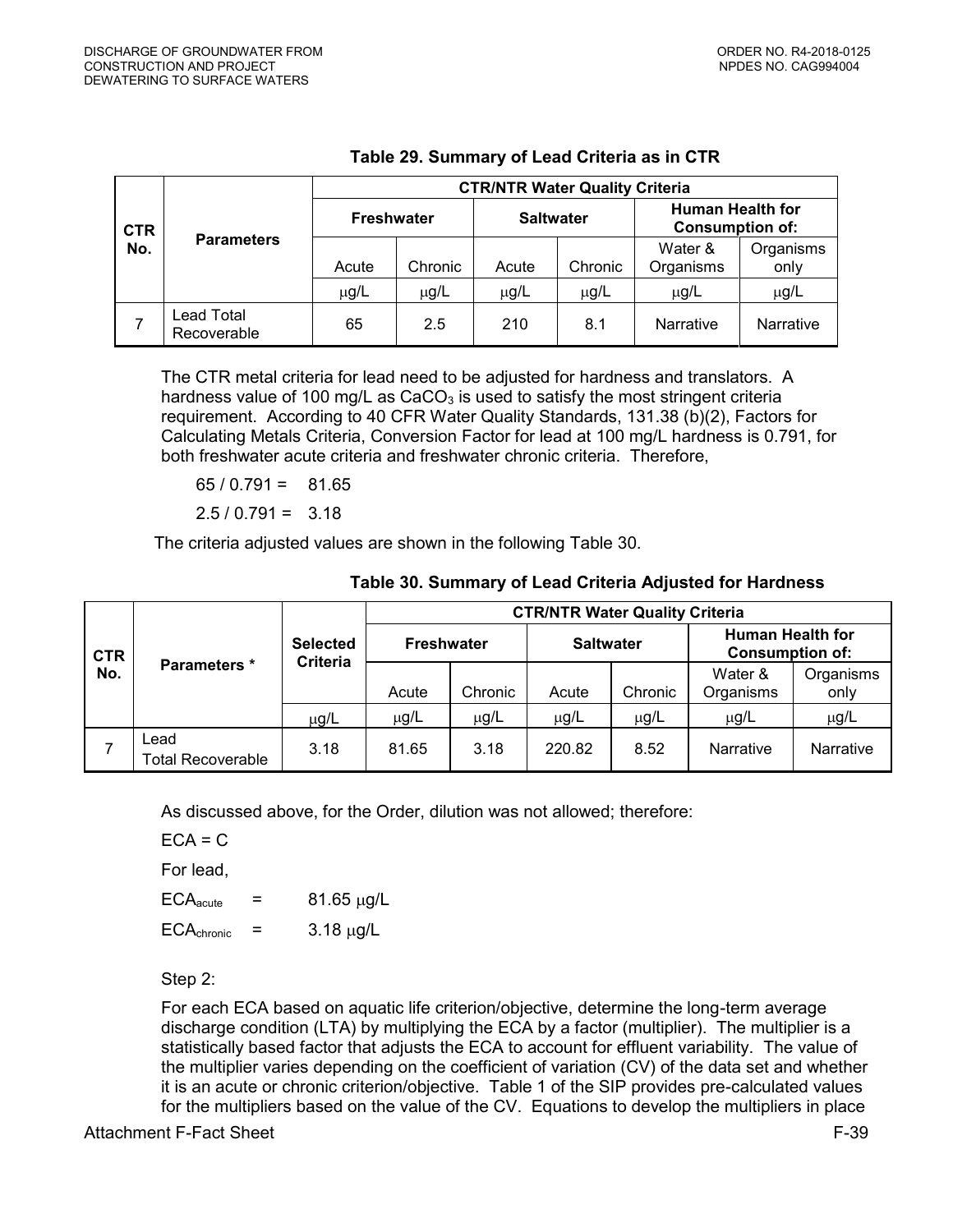**Table 29. Summary of Lead Criteria as in CTR**

| CTR No. | Parameters | CTR/NTR Water Quality Criteria | | | | | |
|---|---|---|---|---|---|---|---|
| | | Freshwater | | Saltwater | | Human Health for Consumption of: | |
| | | Acute | Chronic | Acute | Chronic | Water & Organisms | Organisms only |
| | | μg/L | μg/L | μg/L | μg/L | μg/L | μg/L |
| 7 | Lead Total Recoverable | 65 | 2.5 | 210 | 8.1 | Narrative | Narrative |

The CTR metal criteria for lead need to be adjusted for hardness and translators. A hardness value of 100 mg/L as $CaCO_3$ is used to satisfy the most stringent criteria requirement. According to 40 CFR Water Quality Standards, 131.38 (b)(2), Factors for Calculating Metals Criteria, Conversion Factor for lead at 100 mg/L hardness is 0.791, for both freshwater acute criteria and freshwater chronic criteria. Therefore,

$65 / 0.791 = 81.65$

$2.5 / 0.791 = 3.18$

The criteria adjusted values are shown in the following Table 30.

**Table 30. Summary of Lead Criteria Adjusted for Hardness**

| CTR No. | Parameters * | Selected Criteria | CTR/NTR Water Quality Criteria | | | | | |
|---|---|---|---|---|---|---|---|---|
| | | | Freshwater | | Saltwater | | Human Health for Consumption of: | |
| | | | Acute | Chronic | Acute | Chronic | Water & Organisms | Organisms only |
| | | μg/L | μg/L | μg/L | μg/L | μg/L | μg/L | μg/L |
| 7 | Lead Total Recoverable | 3.18 | 81.65 | 3.18 | 220.82 | 8.52 | Narrative | Narrative |

As discussed above, for the Order, dilution was not allowed; therefore:

ECA = C

For lead,

$ECA_{acute}$ = 81.65 μg/L

$ECA_{chronic}$ = 3.18 μg/L

Step 2:

For each ECA based on aquatic life criterion/objective, determine the long-term average discharge condition (LTA) by multiplying the ECA by a factor (multiplier). The multiplier is a statistically based factor that adjusts the ECA to account for effluent variability. The value of the multiplier varies depending on the coefficient of variation (CV) of the data set and whether it is an acute or chronic criterion/objective. Table 1 of the SIP provides pre-calculated values for the multipliers based on the value of the CV. Equations to develop the multipliers in place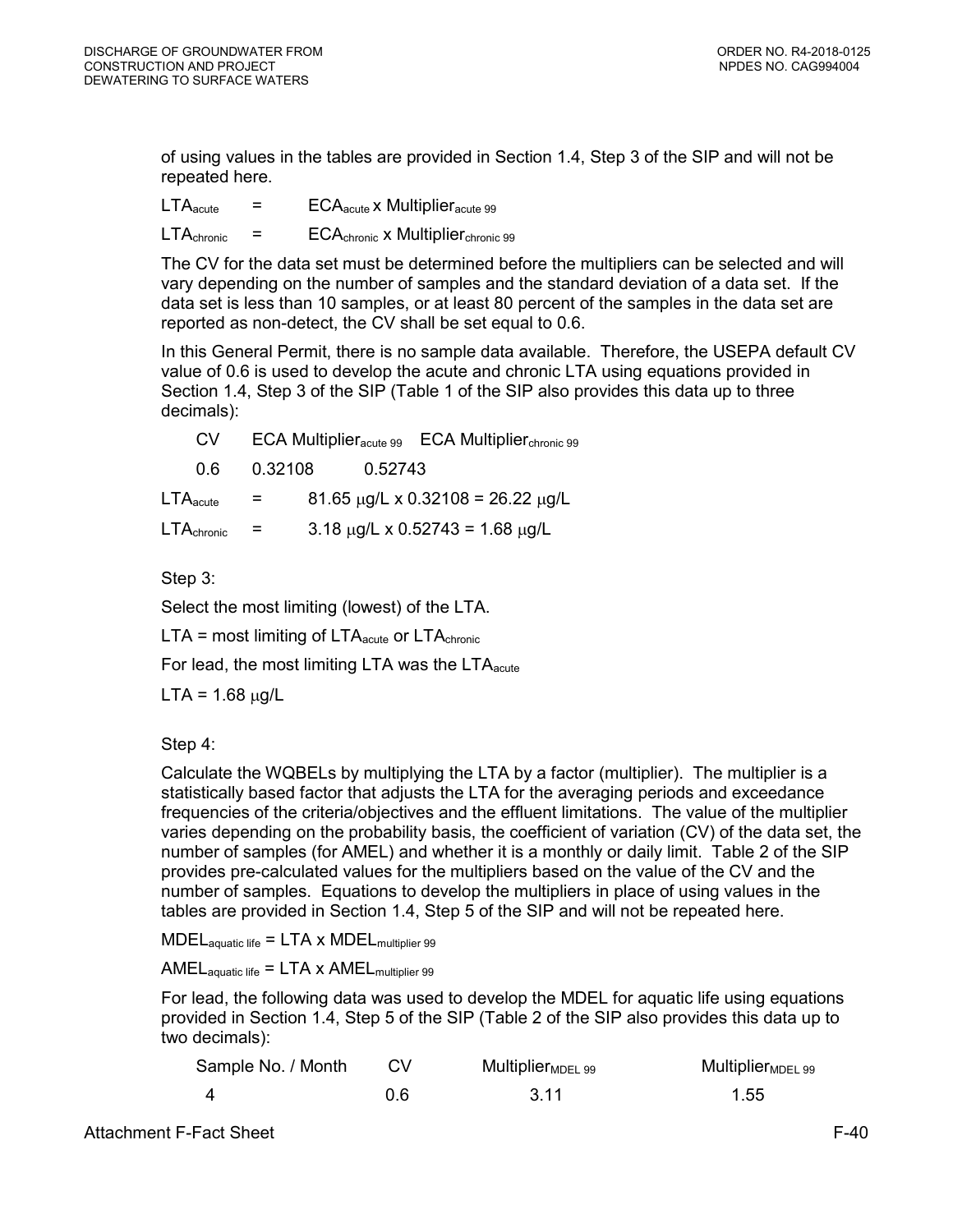of using values in the tables are provided in Section 1.4, Step 3 of the SIP and will not be repeated here.

$LTA_{acute}$ = $ECA_{acute}$ x $Multiplier_{acute\ 99}$

$LTA_{chronic}$ = $ECA_{chronic}$ x $Multiplier_{chronic\ 99}$

The CV for the data set must be determined before the multipliers can be selected and will vary depending on the number of samples and the standard deviation of a data set. If the data set is less than 10 samples, or at least 80 percent of the samples in the data set are reported as non-detect, the CV shall be set equal to 0.6.

In this General Permit, there is no sample data available. Therefore, the USEPA default CV value of 0.6 is used to develop the acute and chronic LTA using equations provided in Section 1.4, Step 3 of the SIP (Table 1 of the SIP also provides this data up to three decimals):

| CV | ECA $Multiplier_{acute\ 99}$ | ECA $Multiplier_{chronic\ 99}$ |
|---|---|---|
| 0.6 | 0.32108 | 0.52743 |

$LTA_{acute}$ = 81.65 μg/L x 0.32108 = 26.22 μg/L

$LTA_{chronic}$ = 3.18 μg/L x 0.52743 = 1.68 μg/L

Step 3:

Select the most limiting (lowest) of the LTA.

LTA = most limiting of $LTA_{acute}$ or $LTA_{chronic}$

For lead, the most limiting LTA was the $LTA_{acute}$

LTA = 1.68 μg/L

Step 4:

Calculate the WQBELs by multiplying the LTA by a factor (multiplier). The multiplier is a statistically based factor that adjusts the LTA for the averaging periods and exceedance frequencies of the criteria/objectives and the effluent limitations. The value of the multiplier varies depending on the probability basis, the coefficient of variation (CV) of the data set, the number of samples (for AMEL) and whether it is a monthly or daily limit. Table 2 of the SIP provides pre-calculated values for the multipliers based on the value of the CV and the number of samples. Equations to develop the multipliers in place of using values in the tables are provided in Section 1.4, Step 5 of the SIP and will not be repeated here.

$MDEL_{aquatic\ life}$ = LTA x $MDEL_{multiplier\ 99}$

$AMEL_{aquatic\ life}$ = LTA x $AMEL_{multiplier\ 99}$

For lead, the following data was used to develop the MDEL for aquatic life using equations provided in Section 1.4, Step 5 of the SIP (Table 2 of the SIP also provides this data up to two decimals):

| Sample No. / Month | CV | $Multiplier_{MDEL\ 99}$ | $Multiplier_{MDEL\ 99}$ |
|---|---|---|---|
| 4 | 0.6 | 3.11 | 1.55 |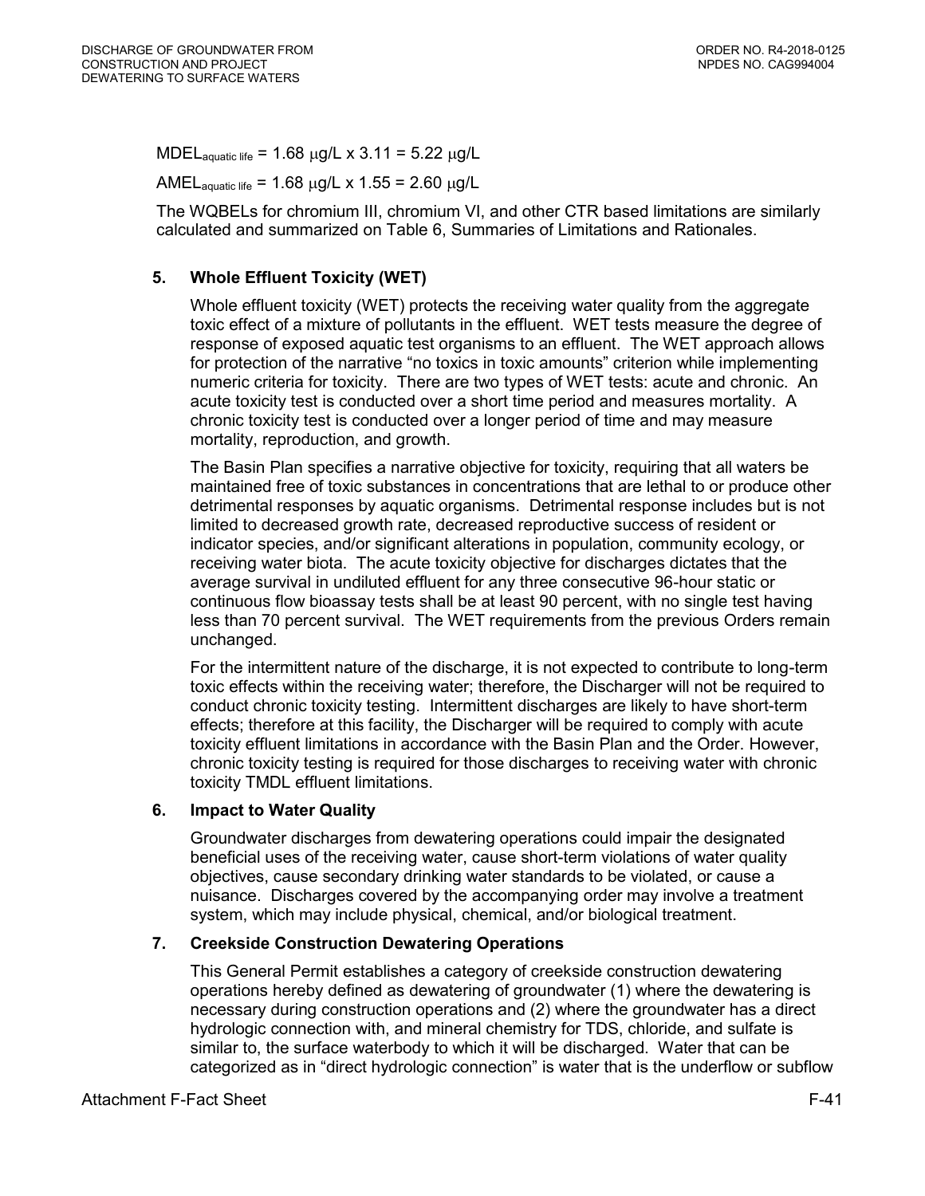$MDEL_{aquatic\ life}$ = 1.68 μg/L x 3.11 = 5.22 μg/L

$AMEL_{aquatic\ life}$ = 1.68 μg/L x 1.55 = 2.60 μg/L

The WQBELs for chromium III, chromium VI, and other CTR based limitations are similarly calculated and summarized on Table 6, Summaries of Limitations and Rationales.

### 5. Whole Effluent Toxicity (WET)

Whole effluent toxicity (WET) protects the receiving water quality from the aggregate toxic effect of a mixture of pollutants in the effluent. WET tests measure the degree of response of exposed aquatic test organisms to an effluent. The WET approach allows for protection of the narrative "no toxics in toxic amounts" criterion while implementing numeric criteria for toxicity. There are two types of WET tests: acute and chronic. An acute toxicity test is conducted over a short time period and measures mortality. A chronic toxicity test is conducted over a longer period of time and may measure mortality, reproduction, and growth.

The Basin Plan specifies a narrative objective for toxicity, requiring that all waters be maintained free of toxic substances in concentrations that are lethal to or produce other detrimental responses by aquatic organisms. Detrimental response includes but is not limited to decreased growth rate, decreased reproductive success of resident or indicator species, and/or significant alterations in population, community ecology, or receiving water biota. The acute toxicity objective for discharges dictates that the average survival in undiluted effluent for any three consecutive 96-hour static or continuous flow bioassay tests shall be at least 90 percent, with no single test having less than 70 percent survival. The WET requirements from the previous Orders remain unchanged.

For the intermittent nature of the discharge, it is not expected to contribute to long-term toxic effects within the receiving water; therefore, the Discharger will not be required to conduct chronic toxicity testing. Intermittent discharges are likely to have short-term effects; therefore at this facility, the Discharger will be required to comply with acute toxicity effluent limitations in accordance with the Basin Plan and the Order. However, chronic toxicity testing is required for those discharges to receiving water with chronic toxicity TMDL effluent limitations.

### 6. Impact to Water Quality

Groundwater discharges from dewatering operations could impair the designated beneficial uses of the receiving water, cause short-term violations of water quality objectives, cause secondary drinking water standards to be violated, or cause a nuisance. Discharges covered by the accompanying order may involve a treatment system, which may include physical, chemical, and/or biological treatment.

### 7. Creekside Construction Dewatering Operations

This General Permit establishes a category of creekside construction dewatering operations hereby defined as dewatering of groundwater (1) where the dewatering is necessary during construction operations and (2) where the groundwater has a direct hydrologic connection with, and mineral chemistry for TDS, chloride, and sulfate is similar to, the surface waterbody to which it will be discharged. Water that can be categorized as in "direct hydrologic connection" is water that is the underflow or subflow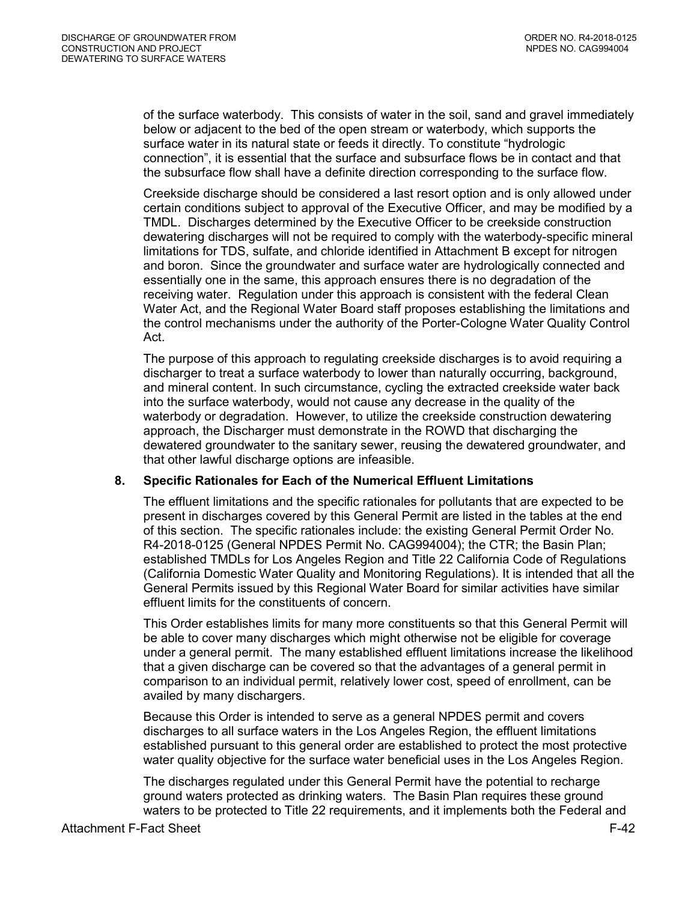of the surface waterbody. This consists of water in the soil, sand and gravel immediately below or adjacent to the bed of the open stream or waterbody, which supports the surface water in its natural state or feeds it directly. To constitute "hydrologic connection", it is essential that the surface and subsurface flows be in contact and that the subsurface flow shall have a definite direction corresponding to the surface flow.

Creekside discharge should be considered a last resort option and is only allowed under certain conditions subject to approval of the Executive Officer, and may be modified by a TMDL. Discharges determined by the Executive Officer to be creekside construction dewatering discharges will not be required to comply with the waterbody-specific mineral limitations for TDS, sulfate, and chloride identified in Attachment B except for nitrogen and boron. Since the groundwater and surface water are hydrologically connected and essentially one in the same, this approach ensures there is no degradation of the receiving water. Regulation under this approach is consistent with the federal Clean Water Act, and the Regional Water Board staff proposes establishing the limitations and the control mechanisms under the authority of the Porter-Cologne Water Quality Control Act.

The purpose of this approach to regulating creekside discharges is to avoid requiring a discharger to treat a surface waterbody to lower than naturally occurring, background, and mineral content. In such circumstance, cycling the extracted creekside water back into the surface waterbody, would not cause any decrease in the quality of the waterbody or degradation. However, to utilize the creekside construction dewatering approach, the Discharger must demonstrate in the ROWD that discharging the dewatered groundwater to the sanitary sewer, reusing the dewatered groundwater, and that other lawful discharge options are infeasible.

**8. Specific Rationales for Each of the Numerical Effluent Limitations**

The effluent limitations and the specific rationales for pollutants that are expected to be present in discharges covered by this General Permit are listed in the tables at the end of this section. The specific rationales include: the existing General Permit Order No. R4-2018-0125 (General NPDES Permit No. CAG994004); the CTR; the Basin Plan; established TMDLs for Los Angeles Region and Title 22 California Code of Regulations (California Domestic Water Quality and Monitoring Regulations). It is intended that all the General Permits issued by this Regional Water Board for similar activities have similar effluent limits for the constituents of concern.

This Order establishes limits for many more constituents so that this General Permit will be able to cover many discharges which might otherwise not be eligible for coverage under a general permit. The many established effluent limitations increase the likelihood that a given discharge can be covered so that the advantages of a general permit in comparison to an individual permit, relatively lower cost, speed of enrollment, can be availed by many dischargers.

Because this Order is intended to serve as a general NPDES permit and covers discharges to all surface waters in the Los Angeles Region, the effluent limitations established pursuant to this general order are established to protect the most protective water quality objective for the surface water beneficial uses in the Los Angeles Region.

The discharges regulated under this General Permit have the potential to recharge ground waters protected as drinking waters. The Basin Plan requires these ground waters to be protected to Title 22 requirements, and it implements both the Federal and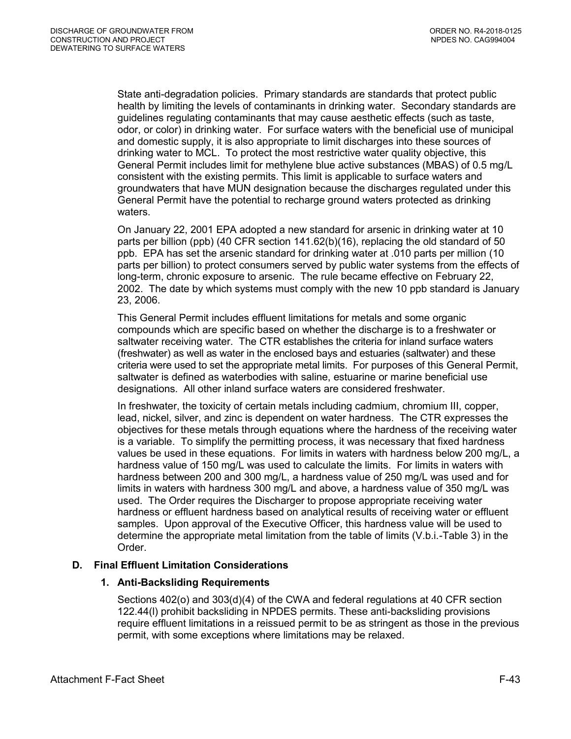State anti-degradation policies. Primary standards are standards that protect public health by limiting the levels of contaminants in drinking water. Secondary standards are guidelines regulating contaminants that may cause aesthetic effects (such as taste, odor, or color) in drinking water. For surface waters with the beneficial use of municipal and domestic supply, it is also appropriate to limit discharges into these sources of drinking water to MCL. To protect the most restrictive water quality objective, this General Permit includes limit for methylene blue active substances (MBAS) of 0.5 mg/L consistent with the existing permits. This limit is applicable to surface waters and groundwaters that have MUN designation because the discharges regulated under this General Permit have the potential to recharge ground waters protected as drinking waters.

On January 22, 2001 EPA adopted a new standard for arsenic in drinking water at 10 parts per billion (ppb) (40 CFR section 141.62(b)(16), replacing the old standard of 50 ppb. EPA has set the arsenic standard for drinking water at .010 parts per million (10 parts per billion) to protect consumers served by public water systems from the effects of long-term, chronic exposure to arsenic. The rule became effective on February 22, 2002. The date by which systems must comply with the new 10 ppb standard is January 23, 2006.

This General Permit includes effluent limitations for metals and some organic compounds which are specific based on whether the discharge is to a freshwater or saltwater receiving water. The CTR establishes the criteria for inland surface waters (freshwater) as well as water in the enclosed bays and estuaries (saltwater) and these criteria were used to set the appropriate metal limits. For purposes of this General Permit, saltwater is defined as waterbodies with saline, estuarine or marine beneficial use designations. All other inland surface waters are considered freshwater.

In freshwater, the toxicity of certain metals including cadmium, chromium III, copper, lead, nickel, silver, and zinc is dependent on water hardness. The CTR expresses the objectives for these metals through equations where the hardness of the receiving water is a variable. To simplify the permitting process, it was necessary that fixed hardness values be used in these equations. For limits in waters with hardness below 200 mg/L, a hardness value of 150 mg/L was used to calculate the limits. For limits in waters with hardness between 200 and 300 mg/L, a hardness value of 250 mg/L was used and for limits in waters with hardness 300 mg/L and above, a hardness value of 350 mg/L was used. The Order requires the Discharger to propose appropriate receiving water hardness or effluent hardness based on analytical results of receiving water or effluent samples. Upon approval of the Executive Officer, this hardness value will be used to determine the appropriate metal limitation from the table of limits (V.b.i.-Table 3) in the Order.

### D. Final Effluent Limitation Considerations

#### 1. Anti-Backsliding Requirements

Sections 402(o) and 303(d)(4) of the CWA and federal regulations at 40 CFR section 122.44(l) prohibit backsliding in NPDES permits. These anti-backsliding provisions require effluent limitations in a reissued permit to be as stringent as those in the previous permit, with some exceptions where limitations may be relaxed.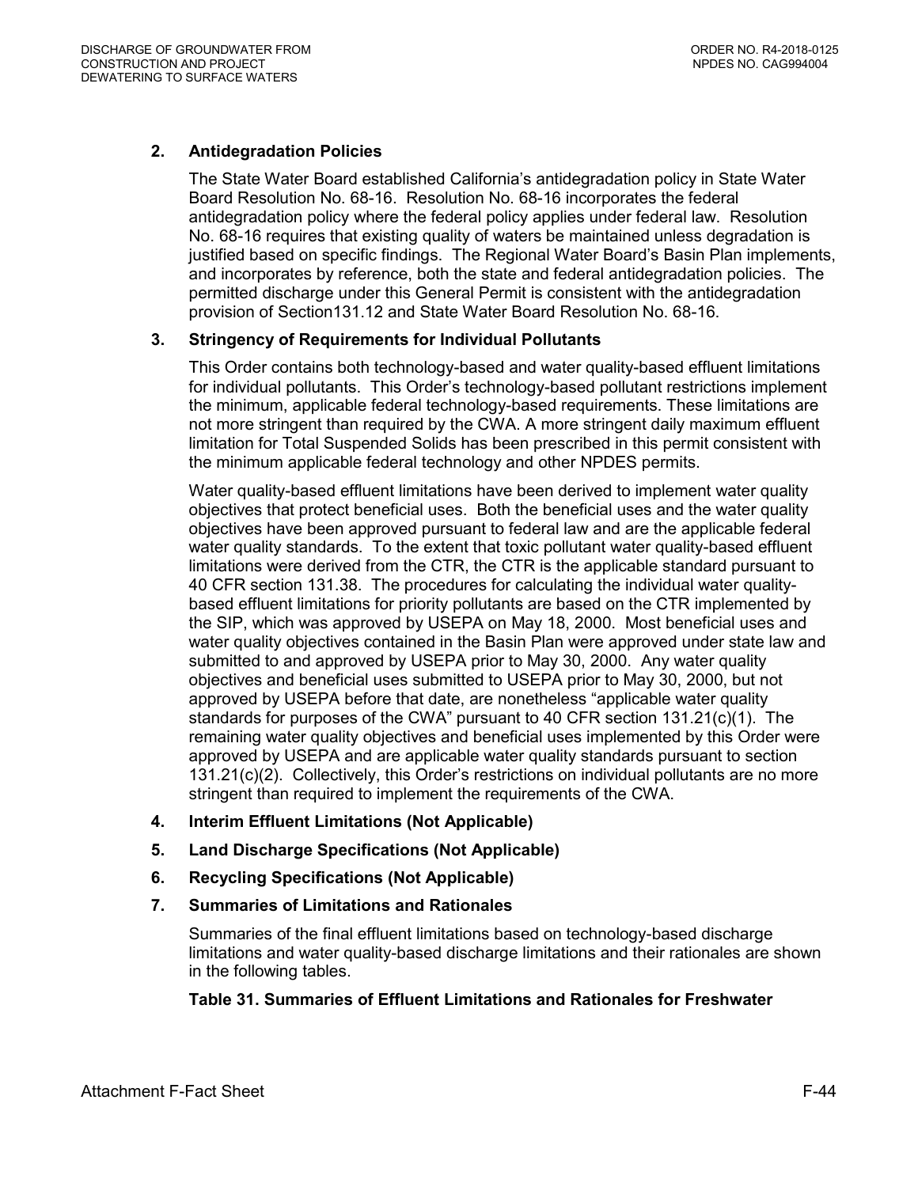### 2. Antidegradation Policies

The State Water Board established California's antidegradation policy in State Water Board Resolution No. 68-16. Resolution No. 68-16 incorporates the federal antidegradation policy where the federal policy applies under federal law. Resolution No. 68-16 requires that existing quality of waters be maintained unless degradation is justified based on specific findings. The Regional Water Board's Basin Plan implements, and incorporates by reference, both the state and federal antidegradation policies. The permitted discharge under this General Permit is consistent with the antidegradation provision of Section131.12 and State Water Board Resolution No. 68-16.

### 3. Stringency of Requirements for Individual Pollutants

This Order contains both technology-based and water quality-based effluent limitations for individual pollutants. This Order's technology-based pollutant restrictions implement the minimum, applicable federal technology-based requirements. These limitations are not more stringent than required by the CWA. A more stringent daily maximum effluent limitation for Total Suspended Solids has been prescribed in this permit consistent with the minimum applicable federal technology and other NPDES permits.

Water quality-based effluent limitations have been derived to implement water quality objectives that protect beneficial uses. Both the beneficial uses and the water quality objectives have been approved pursuant to federal law and are the applicable federal water quality standards. To the extent that toxic pollutant water quality-based effluent limitations were derived from the CTR, the CTR is the applicable standard pursuant to 40 CFR section 131.38. The procedures for calculating the individual water quality-based effluent limitations for priority pollutants are based on the CTR implemented by the SIP, which was approved by USEPA on May 18, 2000. Most beneficial uses and water quality objectives contained in the Basin Plan were approved under state law and submitted to and approved by USEPA prior to May 30, 2000. Any water quality objectives and beneficial uses submitted to USEPA prior to May 30, 2000, but not approved by USEPA before that date, are nonetheless "applicable water quality standards for purposes of the CWA" pursuant to 40 CFR section 131.21(c)(1). The remaining water quality objectives and beneficial uses implemented by this Order were approved by USEPA and are applicable water quality standards pursuant to section 131.21(c)(2). Collectively, this Order's restrictions on individual pollutants are no more stringent than required to implement the requirements of the CWA.

### 4. Interim Effluent Limitations (Not Applicable)

### 5. Land Discharge Specifications (Not Applicable)

### 6. Recycling Specifications (Not Applicable)

### 7. Summaries of Limitations and Rationales

Summaries of the final effluent limitations based on technology-based discharge limitations and water quality-based discharge limitations and their rationales are shown in the following tables.

**Table 31. Summaries of Effluent Limitations and Rationales for Freshwater**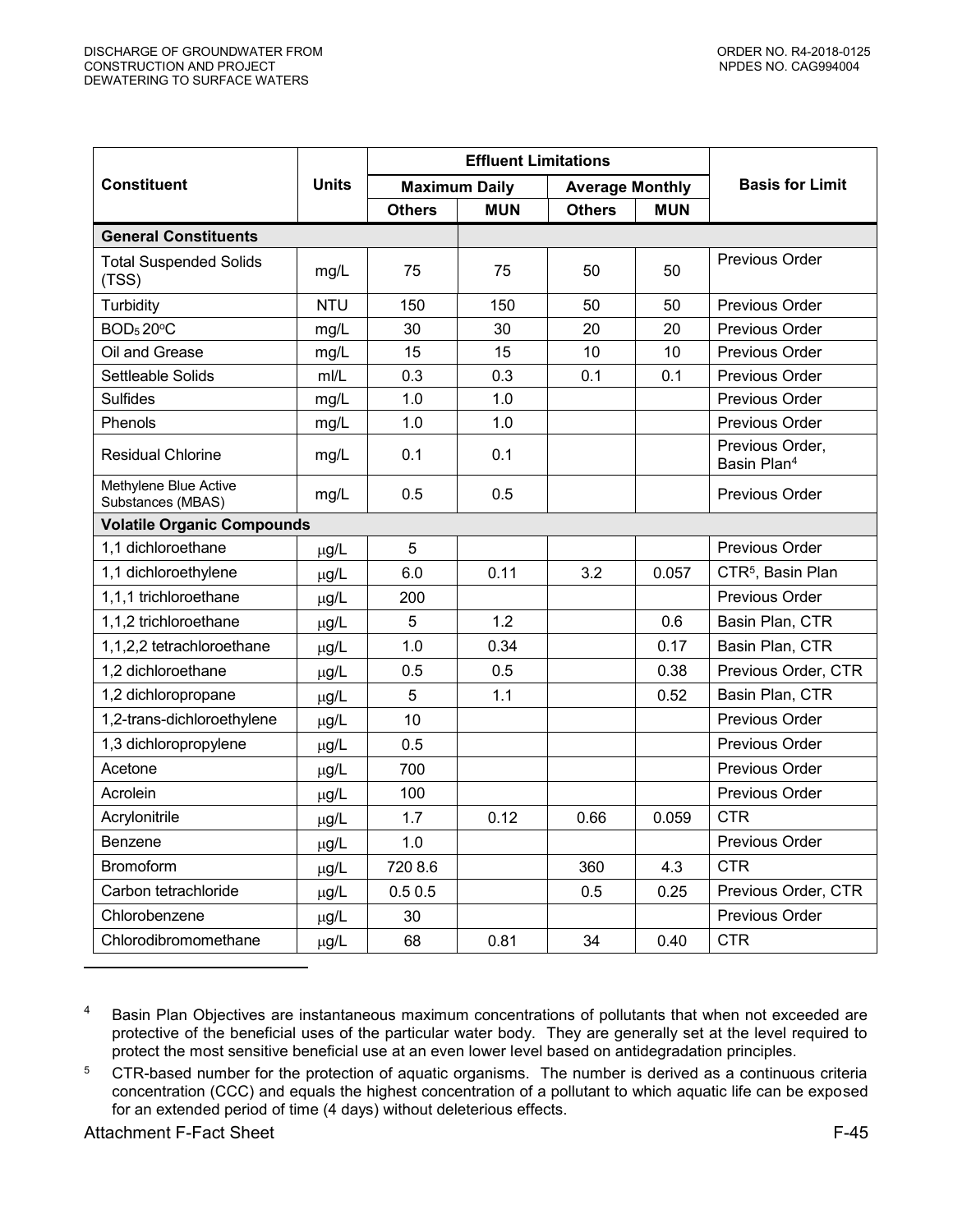| Constituent | Units | Effluent Limitations | | | | Basis for Limit |
|---|---|---|---|---|---|---|
| | | Maximum Daily | | Average Monthly | | |
| | | Others | MUN | Others | MUN | |
| **General Constituents** | | | | | | |
| Total Suspended Solids (TSS) | mg/L | 75 | 75 | 50 | 50 | Previous Order |
| Turbidity | NTU | 150 | 150 | 50 | 50 | Previous Order |
| $BOD_5$ 20°C | mg/L | 30 | 30 | 20 | 20 | Previous Order |
| Oil and Grease | mg/L | 15 | 15 | 10 | 10 | Previous Order |
| Settleable Solids | ml/L | 0.3 | 0.3 | 0.1 | 0.1 | Previous Order |
| Sulfides | mg/L | 1.0 | 1.0 | | | Previous Order |
| Phenols | mg/L | 1.0 | 1.0 | | | Previous Order |
| Residual Chlorine | mg/L | 0.1 | 0.1 | | | Previous Order, Basin Plan[4] |
| Methylene Blue Active Substances (MBAS) | mg/L | 0.5 | 0.5 | | | Previous Order |
| **Volatile Organic Compounds** | | | | | | |
| 1,1 dichloroethane | μg/L | 5 | | | | Previous Order |
| 1,1 dichloroethylene | μg/L | 6.0 | 0.11 | 3.2 | 0.057 | CTR[5], Basin Plan |
| 1,1,1 trichloroethane | μg/L | 200 | | | | Previous Order |
| 1,1,2 trichloroethane | μg/L | 5 | 1.2 | | 0.6 | Basin Plan, CTR |
| 1,1,2,2 tetrachloroethane | μg/L | 1.0 | 0.34 | | 0.17 | Basin Plan, CTR |
| 1,2 dichloroethane | μg/L | 0.5 | 0.5 | | 0.38 | Previous Order, CTR |
| 1,2 dichloropropane | μg/L | 5 | 1.1 | | 0.52 | Basin Plan, CTR |
| 1,2-trans-dichloroethylene | μg/L | 10 | | | | Previous Order |
| 1,3 dichloropropylene | μg/L | 0.5 | | | | Previous Order |
| Acetone | μg/L | 700 | | | | Previous Order |
| Acrolein | μg/L | 100 | | | | Previous Order |
| Acrylonitrile | μg/L | 1.7 | 0.12 | 0.66 | 0.059 | CTR |
| Benzene | μg/L | 1.0 | | | | Previous Order |
| Bromoform | μg/L | 720 8.6 | | 360 | 4.3 | CTR |
| Carbon tetrachloride | μg/L | 0.5 0.5 | | 0.5 | 0.25 | Previous Order, CTR |
| Chlorobenzene | μg/L | 30 | | | | Previous Order |
| Chlorodibromomethane | μg/L | 68 | 0.81 | 34 | 0.40 | CTR |

[4] Basin Plan Objectives are instantaneous maximum concentrations of pollutants that when not exceeded are protective of the beneficial uses of the particular water body. They are generally set at the level required to protect the most sensitive beneficial use at an even lower level based on antidegradation principles.

[5] CTR-based number for the protection of aquatic organisms. The number is derived as a continuous criteria concentration (CCC) and equals the highest concentration of a pollutant to which aquatic life can be exposed for an extended period of time (4 days) without deleterious effects.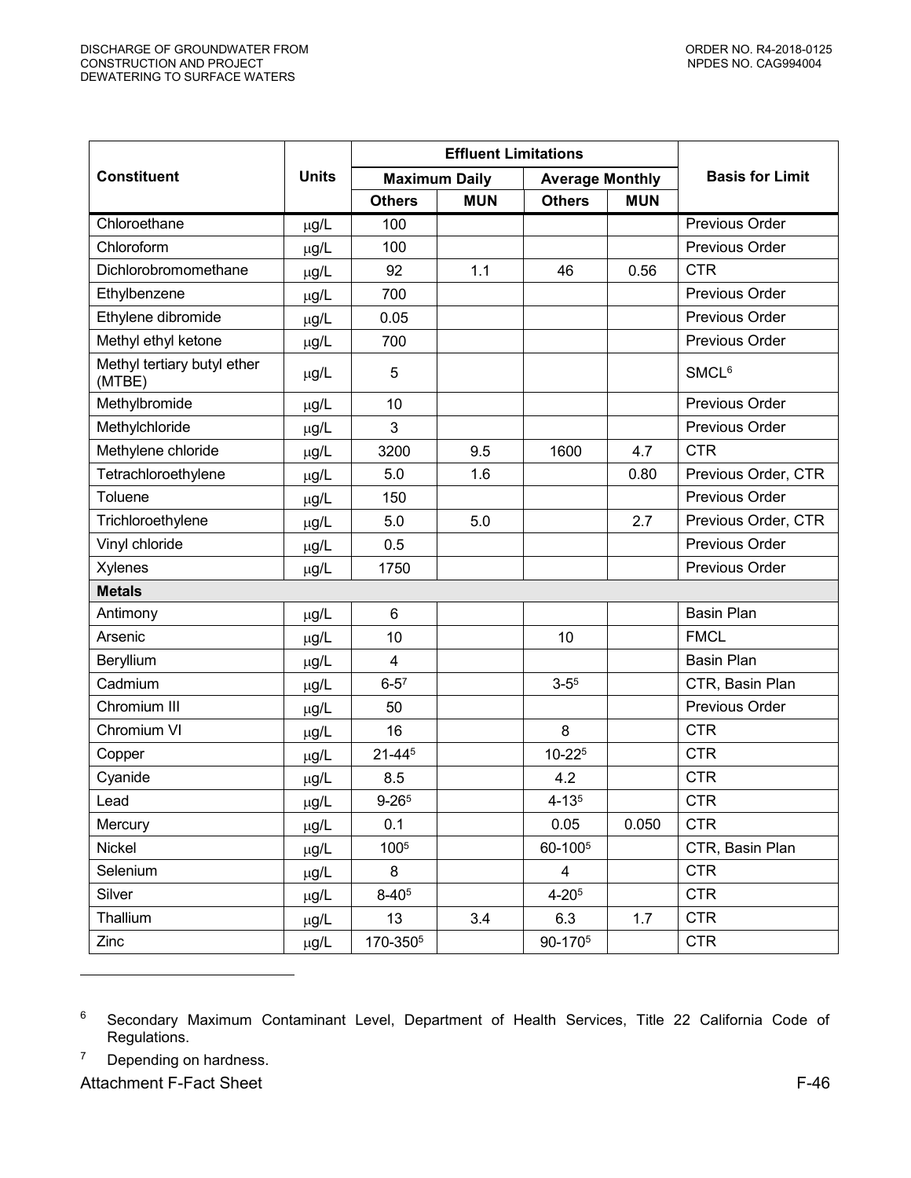| Constituent | Units | Effluent Limitations | | | | Basis for Limit |
|---|---|---|---|---|---|---|
| | | Maximum Daily | | Average Monthly | | |
| | | Others | MUN | Others | MUN | |
| Chloroethane | μg/L | 100 | | | | Previous Order |
| Chloroform | μg/L | 100 | | | | Previous Order |
| Dichlorobromomethane | μg/L | 92 | 1.1 | 46 | 0.56 | CTR |
| Ethylbenzene | μg/L | 700 | | | | Previous Order |
| Ethylene dibromide | μg/L | 0.05 | | | | Previous Order |
| Methyl ethyl ketone | μg/L | 700 | | | | Previous Order |
| Methyl tertiary butyl ether (MTBE) | μg/L | 5 | | | | SMCL[6] |
| Methylbromide | μg/L | 10 | | | | Previous Order |
| Methylchloride | μg/L | 3 | | | | Previous Order |
| Methylene chloride | μg/L | 3200 | 9.5 | 1600 | 4.7 | CTR |
| Tetrachloroethylene | μg/L | 5.0 | 1.6 | | 0.80 | Previous Order, CTR |
| Toluene | μg/L | 150 | | | | Previous Order |
| Trichloroethylene | μg/L | 5.0 | 5.0 | | 2.7 | Previous Order, CTR |
| Vinyl chloride | μg/L | 0.5 | | | | Previous Order |
| Xylenes | μg/L | 1750 | | | | Previous Order |
| **Metals** | | | | | | |
| Antimony | μg/L | 6 | | | | Basin Plan |
| Arsenic | μg/L | 10 | | 10 | | FMCL |
| Beryllium | μg/L | 4 | | | | Basin Plan |
| Cadmium | μg/L | 6-5[7] | | 3-5[5] | | CTR, Basin Plan |
| Chromium III | μg/L | 50 | | | | Previous Order |
| Chromium VI | μg/L | 16 | | 8 | | CTR |
| Copper | μg/L | 21-44[5] | | 10-22[5] | | CTR |
| Cyanide | μg/L | 8.5 | | 4.2 | | CTR |
| Lead | μg/L | 9-26[5] | | 4-13[5] | | CTR |
| Mercury | μg/L | 0.1 | | 0.05 | 0.050 | CTR |
| Nickel | μg/L | 100[5] | | 60-100[5] | | CTR, Basin Plan |
| Selenium | μg/L | 8 | | 4 | | CTR |
| Silver | μg/L | 8-40[5] | | 4-20[5] | | CTR |
| Thallium | μg/L | 13 | 3.4 | 6.3 | 1.7 | CTR |
| Zinc | μg/L | 170-350[5] | | 90-170[5] | | CTR |

[6] Secondary Maximum Contaminant Level, Department of Health Services, Title 22 California Code of Regulations.

[7] Depending on hardness.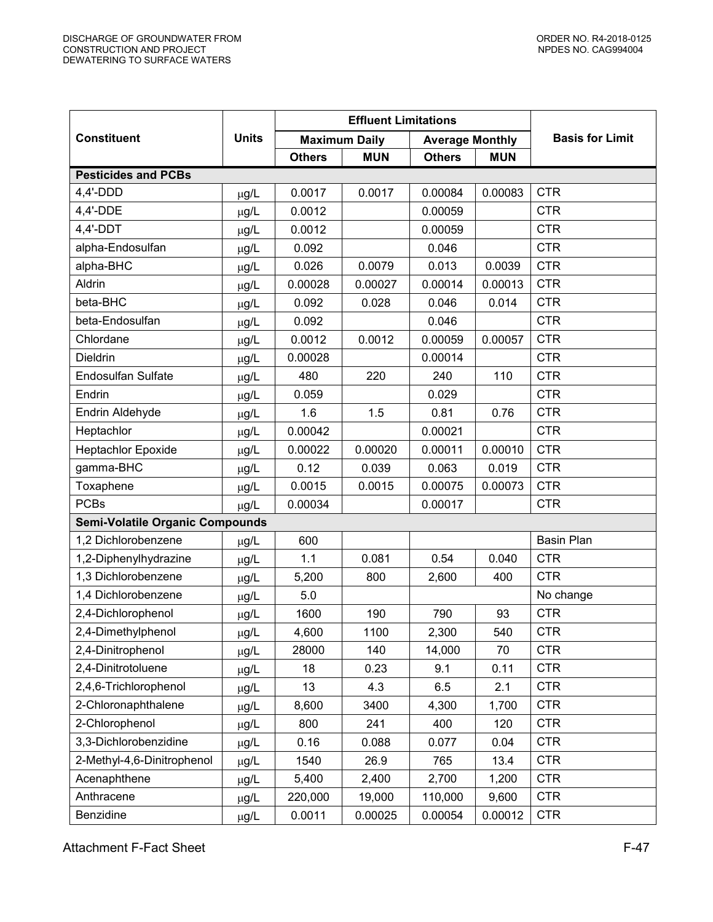| Constituent | Units | Effluent Limitations | | | | Basis for Limit |
|---|---|---|---|---|---|---|
| | | Maximum Daily | | Average Monthly | | |
| | | Others | MUN | Others | MUN | |
| **Pesticides and PCBs** | | | | | | |
| 4,4'-DDD | μg/L | 0.0017 | 0.0017 | 0.00084 | 0.00083 | CTR |
| 4,4'-DDE | μg/L | 0.0012 | | 0.00059 | | CTR |
| 4,4'-DDT | μg/L | 0.0012 | | 0.00059 | | CTR |
| alpha-Endosulfan | μg/L | 0.092 | | 0.046 | | CTR |
| alpha-BHC | μg/L | 0.026 | 0.0079 | 0.013 | 0.0039 | CTR |
| Aldrin | μg/L | 0.00028 | 0.00027 | 0.00014 | 0.00013 | CTR |
| beta-BHC | μg/L | 0.092 | 0.028 | 0.046 | 0.014 | CTR |
| beta-Endosulfan | μg/L | 0.092 | | 0.046 | | CTR |
| Chlordane | μg/L | 0.0012 | 0.0012 | 0.00059 | 0.00057 | CTR |
| Dieldrin | μg/L | 0.00028 | | 0.00014 | | CTR |
| Endosulfan Sulfate | μg/L | 480 | 220 | 240 | 110 | CTR |
| Endrin | μg/L | 0.059 | | 0.029 | | CTR |
| Endrin Aldehyde | μg/L | 1.6 | 1.5 | 0.81 | 0.76 | CTR |
| Heptachlor | μg/L | 0.00042 | | 0.00021 | | CTR |
| Heptachlor Epoxide | μg/L | 0.00022 | 0.00020 | 0.00011 | 0.00010 | CTR |
| gamma-BHC | μg/L | 0.12 | 0.039 | 0.063 | 0.019 | CTR |
| Toxaphene | μg/L | 0.0015 | 0.0015 | 0.00075 | 0.00073 | CTR |
| PCBs | μg/L | 0.00034 | | 0.00017 | | CTR |
| **Semi-Volatile Organic Compounds** | | | | | | |
| 1,2 Dichlorobenzene | μg/L | 600 | | | | Basin Plan |
| 1,2-Diphenylhydrazine | μg/L | 1.1 | 0.081 | 0.54 | 0.040 | CTR |
| 1,3 Dichlorobenzene | μg/L | 5,200 | 800 | 2,600 | 400 | CTR |
| 1,4 Dichlorobenzene | μg/L | 5.0 | | | | No change |
| 2,4-Dichlorophenol | μg/L | 1600 | 190 | 790 | 93 | CTR |
| 2,4-Dimethylphenol | μg/L | 4,600 | 1100 | 2,300 | 540 | CTR |
| 2,4-Dinitrophenol | μg/L | 28000 | 140 | 14,000 | 70 | CTR |
| 2,4-Dinitrotoluene | μg/L | 18 | 0.23 | 9.1 | 0.11 | CTR |
| 2,4,6-Trichlorophenol | μg/L | 13 | 4.3 | 6.5 | 2.1 | CTR |
| 2-Chloronaphthalene | μg/L | 8,600 | 3400 | 4,300 | 1,700 | CTR |
| 2-Chlorophenol | μg/L | 800 | 241 | 400 | 120 | CTR |
| 3,3-Dichlorobenzidine | μg/L | 0.16 | 0.088 | 0.077 | 0.04 | CTR |
| 2-Methyl-4,6-Dinitrophenol | μg/L | 1540 | 26.9 | 765 | 13.4 | CTR |
| Acenaphthene | μg/L | 5,400 | 2,400 | 2,700 | 1,200 | CTR |
| Anthracene | μg/L | 220,000 | 19,000 | 110,000 | 9,600 | CTR |
| Benzidine | μg/L | 0.0011 | 0.00025 | 0.00054 | 0.00012 | CTR |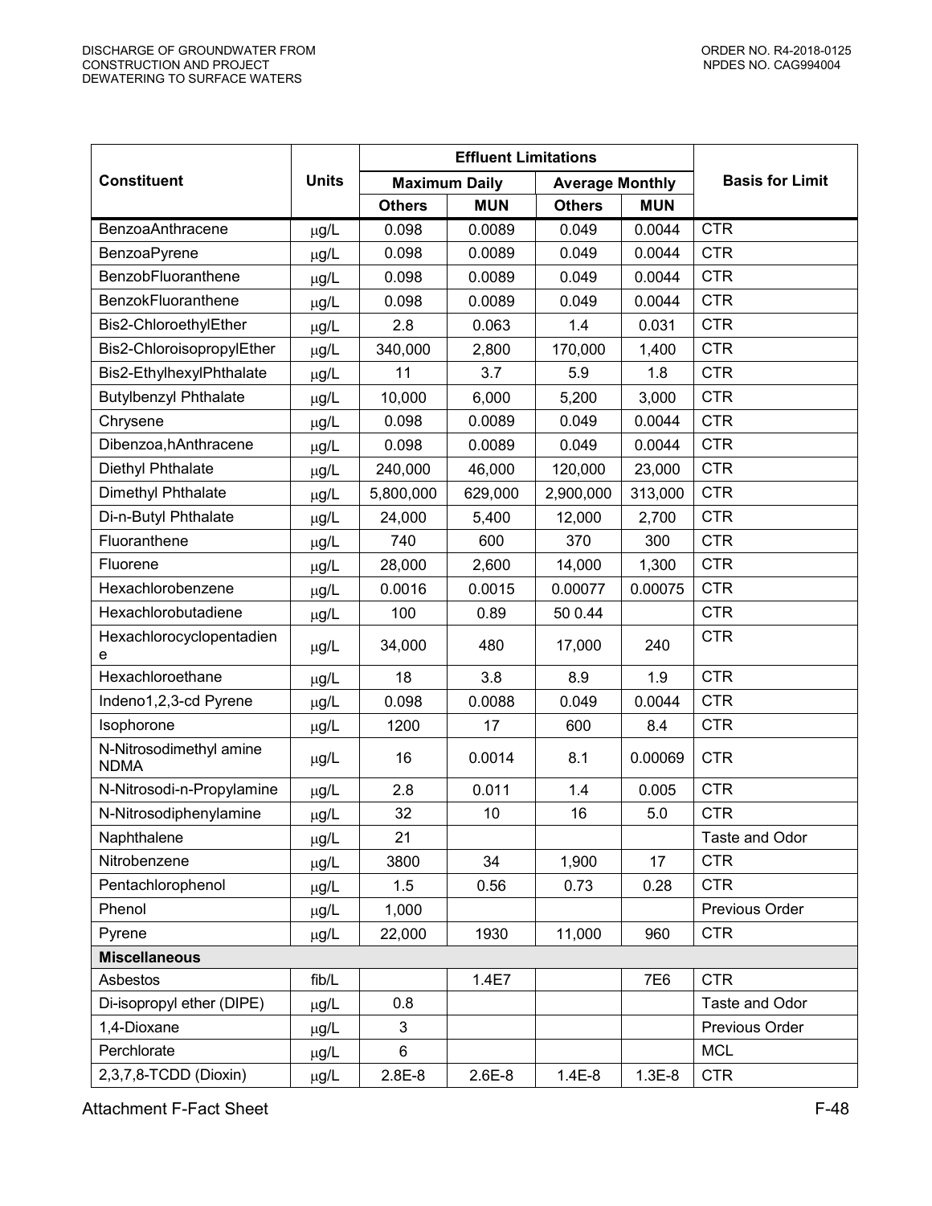| Constituent | Units | Effluent Limitations | | | | Basis for Limit |
|---|---|---|---|---|---|---|
| | | Maximum Daily | | Average Monthly | | |
| | | Others | MUN | Others | MUN | |
| BenzoaAnthracene | μg/L | 0.098 | 0.0089 | 0.049 | 0.0044 | CTR |
| BenzoaPyrene | μg/L | 0.098 | 0.0089 | 0.049 | 0.0044 | CTR |
| BenzobFluoranthene | μg/L | 0.098 | 0.0089 | 0.049 | 0.0044 | CTR |
| BenzokFluoranthene | μg/L | 0.098 | 0.0089 | 0.049 | 0.0044 | CTR |
| Bis2-ChloroethylEther | μg/L | 2.8 | 0.063 | 1.4 | 0.031 | CTR |
| Bis2-ChloroisopropylEther | μg/L | 340,000 | 2,800 | 170,000 | 1,400 | CTR |
| Bis2-EthylhexylPhthalate | μg/L | 11 | 3.7 | 5.9 | 1.8 | CTR |
| Butylbenzyl Phthalate | μg/L | 10,000 | 6,000 | 5,200 | 3,000 | CTR |
| Chrysene | μg/L | 0.098 | 0.0089 | 0.049 | 0.0044 | CTR |
| Dibenzoa,hAnthracene | μg/L | 0.098 | 0.0089 | 0.049 | 0.0044 | CTR |
| Diethyl Phthalate | μg/L | 240,000 | 46,000 | 120,000 | 23,000 | CTR |
| Dimethyl Phthalate | μg/L | 5,800,000 | 629,000 | 2,900,000 | 313,000 | CTR |
| Di-n-Butyl Phthalate | μg/L | 24,000 | 5,400 | 12,000 | 2,700 | CTR |
| Fluoranthene | μg/L | 740 | 600 | 370 | 300 | CTR |
| Fluorene | μg/L | 28,000 | 2,600 | 14,000 | 1,300 | CTR |
| Hexachlorobenzene | μg/L | 0.0016 | 0.0015 | 0.00077 | 0.00075 | CTR |
| Hexachlorobutadiene | μg/L | 100 | 0.89 | 50 0.44 | | CTR |
| Hexachlorocyclopentadiene | μg/L | 34,000 | 480 | 17,000 | 240 | CTR |
| Hexachloroethane | μg/L | 18 | 3.8 | 8.9 | 1.9 | CTR |
| Indeno1,2,3-cd Pyrene | μg/L | 0.098 | 0.0088 | 0.049 | 0.0044 | CTR |
| Isophorone | μg/L | 1200 | 17 | 600 | 8.4 | CTR |
| N-Nitrosodimethyl amine NDMA | μg/L | 16 | 0.0014 | 8.1 | 0.00069 | CTR |
| N-Nitrosodi-n-Propylamine | μg/L | 2.8 | 0.011 | 1.4 | 0.005 | CTR |
| N-Nitrosodiphenylamine | μg/L | 32 | 10 | 16 | 5.0 | CTR |
| Naphthalene | μg/L | 21 | | | | Taste and Odor |
| Nitrobenzene | μg/L | 3800 | 34 | 1,900 | 17 | CTR |
| Pentachlorophenol | μg/L | 1.5 | 0.56 | 0.73 | 0.28 | CTR |
| Phenol | μg/L | 1,000 | | | | Previous Order |
| Pyrene | μg/L | 22,000 | 1930 | 11,000 | 960 | CTR |
| **Miscellaneous** | | | | | | |
| Asbestos | fib/L | | 1.4E7 | | 7E6 | CTR |
| Di-isopropyl ether (DIPE) | μg/L | 0.8 | | | | Taste and Odor |
| 1,4-Dioxane | μg/L | 3 | | | | Previous Order |
| Perchlorate | μg/L | 6 | | | | MCL |
| 2,3,7,8-TCDD (Dioxin) | μg/L | 2.8E-8 | 2.6E-8 | 1.4E-8 | 1.3E-8 | CTR |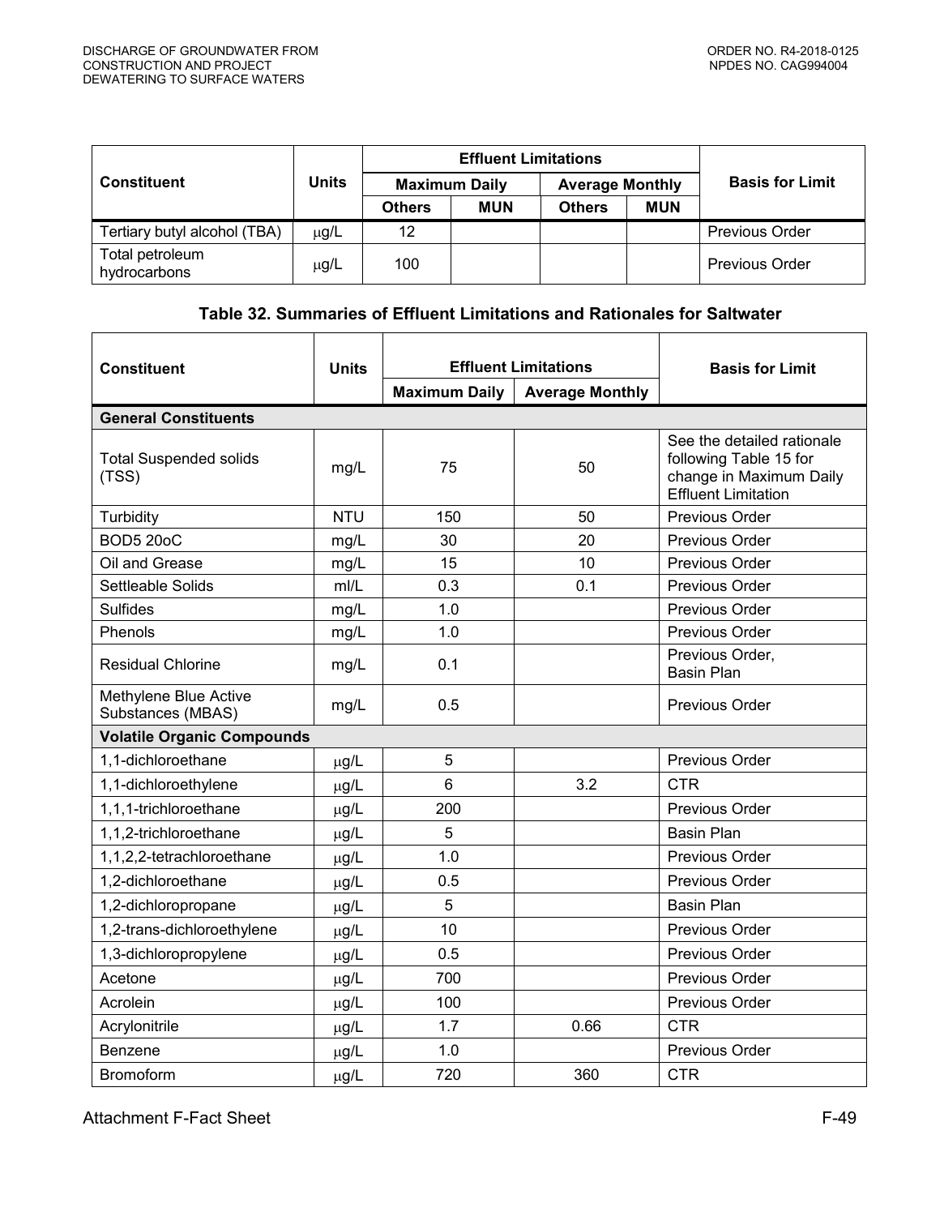| Constituent | Units | Effluent Limitations | | | | Basis for Limit |
|---|---|---|---|---|---|---|
| | | Maximum Daily | | Average Monthly | | |
| | | Others | MUN | Others | MUN | |
| Tertiary butyl alcohol (TBA) | μg/L | 12 | | | | Previous Order |
| Total petroleum hydrocarbons | μg/L | 100 | | | | Previous Order |

### Table 32. Summaries of Effluent Limitations and Rationales for Saltwater

| Constituent | Units | Effluent Limitations | | Basis for Limit |
|---|---|---|---|---|
| | | Maximum Daily | Average Monthly | |
| **General Constituents** | | | | |
| Total Suspended solids (TSS) | mg/L | 75 | 50 | See the detailed rationale following Table 15 for change in Maximum Daily Effluent Limitation |
| Turbidity | NTU | 150 | 50 | Previous Order |
| BOD5 20oC | mg/L | 30 | 20 | Previous Order |
| Oil and Grease | mg/L | 15 | 10 | Previous Order |
| Settleable Solids | ml/L | 0.3 | 0.1 | Previous Order |
| Sulfides | mg/L | 1.0 | | Previous Order |
| Phenols | mg/L | 1.0 | | Previous Order |
| Residual Chlorine | mg/L | 0.1 | | Previous Order, Basin Plan |
| Methylene Blue Active Substances (MBAS) | mg/L | 0.5 | | Previous Order |
| **Volatile Organic Compounds** | | | | |
| 1,1-dichloroethane | μg/L | 5 | | Previous Order |
| 1,1-dichloroethylene | μg/L | 6 | 3.2 | CTR |
| 1,1,1-trichloroethane | μg/L | 200 | | Previous Order |
| 1,1,2-trichloroethane | μg/L | 5 | | Basin Plan |
| 1,1,2,2-tetrachloroethane | μg/L | 1.0 | | Previous Order |
| 1,2-dichloroethane | μg/L | 0.5 | | Previous Order |
| 1,2-dichloropropane | μg/L | 5 | | Basin Plan |
| 1,2-trans-dichloroethylene | μg/L | 10 | | Previous Order |
| 1,3-dichloropropylene | μg/L | 0.5 | | Previous Order |
| Acetone | μg/L | 700 | | Previous Order |
| Acrolein | μg/L | 100 | | Previous Order |
| Acrylonitrile | μg/L | 1.7 | 0.66 | CTR |
| Benzene | μg/L | 1.0 | | Previous Order |
| Bromoform | μg/L | 720 | 360 | CTR |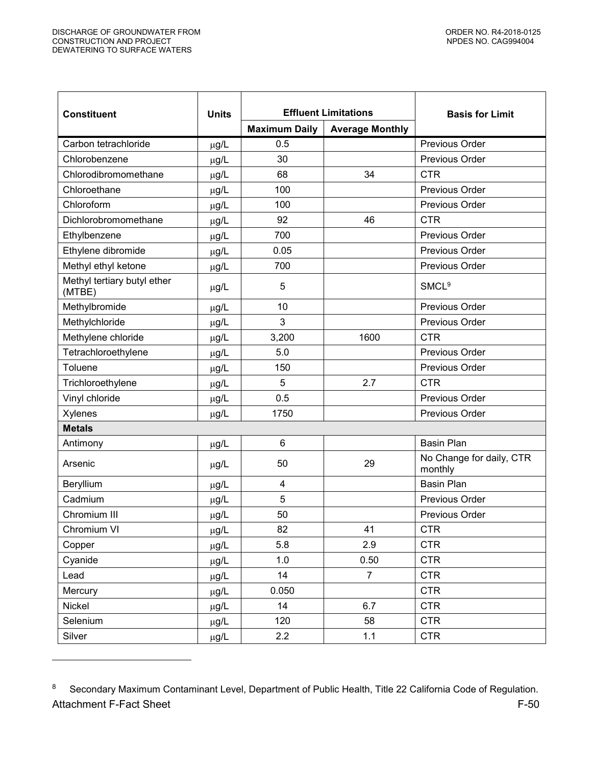| Constituent | Units | Effluent Limitations | | Basis for Limit |
|---|---|---|---|---|
| | | Maximum Daily | Average Monthly | |
| Carbon tetrachloride | μg/L | 0.5 | | Previous Order |
| Chlorobenzene | μg/L | 30 | | Previous Order |
| Chlorodibromomethane | μg/L | 68 | 34 | CTR |
| Chloroethane | μg/L | 100 | | Previous Order |
| Chloroform | μg/L | 100 | | Previous Order |
| Dichlorobromomethane | μg/L | 92 | 46 | CTR |
| Ethylbenzene | μg/L | 700 | | Previous Order |
| Ethylene dibromide | μg/L | 0.05 | | Previous Order |
| Methyl ethyl ketone | μg/L | 700 | | Previous Order |
| Methyl tertiary butyl ether (MTBE) | μg/L | 5 | | SMCL[9] |
| Methylbromide | μg/L | 10 | | Previous Order |
| Methylchloride | μg/L | 3 | | Previous Order |
| Methylene chloride | μg/L | 3,200 | 1600 | CTR |
| Tetrachloroethylene | μg/L | 5.0 | | Previous Order |
| Toluene | μg/L | 150 | | Previous Order |
| Trichloroethylene | μg/L | 5 | 2.7 | CTR |
| Vinyl chloride | μg/L | 0.5 | | Previous Order |
| Xylenes | μg/L | 1750 | | Previous Order |
| **Metals** | | | | |
| Antimony | μg/L | 6 | | Basin Plan |
| Arsenic | μg/L | 50 | 29 | No Change for daily, CTR monthly |
| Beryllium | μg/L | 4 | | Basin Plan |
| Cadmium | μg/L | 5 | | Previous Order |
| Chromium III | μg/L | 50 | | Previous Order |
| Chromium VI | μg/L | 82 | 41 | CTR |
| Copper | μg/L | 5.8 | 2.9 | CTR |
| Cyanide | μg/L | 1.0 | 0.50 | CTR |
| Lead | μg/L | 14 | 7 | CTR |
| Mercury | μg/L | 0.050 | | CTR |
| Nickel | μg/L | 14 | 6.7 | CTR |
| Selenium | μg/L | 120 | 58 | CTR |
| Silver | μg/L | 2.2 | 1.1 | CTR |

[8] Secondary Maximum Contaminant Level, Department of Public Health, Title 22 California Code of Regulation.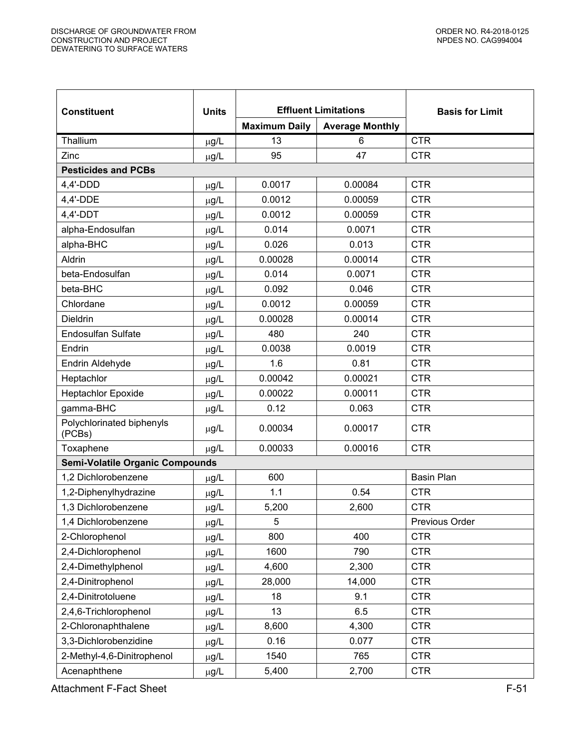| Constituent | Units | Effluent Limitations | | Basis for Limit |
|---|---|---|---|---|
| | | Maximum Daily | Average Monthly | |
| Thallium | μg/L | 13 | 6 | CTR |
| Zinc | μg/L | 95 | 47 | CTR |
| **Pesticides and PCBs** | | | | |
| 4,4'-DDD | μg/L | 0.0017 | 0.00084 | CTR |
| 4,4'-DDE | μg/L | 0.0012 | 0.00059 | CTR |
| 4,4'-DDT | μg/L | 0.0012 | 0.00059 | CTR |
| alpha-Endosulfan | μg/L | 0.014 | 0.0071 | CTR |
| alpha-BHC | μg/L | 0.026 | 0.013 | CTR |
| Aldrin | μg/L | 0.00028 | 0.00014 | CTR |
| beta-Endosulfan | μg/L | 0.014 | 0.0071 | CTR |
| beta-BHC | μg/L | 0.092 | 0.046 | CTR |
| Chlordane | μg/L | 0.0012 | 0.00059 | CTR |
| Dieldrin | μg/L | 0.00028 | 0.00014 | CTR |
| Endosulfan Sulfate | μg/L | 480 | 240 | CTR |
| Endrin | μg/L | 0.0038 | 0.0019 | CTR |
| Endrin Aldehyde | μg/L | 1.6 | 0.81 | CTR |
| Heptachlor | μg/L | 0.00042 | 0.00021 | CTR |
| Heptachlor Epoxide | μg/L | 0.00022 | 0.00011 | CTR |
| gamma-BHC | μg/L | 0.12 | 0.063 | CTR |
| Polychlorinated biphenyls (PCBs) | μg/L | 0.00034 | 0.00017 | CTR |
| Toxaphene | μg/L | 0.00033 | 0.00016 | CTR |
| **Semi-Volatile Organic Compounds** | | | | |
| 1,2 Dichlorobenzene | μg/L | 600 | | Basin Plan |
| 1,2-Diphenylhydrazine | μg/L | 1.1 | 0.54 | CTR |
| 1,3 Dichlorobenzene | μg/L | 5,200 | 2,600 | CTR |
| 1,4 Dichlorobenzene | μg/L | 5 | | Previous Order |
| 2-Chlorophenol | μg/L | 800 | 400 | CTR |
| 2,4-Dichlorophenol | μg/L | 1600 | 790 | CTR |
| 2,4-Dimethylphenol | μg/L | 4,600 | 2,300 | CTR |
| 2,4-Dinitrophenol | μg/L | 28,000 | 14,000 | CTR |
| 2,4-Dinitrotoluene | μg/L | 18 | 9.1 | CTR |
| 2,4,6-Trichlorophenol | μg/L | 13 | 6.5 | CTR |
| 2-Chloronaphthalene | μg/L | 8,600 | 4,300 | CTR |
| 3,3-Dichlorobenzidine | μg/L | 0.16 | 0.077 | CTR |
| 2-Methyl-4,6-Dinitrophenol | μg/L | 1540 | 765 | CTR |
| Acenaphthene | μg/L | 5,400 | 2,700 | CTR |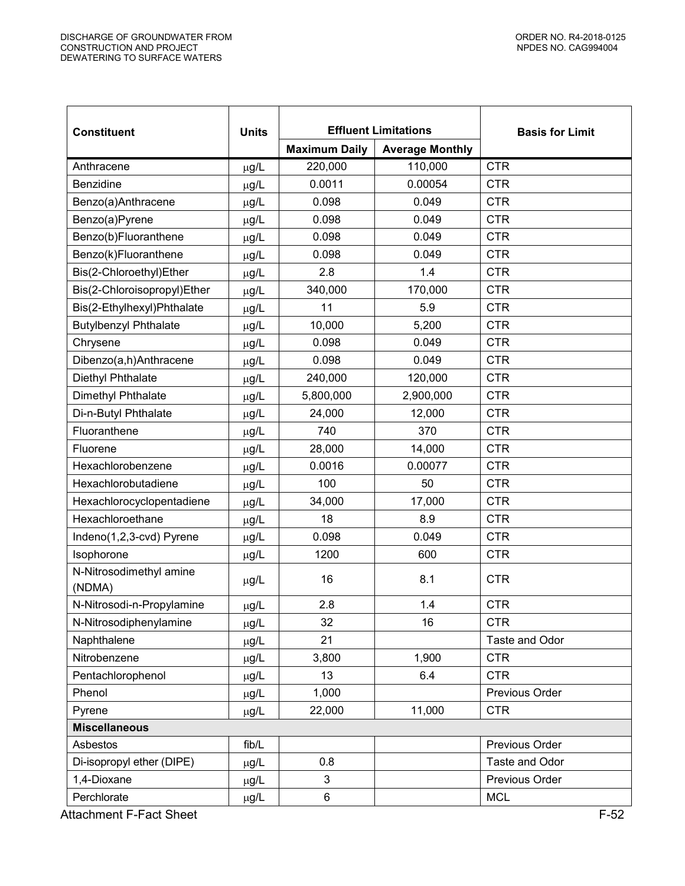| Constituent | Units | Effluent Limitations | | Basis for Limit |
|---|---|---|---|---|
| | | Maximum Daily | Average Monthly | |
| Anthracene | μg/L | 220,000 | 110,000 | CTR |
| Benzidine | μg/L | 0.0011 | 0.00054 | CTR |
| Benzo(a)Anthracene | μg/L | 0.098 | 0.049 | CTR |
| Benzo(a)Pyrene | μg/L | 0.098 | 0.049 | CTR |
| Benzo(b)Fluoranthene | μg/L | 0.098 | 0.049 | CTR |
| Benzo(k)Fluoranthene | μg/L | 0.098 | 0.049 | CTR |
| Bis(2-Chloroethyl)Ether | μg/L | 2.8 | 1.4 | CTR |
| Bis(2-Chloroisopropyl)Ether | μg/L | 340,000 | 170,000 | CTR |
| Bis(2-Ethylhexyl)Phthalate | μg/L | 11 | 5.9 | CTR |
| Butylbenzyl Phthalate | μg/L | 10,000 | 5,200 | CTR |
| Chrysene | μg/L | 0.098 | 0.049 | CTR |
| Dibenzo(a,h)Anthracene | μg/L | 0.098 | 0.049 | CTR |
| Diethyl Phthalate | μg/L | 240,000 | 120,000 | CTR |
| Dimethyl Phthalate | μg/L | 5,800,000 | 2,900,000 | CTR |
| Di-n-Butyl Phthalate | μg/L | 24,000 | 12,000 | CTR |
| Fluoranthene | μg/L | 740 | 370 | CTR |
| Fluorene | μg/L | 28,000 | 14,000 | CTR |
| Hexachlorobenzene | μg/L | 0.0016 | 0.00077 | CTR |
| Hexachlorobutadiene | μg/L | 100 | 50 | CTR |
| Hexachlorocyclopentadiene | μg/L | 34,000 | 17,000 | CTR |
| Hexachloroethane | μg/L | 18 | 8.9 | CTR |
| Indeno(1,2,3-cvd) Pyrene | μg/L | 0.098 | 0.049 | CTR |
| Isophorone | μg/L | 1200 | 600 | CTR |
| N-Nitrosodimethyl amine (NDMA) | μg/L | 16 | 8.1 | CTR |
| N-Nitrosodi-n-Propylamine | μg/L | 2.8 | 1.4 | CTR |
| N-Nitrosodiphenylamine | μg/L | 32 | 16 | CTR |
| Naphthalene | μg/L | 21 | | Taste and Odor |
| Nitrobenzene | μg/L | 3,800 | 1,900 | CTR |
| Pentachlorophenol | μg/L | 13 | 6.4 | CTR |
| Phenol | μg/L | 1,000 | | Previous Order |
| Pyrene | μg/L | 22,000 | 11,000 | CTR |
| **Miscellaneous** | | | | |
| Asbestos | fib/L | | | Previous Order |
| Di-isopropyl ether (DIPE) | μg/L | 0.8 | | Taste and Odor |
| 1,4-Dioxane | μg/L | 3 | | Previous Order |
| Perchlorate | μg/L | 6 | | MCL |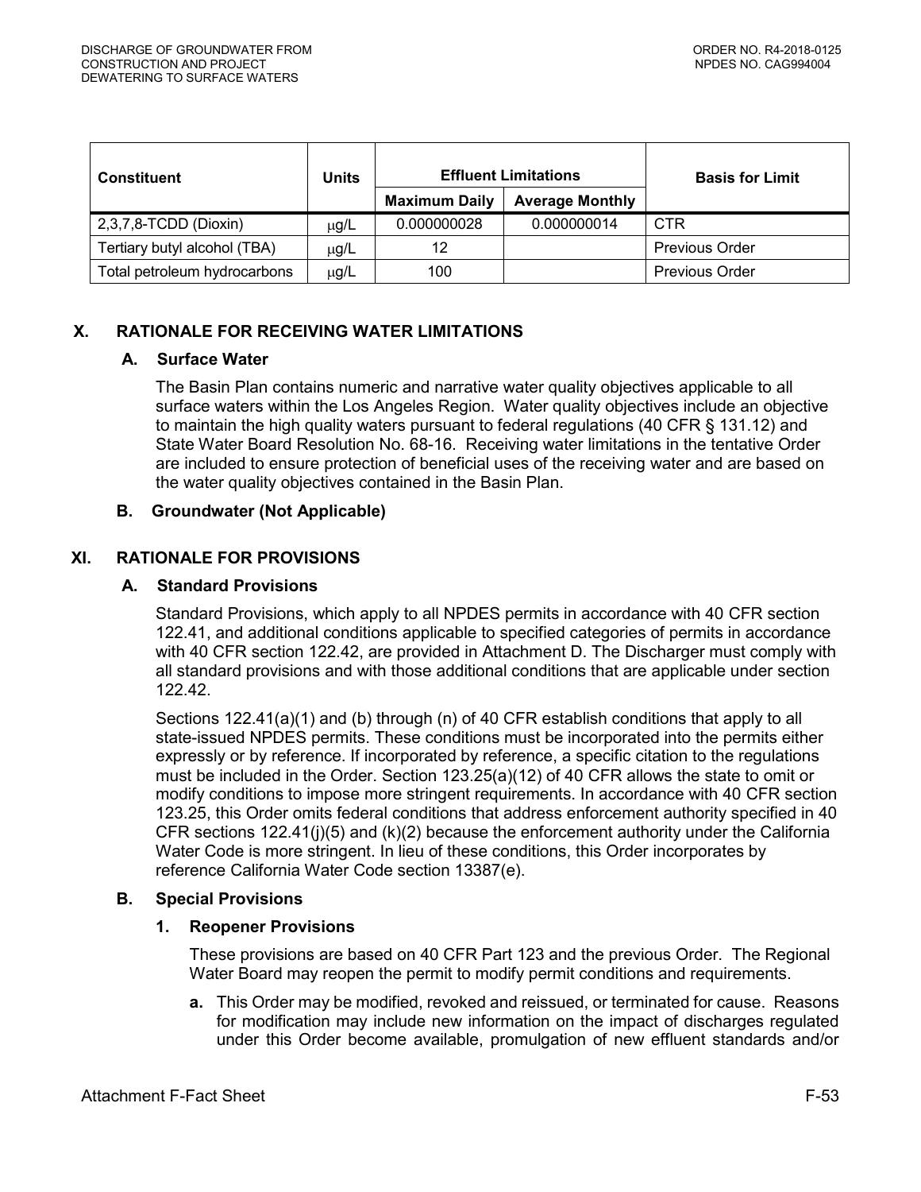| Constituent | Units | Effluent Limitations | | Basis for Limit |
|---|---|---|---|---|
| | | Maximum Daily | Average Monthly | |
| 2,3,7,8-TCDD (Dioxin) | μg/L | 0.000000028 | 0.000000014 | CTR |
| Tertiary butyl alcohol (TBA) | μg/L | 12 | | Previous Order |
| Total petroleum hydrocarbons | μg/L | 100 | | Previous Order |

## X. RATIONALE FOR RECEIVING WATER LIMITATIONS

### A. Surface Water

The Basin Plan contains numeric and narrative water quality objectives applicable to all surface waters within the Los Angeles Region. Water quality objectives include an objective to maintain the high quality waters pursuant to federal regulations (40 CFR § 131.12) and State Water Board Resolution No. 68-16. Receiving water limitations in the tentative Order are included to ensure protection of beneficial uses of the receiving water and are based on the water quality objectives contained in the Basin Plan.

### B. Groundwater (Not Applicable)

## XI. RATIONALE FOR PROVISIONS

### A. Standard Provisions

Standard Provisions, which apply to all NPDES permits in accordance with 40 CFR section 122.41, and additional conditions applicable to specified categories of permits in accordance with 40 CFR section 122.42, are provided in Attachment D. The Discharger must comply with all standard provisions and with those additional conditions that are applicable under section 122.42.

Sections 122.41(a)(1) and (b) through (n) of 40 CFR establish conditions that apply to all state-issued NPDES permits. These conditions must be incorporated into the permits either expressly or by reference. If incorporated by reference, a specific citation to the regulations must be included in the Order. Section 123.25(a)(12) of 40 CFR allows the state to omit or modify conditions to impose more stringent requirements. In accordance with 40 CFR section 123.25, this Order omits federal conditions that address enforcement authority specified in 40 CFR sections 122.41(j)(5) and (k)(2) because the enforcement authority under the California Water Code is more stringent. In lieu of these conditions, this Order incorporates by reference California Water Code section 13387(e).

### B. Special Provisions

#### 1. Reopener Provisions

These provisions are based on 40 CFR Part 123 and the previous Order. The Regional Water Board may reopen the permit to modify permit conditions and requirements.

**a.** This Order may be modified, revoked and reissued, or terminated for cause. Reasons for modification may include new information on the impact of discharges regulated under this Order become available, promulgation of new effluent standards and/or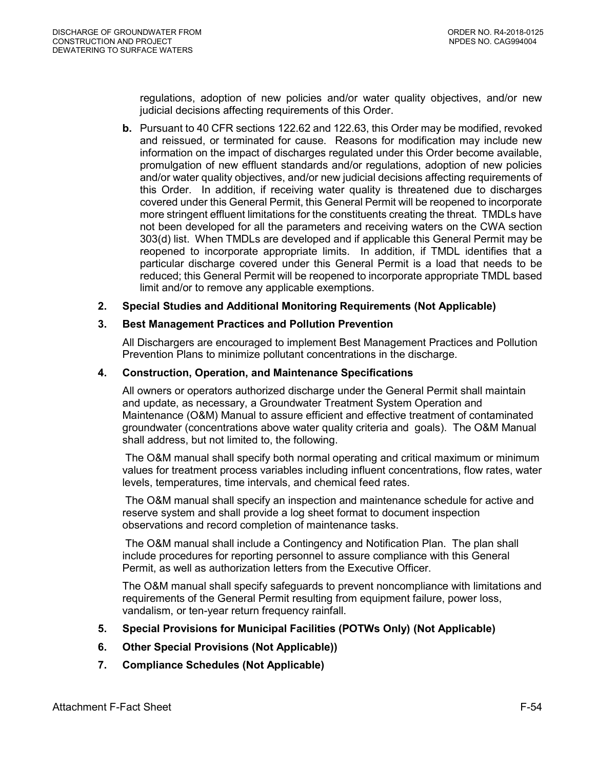regulations, adoption of new policies and/or water quality objectives, and/or new judicial decisions affecting requirements of this Order.

**b.** Pursuant to 40 CFR sections 122.62 and 122.63, this Order may be modified, revoked and reissued, or terminated for cause. Reasons for modification may include new information on the impact of discharges regulated under this Order become available, promulgation of new effluent standards and/or regulations, adoption of new policies and/or water quality objectives, and/or new judicial decisions affecting requirements of this Order. In addition, if receiving water quality is threatened due to discharges covered under this General Permit, this General Permit will be reopened to incorporate more stringent effluent limitations for the constituents creating the threat. TMDLs have not been developed for all the parameters and receiving waters on the CWA section 303(d) list. When TMDLs are developed and if applicable this General Permit may be reopened to incorporate appropriate limits. In addition, if TMDL identifies that a particular discharge covered under this General Permit is a load that needs to be reduced; this General Permit will be reopened to incorporate appropriate TMDL based limit and/or to remove any applicable exemptions.

**2. Special Studies and Additional Monitoring Requirements (Not Applicable)**

**3. Best Management Practices and Pollution Prevention**

All Dischargers are encouraged to implement Best Management Practices and Pollution Prevention Plans to minimize pollutant concentrations in the discharge.

**4. Construction, Operation, and Maintenance Specifications**

All owners or operators authorized discharge under the General Permit shall maintain and update, as necessary, a Groundwater Treatment System Operation and Maintenance (O&M) Manual to assure efficient and effective treatment of contaminated groundwater (concentrations above water quality criteria and goals). The O&M Manual shall address, but not limited to, the following.

The O&M manual shall specify both normal operating and critical maximum or minimum values for treatment process variables including influent concentrations, flow rates, water levels, temperatures, time intervals, and chemical feed rates.

The O&M manual shall specify an inspection and maintenance schedule for active and reserve system and shall provide a log sheet format to document inspection observations and record completion of maintenance tasks.

The O&M manual shall include a Contingency and Notification Plan. The plan shall include procedures for reporting personnel to assure compliance with this General Permit, as well as authorization letters from the Executive Officer.

The O&M manual shall specify safeguards to prevent noncompliance with limitations and requirements of the General Permit resulting from equipment failure, power loss, vandalism, or ten-year return frequency rainfall.

**5. Special Provisions for Municipal Facilities (POTWs Only) (Not Applicable)**

**6. Other Special Provisions (Not Applicable))**

**7. Compliance Schedules (Not Applicable)**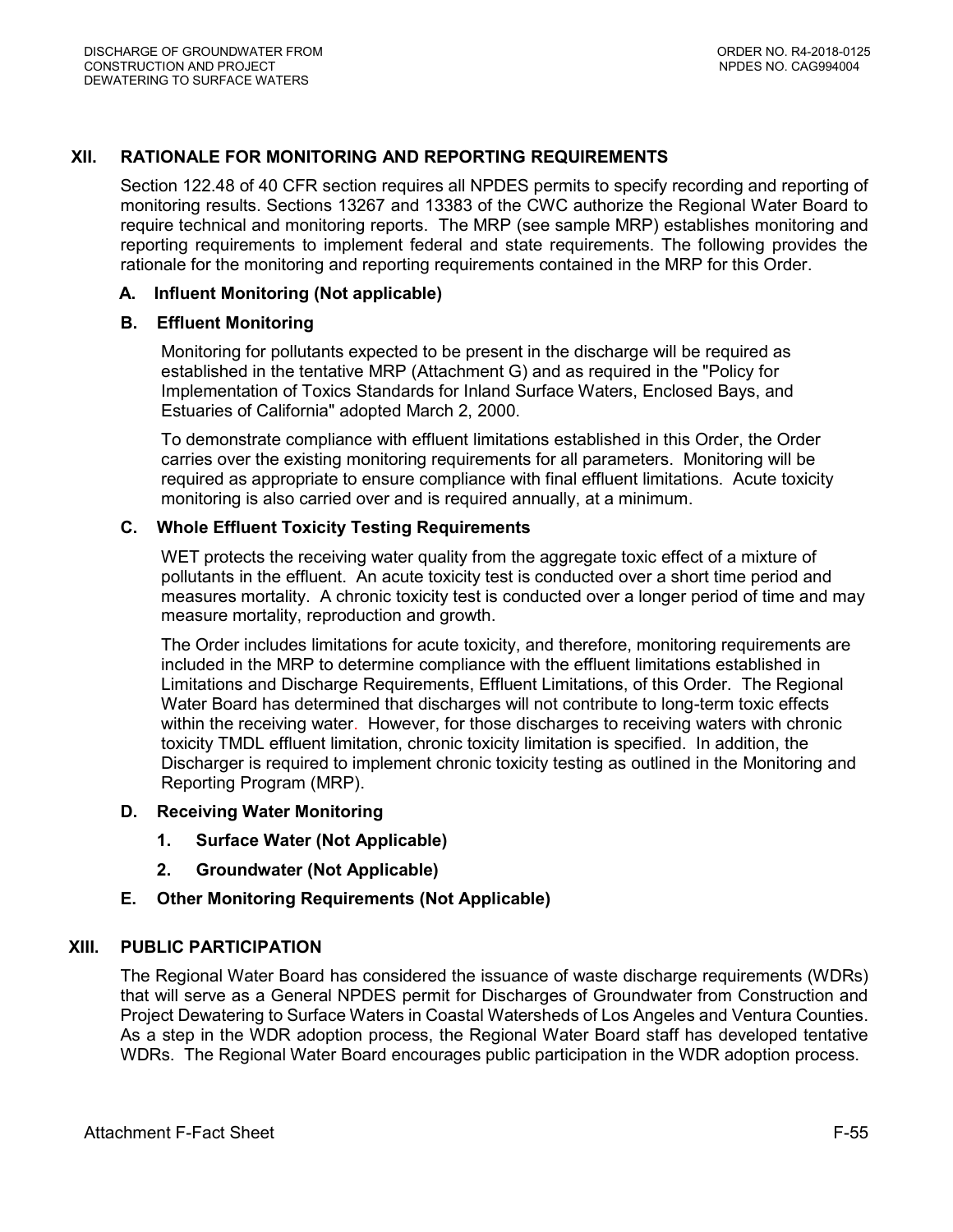## XII. RATIONALE FOR MONITORING AND REPORTING REQUIREMENTS

Section 122.48 of 40 CFR section requires all NPDES permits to specify recording and reporting of monitoring results. Sections 13267 and 13383 of the CWC authorize the Regional Water Board to require technical and monitoring reports. The MRP (see sample MRP) establishes monitoring and reporting requirements to implement federal and state requirements. The following provides the rationale for the monitoring and reporting requirements contained in the MRP for this Order.

### A. Influent Monitoring (Not applicable)

### B. Effluent Monitoring

Monitoring for pollutants expected to be present in the discharge will be required as established in the tentative MRP (Attachment G) and as required in the "Policy for Implementation of Toxics Standards for Inland Surface Waters, Enclosed Bays, and Estuaries of California" adopted March 2, 2000.

To demonstrate compliance with effluent limitations established in this Order, the Order carries over the existing monitoring requirements for all parameters. Monitoring will be required as appropriate to ensure compliance with final effluent limitations. Acute toxicity monitoring is also carried over and is required annually, at a minimum.

### C. Whole Effluent Toxicity Testing Requirements

WET protects the receiving water quality from the aggregate toxic effect of a mixture of pollutants in the effluent. An acute toxicity test is conducted over a short time period and measures mortality. A chronic toxicity test is conducted over a longer period of time and may measure mortality, reproduction and growth.

The Order includes limitations for acute toxicity, and therefore, monitoring requirements are included in the MRP to determine compliance with the effluent limitations established in Limitations and Discharge Requirements, Effluent Limitations, of this Order. The Regional Water Board has determined that discharges will not contribute to long-term toxic effects within the receiving water. However, for those discharges to receiving waters with chronic toxicity TMDL effluent limitation, chronic toxicity limitation is specified. In addition, the Discharger is required to implement chronic toxicity testing as outlined in the Monitoring and Reporting Program (MRP).

### D. Receiving Water Monitoring

#### 1. Surface Water (Not Applicable)

#### 2. Groundwater (Not Applicable)

### E. Other Monitoring Requirements (Not Applicable)

## XIII. PUBLIC PARTICIPATION

The Regional Water Board has considered the issuance of waste discharge requirements (WDRs) that will serve as a General NPDES permit for Discharges of Groundwater from Construction and Project Dewatering to Surface Waters in Coastal Watersheds of Los Angeles and Ventura Counties. As a step in the WDR adoption process, the Regional Water Board staff has developed tentative WDRs. The Regional Water Board encourages public participation in the WDR adoption process.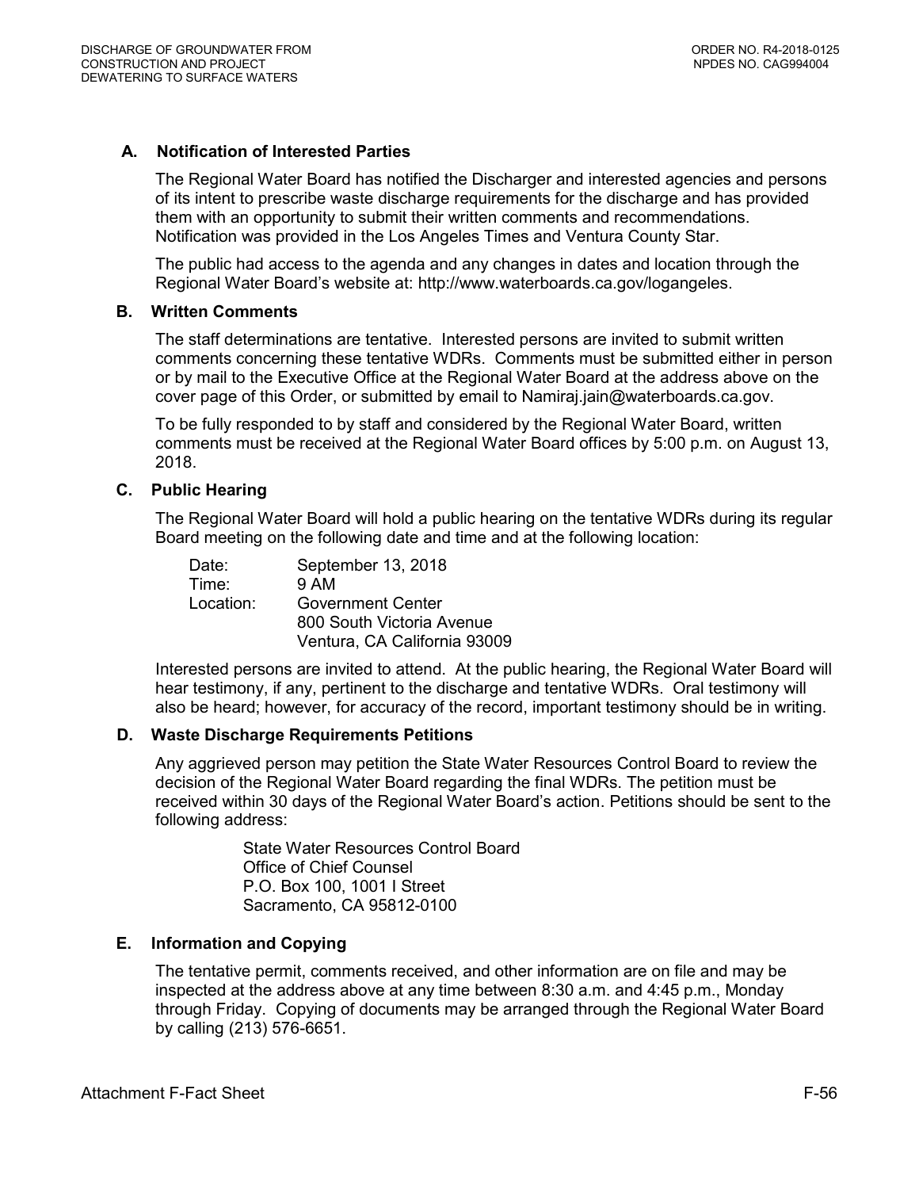### A. Notification of Interested Parties

The Regional Water Board has notified the Discharger and interested agencies and persons of its intent to prescribe waste discharge requirements for the discharge and has provided them with an opportunity to submit their written comments and recommendations. Notification was provided in the Los Angeles Times and Ventura County Star.

The public had access to the agenda and any changes in dates and location through the Regional Water Board's website at: http://www.waterboards.ca.gov/logangeles.

### B. Written Comments

The staff determinations are tentative. Interested persons are invited to submit written comments concerning these tentative WDRs. Comments must be submitted either in person or by mail to the Executive Office at the Regional Water Board at the address above on the cover page of this Order, or submitted by email to Namiraj.jain@waterboards.ca.gov.

To be fully responded to by staff and considered by the Regional Water Board, written comments must be received at the Regional Water Board offices by 5:00 p.m. on August 13, 2018.

### C. Public Hearing

The Regional Water Board will hold a public hearing on the tentative WDRs during its regular Board meeting on the following date and time and at the following location:

Date: September 13, 2018
Time: 9 AM
Location: Government Center
800 South Victoria Avenue
Ventura, CA California 93009

Interested persons are invited to attend. At the public hearing, the Regional Water Board will hear testimony, if any, pertinent to the discharge and tentative WDRs. Oral testimony will also be heard; however, for accuracy of the record, important testimony should be in writing.

### D. Waste Discharge Requirements Petitions

Any aggrieved person may petition the State Water Resources Control Board to review the decision of the Regional Water Board regarding the final WDRs. The petition must be received within 30 days of the Regional Water Board's action. Petitions should be sent to the following address:

State Water Resources Control Board
Office of Chief Counsel
P.O. Box 100, 1001 I Street
Sacramento, CA 95812-0100

### E. Information and Copying

The tentative permit, comments received, and other information are on file and may be inspected at the address above at any time between 8:30 a.m. and 4:45 p.m., Monday through Friday. Copying of documents may be arranged through the Regional Water Board by calling (213) 576-6651.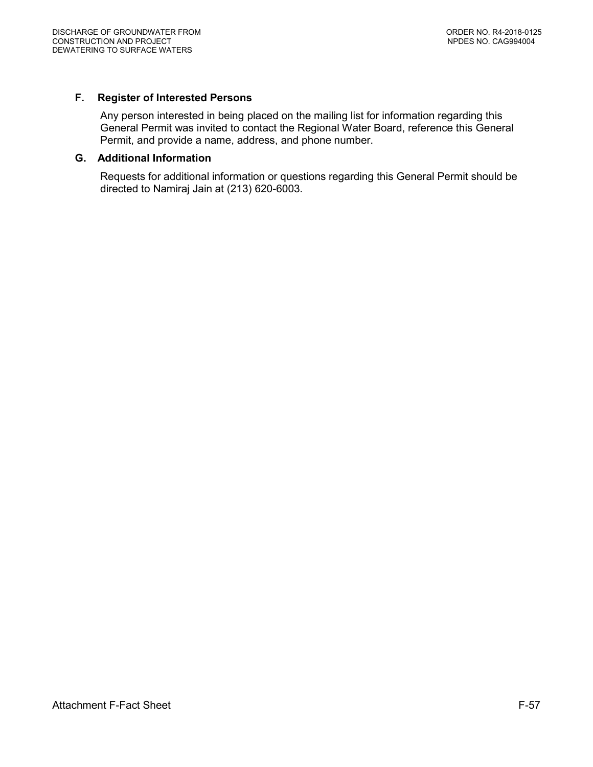### F. Register of Interested Persons

Any person interested in being placed on the mailing list for information regarding this General Permit was invited to contact the Regional Water Board, reference this General Permit, and provide a name, address, and phone number.

### G. Additional Information

Requests for additional information or questions regarding this General Permit should be directed to Namiraj Jain at (213) 620-6003.